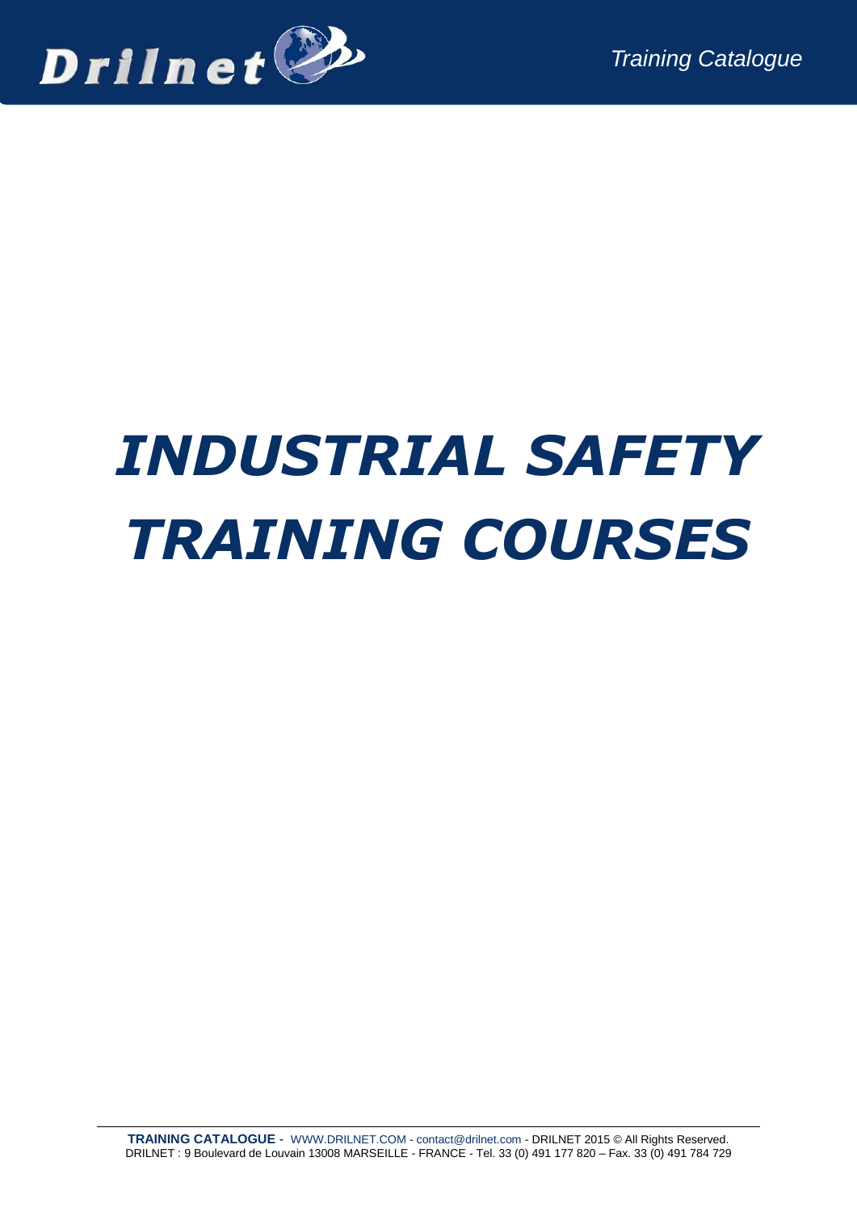# INDUSTRIAL SAFETY TRAINING COURSES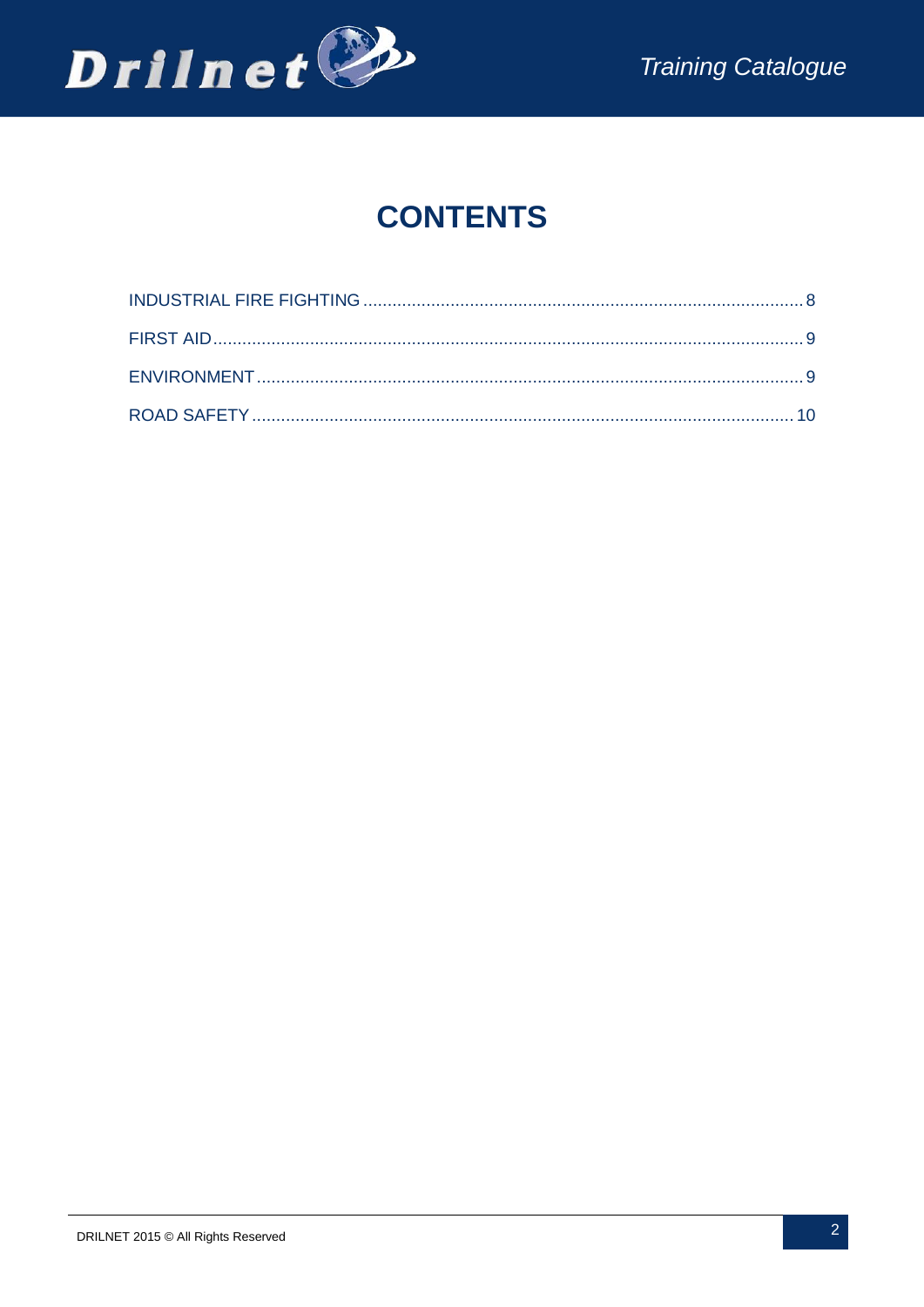# CONTENTS

INDUSTRIAL FIRE FIGHTING ........................................................................................... 8

FIRST AID ........................................................................................................................ 9

ENVIRONMENT ................................................................................................................ 9

ROAD SAFETY ............................................................................................................... 10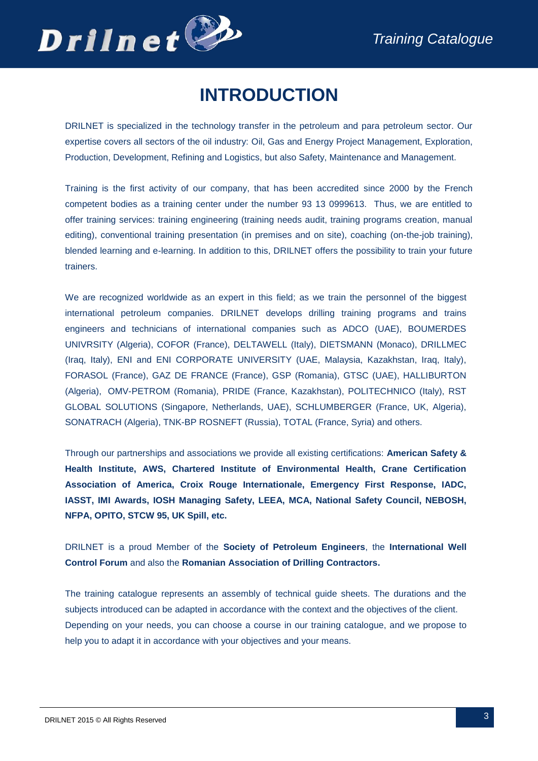# INTRODUCTION

DRILNET is specialized in the technology transfer in the petroleum and para petroleum sector. Our expertise covers all sectors of the oil industry: Oil, Gas and Energy Project Management, Exploration, Production, Development, Refining and Logistics, but also Safety, Maintenance and Management.

Training is the first activity of our company, that has been accredited since 2000 by the French competent bodies as a training center under the number 93 13 0999613. Thus, we are entitled to offer training services: training engineering (training needs audit, training programs creation, manual editing), conventional training presentation (in premises and on site), coaching (on-the-job training), blended learning and e-learning. In addition to this, DRILNET offers the possibility to train your future trainers.

We are recognized worldwide as an expert in this field; as we train the personnel of the biggest international petroleum companies. DRILNET develops drilling training programs and trains engineers and technicians of international companies such as ADCO (UAE), BOUMERDES UNIVRSITY (Algeria), COFOR (France), DELTAWELL (Italy), DIETSMANN (Monaco), DRILLMEC (Iraq, Italy), ENI and ENI CORPORATE UNIVERSITY (UAE, Malaysia, Kazakhstan, Iraq, Italy), FORASOL (France), GAZ DE FRANCE (France), GSP (Romania), GTSC (UAE), HALLIBURTON (Algeria), OMV-PETROM (Romania), PRIDE (France, Kazakhstan), POLITECHNICO (Italy), RST GLOBAL SOLUTIONS (Singapore, Netherlands, UAE), SCHLUMBERGER (France, UK, Algeria), SONATRACH (Algeria), TNK-BP ROSNEFT (Russia), TOTAL (France, Syria) and others.

Through our partnerships and associations we provide all existing certifications: **American Safety & Health Institute, AWS, Chartered Institute of Environmental Health, Crane Certification Association of America, Croix Rouge Internationale, Emergency First Response, IADC, IASST, IMI Awards, IOSH Managing Safety, LEEA, MCA, National Safety Council, NEBOSH, NFPA, OPITO, STCW 95, UK Spill, etc.**

DRILNET is a proud Member of the **Society of Petroleum Engineers**, the **International Well Control Forum** and also the **Romanian Association of Drilling Contractors.**

The training catalogue represents an assembly of technical guide sheets. The durations and the subjects introduced can be adapted in accordance with the context and the objectives of the client. Depending on your needs, you can choose a course in our training catalogue, and we propose to help you to adapt it in accordance with your objectives and your means.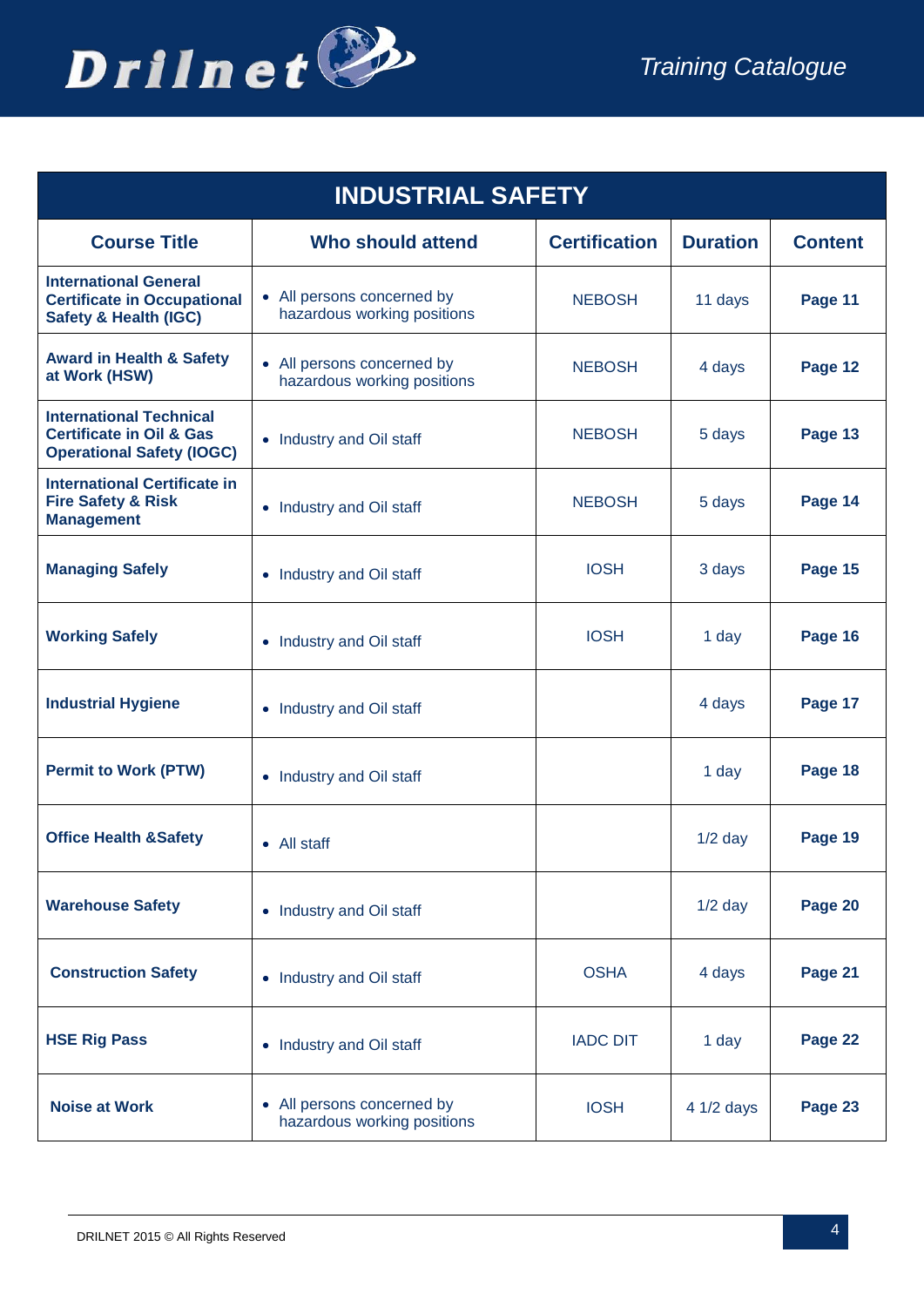# INDUSTRIAL SAFETY

| Course Title | Who should attend | Certification | Duration | Content |
|---|---|---|---|---|
| **International General Certificate in Occupational Safety & Health (IGC)** | • All persons concerned by hazardous working positions | NEBOSH | 11 days | **Page 11** |
| **Award in Health & Safety at Work (HSW)** | • All persons concerned by hazardous working positions | NEBOSH | 4 days | **Page 12** |
| **International Technical Certificate in Oil & Gas Operational Safety (IOGC)** | • Industry and Oil staff | NEBOSH | 5 days | **Page 13** |
| **International Certificate in Fire Safety & Risk Management** | • Industry and Oil staff | NEBOSH | 5 days | **Page 14** |
| **Managing Safely** | • Industry and Oil staff | IOSH | 3 days | **Page 15** |
| **Working Safely** | • Industry and Oil staff | IOSH | 1 day | **Page 16** |
| **Industrial Hygiene** | • Industry and Oil staff | | 4 days | **Page 17** |
| **Permit to Work (PTW)** | • Industry and Oil staff | | 1 day | **Page 18** |
| **Office Health &Safety** | • All staff | | 1/2 day | **Page 19** |
| **Warehouse Safety** | • Industry and Oil staff | | 1/2 day | **Page 20** |
| **Construction Safety** | • Industry and Oil staff | OSHA | 4 days | **Page 21** |
| **HSE Rig Pass** | • Industry and Oil staff | IADC DIT | 1 day | **Page 22** |
| **Noise at Work** | • All persons concerned by hazardous working positions | IOSH | 4 1/2 days | **Page 23** |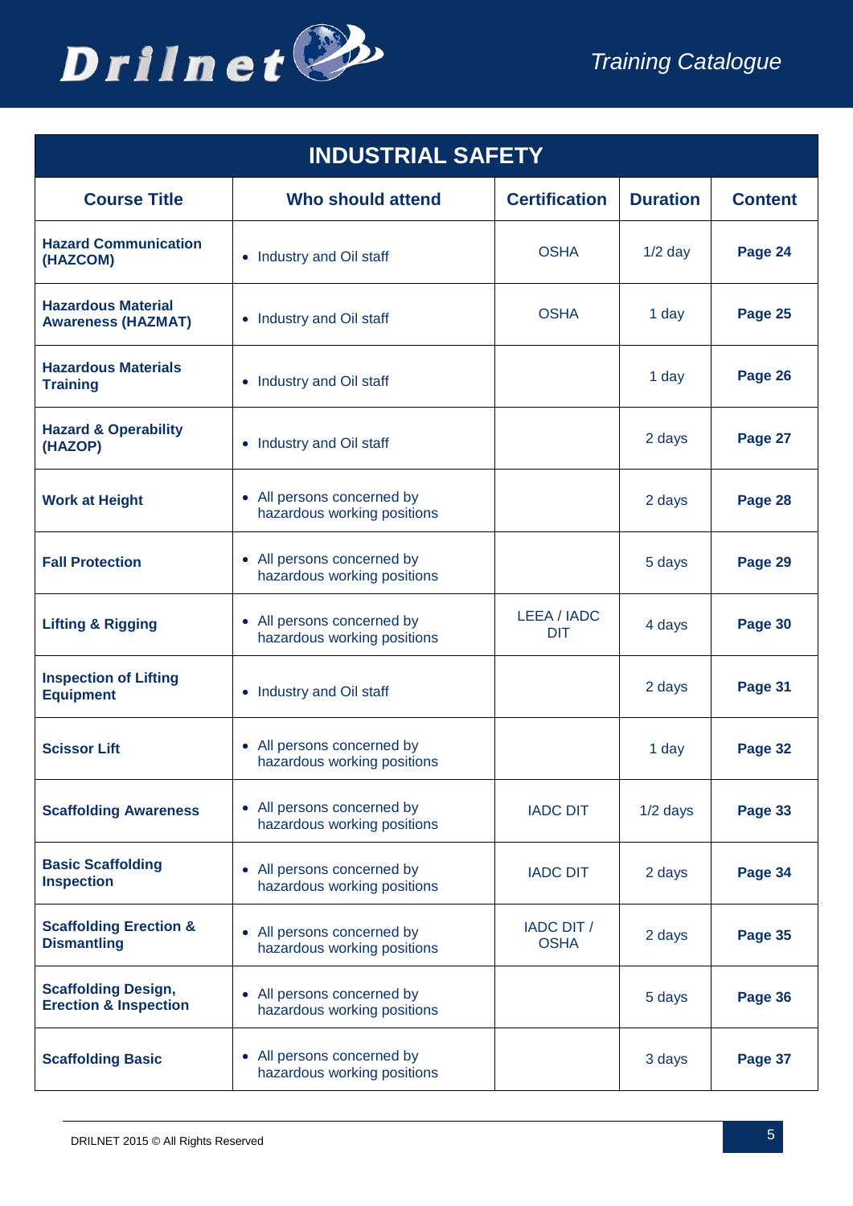# INDUSTRIAL SAFETY

| Course Title | Who should attend | Certification | Duration | Content |
| --- | --- | --- | --- | --- |
| **Hazard Communication (HAZCOM)** | • Industry and Oil staff | OSHA | 1/2 day | **Page 24** |
| **Hazardous Material Awareness (HAZMAT)** | • Industry and Oil staff | OSHA | 1 day | **Page 25** |
| **Hazardous Materials Training** | • Industry and Oil staff | | 1 day | **Page 26** |
| **Hazard & Operability (HAZOP)** | • Industry and Oil staff | | 2 days | **Page 27** |
| **Work at Height** | • All persons concerned by hazardous working positions | | 2 days | **Page 28** |
| **Fall Protection** | • All persons concerned by hazardous working positions | | 5 days | **Page 29** |
| **Lifting & Rigging** | • All persons concerned by hazardous working positions | LEEA / IADC DIT | 4 days | **Page 30** |
| **Inspection of Lifting Equipment** | • Industry and Oil staff | | 2 days | **Page 31** |
| **Scissor Lift** | • All persons concerned by hazardous working positions | | 1 day | **Page 32** |
| **Scaffolding Awareness** | • All persons concerned by hazardous working positions | IADC DIT | 1/2 days | **Page 33** |
| **Basic Scaffolding Inspection** | • All persons concerned by hazardous working positions | IADC DIT | 2 days | **Page 34** |
| **Scaffolding Erection & Dismantling** | • All persons concerned by hazardous working positions | IADC DIT / OSHA | 2 days | **Page 35** |
| **Scaffolding Design, Erection & Inspection** | • All persons concerned by hazardous working positions | | 5 days | **Page 36** |
| **Scaffolding Basic** | • All persons concerned by hazardous working positions | | 3 days | **Page 37** |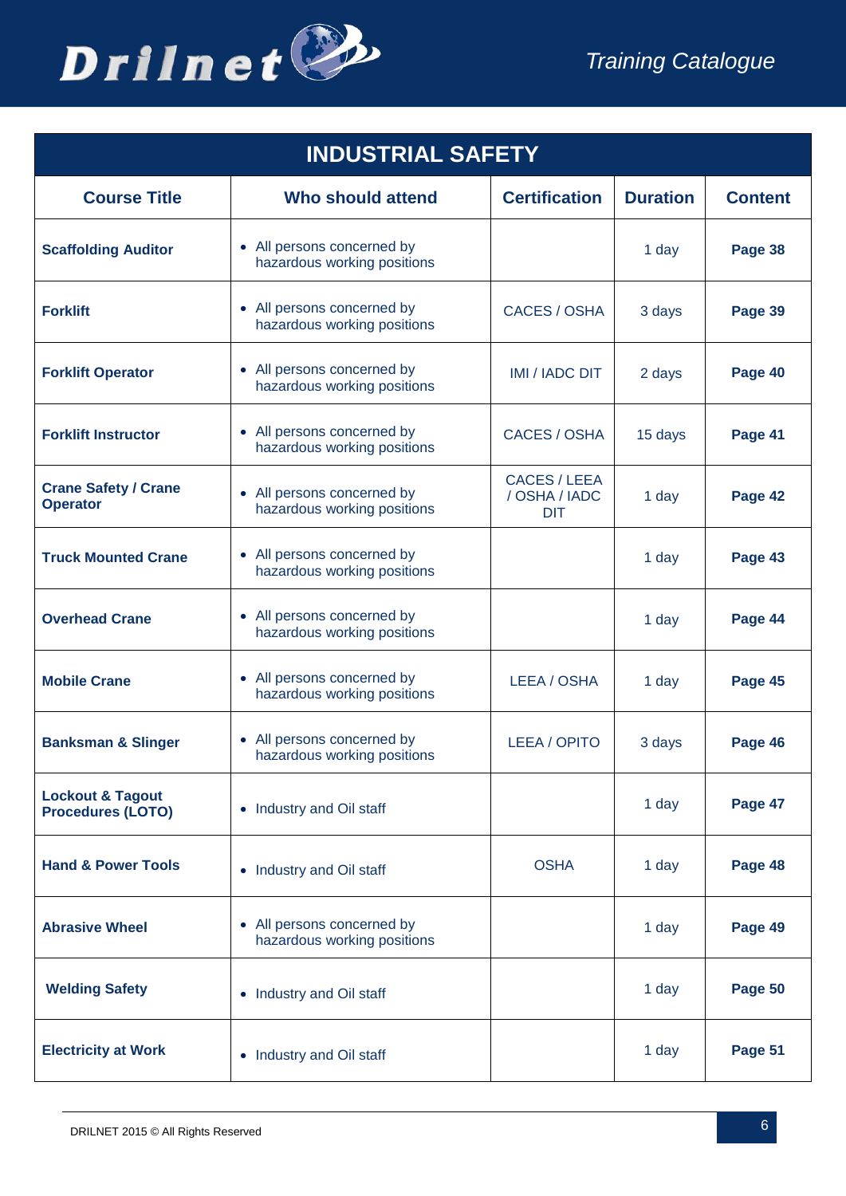## INDUSTRIAL SAFETY

| Course Title | Who should attend | Certification | Duration | Content |
|---|---|---|---|---|
| **Scaffolding Auditor** | • All persons concerned by hazardous working positions | | 1 day | **Page 38** |
| **Forklift** | • All persons concerned by hazardous working positions | CACES / OSHA | 3 days | **Page 39** |
| **Forklift Operator** | • All persons concerned by hazardous working positions | IMI / IADC DIT | 2 days | **Page 40** |
| **Forklift Instructor** | • All persons concerned by hazardous working positions | CACES / OSHA | 15 days | **Page 41** |
| **Crane Safety / Crane Operator** | • All persons concerned by hazardous working positions | CACES / LEEA / OSHA / IADC DIT | 1 day | **Page 42** |
| **Truck Mounted Crane** | • All persons concerned by hazardous working positions | | 1 day | **Page 43** |
| **Overhead Crane** | • All persons concerned by hazardous working positions | | 1 day | **Page 44** |
| **Mobile Crane** | • All persons concerned by hazardous working positions | LEEA / OSHA | 1 day | **Page 45** |
| **Banksman & Slinger** | • All persons concerned by hazardous working positions | LEEA / OPITO | 3 days | **Page 46** |
| **Lockout & Tagout Procedures (LOTO)** | • Industry and Oil staff | | 1 day | **Page 47** |
| **Hand & Power Tools** | • Industry and Oil staff | OSHA | 1 day | **Page 48** |
| **Abrasive Wheel** | • All persons concerned by hazardous working positions | | 1 day | **Page 49** |
| **Welding Safety** | • Industry and Oil staff | | 1 day | **Page 50** |
| **Electricity at Work** | • Industry and Oil staff | | 1 day | **Page 51** |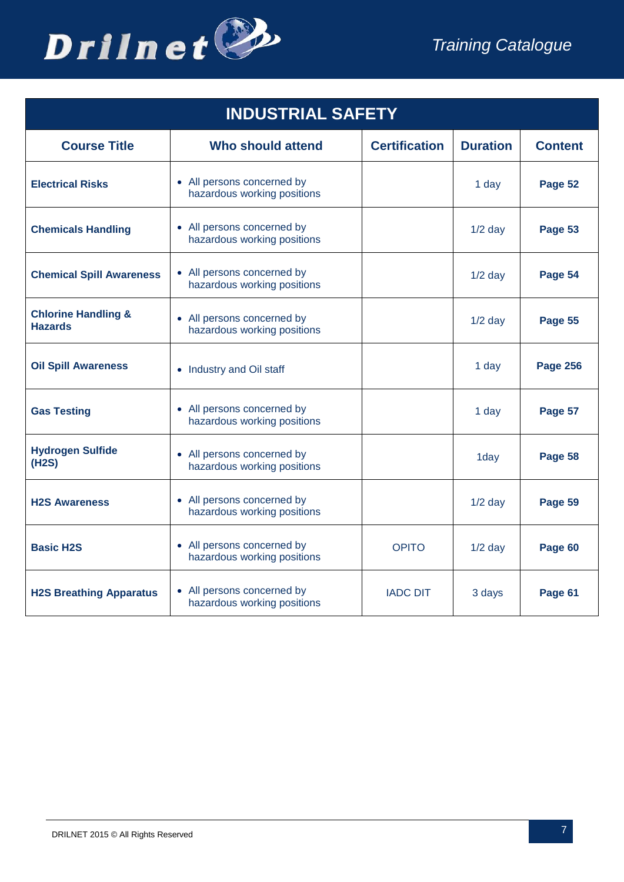## INDUSTRIAL SAFETY

| Course Title | Who should attend | Certification | Duration | Content |
|---|---|---|---|---|
| **Electrical Risks** | • All persons concerned by hazardous working positions | | 1 day | **Page 52** |
| **Chemicals Handling** | • All persons concerned by hazardous working positions | | 1/2 day | **Page 53** |
| **Chemical Spill Awareness** | • All persons concerned by hazardous working positions | | 1/2 day | **Page 54** |
| **Chlorine Handling & Hazards** | • All persons concerned by hazardous working positions | | 1/2 day | **Page 55** |
| **Oil Spill Awareness** | • Industry and Oil staff | | 1 day | **Page 256** |
| **Gas Testing** | • All persons concerned by hazardous working positions | | 1 day | **Page 57** |
| **Hydrogen Sulfide (H2S)** | • All persons concerned by hazardous working positions | | 1day | **Page 58** |
| **H2S Awareness** | • All persons concerned by hazardous working positions | | 1/2 day | **Page 59** |
| **Basic H2S** | • All persons concerned by hazardous working positions | OPITO | 1/2 day | **Page 60** |
| **H2S Breathing Apparatus** | • All persons concerned by hazardous working positions | IADC DIT | 3 days | **Page 61** |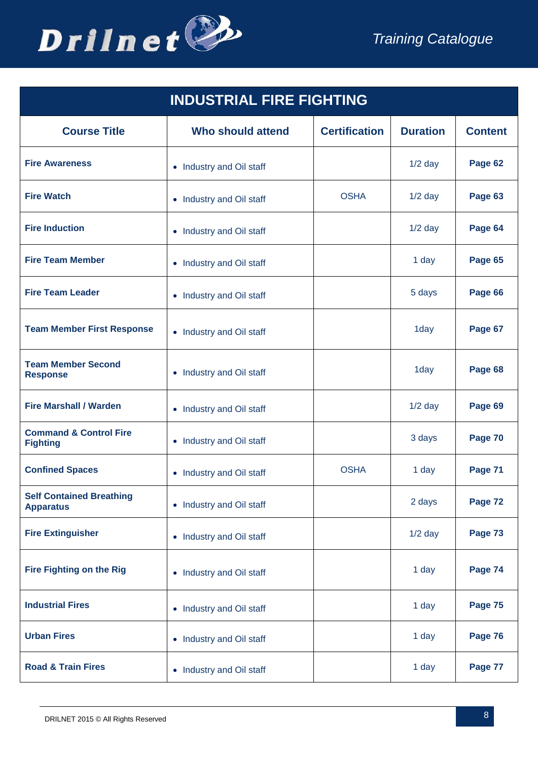| INDUSTRIAL FIRE FIGHTING | | | | |
|---|---|---|---|---|
| **Course Title** | **Who should attend** | **Certification** | **Duration** | **Content** |
| **Fire Awareness** | • Industry and Oil staff | | 1/2 day | **Page 62** |
| **Fire Watch** | • Industry and Oil staff | OSHA | 1/2 day | **Page 63** |
| **Fire Induction** | • Industry and Oil staff | | 1/2 day | **Page 64** |
| **Fire Team Member** | • Industry and Oil staff | | 1 day | **Page 65** |
| **Fire Team Leader** | • Industry and Oil staff | | 5 days | **Page 66** |
| **Team Member First Response** | • Industry and Oil staff | | 1day | **Page 67** |
| **Team Member Second Response** | • Industry and Oil staff | | 1day | **Page 68** |
| **Fire Marshall / Warden** | • Industry and Oil staff | | 1/2 day | **Page 69** |
| **Command & Control Fire Fighting** | • Industry and Oil staff | | 3 days | **Page 70** |
| **Confined Spaces** | • Industry and Oil staff | OSHA | 1 day | **Page 71** |
| **Self Contained Breathing Apparatus** | • Industry and Oil staff | | 2 days | **Page 72** |
| **Fire Extinguisher** | • Industry and Oil staff | | 1/2 day | **Page 73** |
| **Fire Fighting on the Rig** | • Industry and Oil staff | | 1 day | **Page 74** |
| **Industrial Fires** | • Industry and Oil staff | | 1 day | **Page 75** |
| **Urban Fires** | • Industry and Oil staff | | 1 day | **Page 76** |
| **Road & Train Fires** | • Industry and Oil staff | | 1 day | **Page 77** |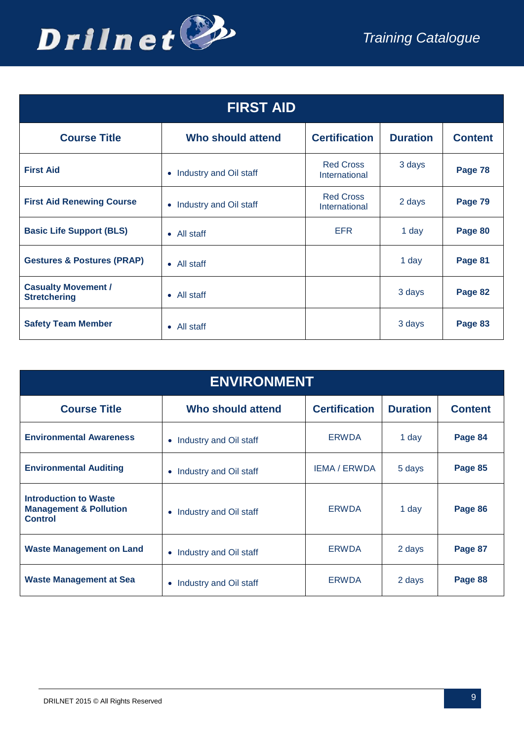| FIRST AID | | | | |
|---|---|---|---|---|
| **Course Title** | **Who should attend** | **Certification** | **Duration** | **Content** |
| **First Aid** | • Industry and Oil staff | Red Cross International | 3 days | **Page 78** |
| **First Aid Renewing Course** | • Industry and Oil staff | Red Cross International | 2 days | **Page 79** |
| **Basic Life Support (BLS)** | • All staff | EFR | 1 day | **Page 80** |
| **Gestures & Postures (PRAP)** | • All staff | | 1 day | **Page 81** |
| **Casualty Movement / Stretchering** | • All staff | | 3 days | **Page 82** |
| **Safety Team Member** | • All staff | | 3 days | **Page 83** |

| ENVIRONMENT | | | | |
|---|---|---|---|---|
| **Course Title** | **Who should attend** | **Certification** | **Duration** | **Content** |
| **Environmental Awareness** | • Industry and Oil staff | ERWDA | 1 day | **Page 84** |
| **Environmental Auditing** | • Industry and Oil staff | IEMA / ERWDA | 5 days | **Page 85** |
| **Introduction to Waste Management & Pollution Control** | • Industry and Oil staff | ERWDA | 1 day | **Page 86** |
| **Waste Management on Land** | • Industry and Oil staff | ERWDA | 2 days | **Page 87** |
| **Waste Management at Sea** | • Industry and Oil staff | ERWDA | 2 days | **Page 88** |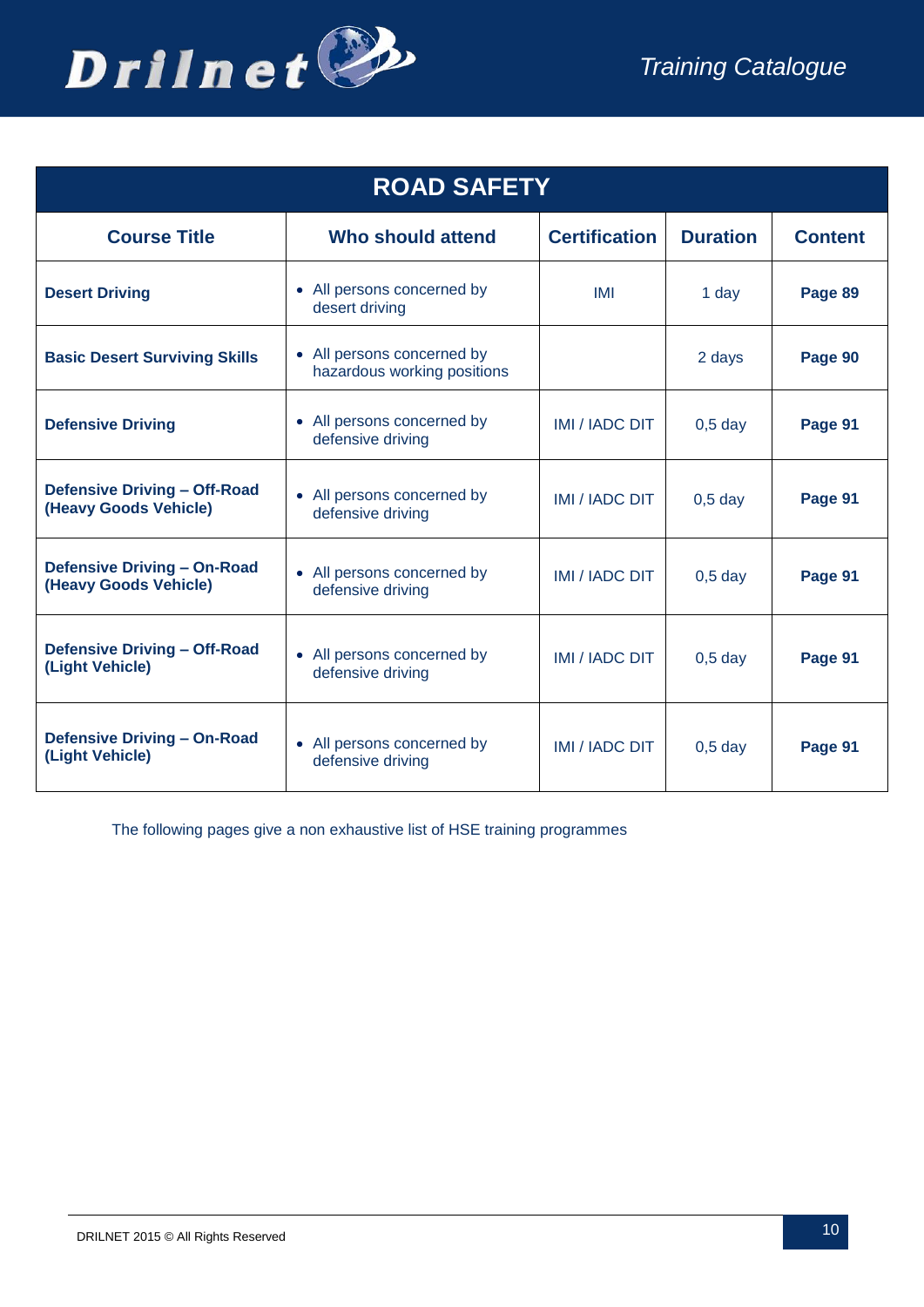## ROAD SAFETY

| Course Title | Who should attend | Certification | Duration | Content |
|---|---|---|---|---|
| **Desert Driving** | • All persons concerned by desert driving | IMI | 1 day | **Page 89** |
| **Basic Desert Surviving Skills** | • All persons concerned by hazardous working positions | | 2 days | **Page 90** |
| **Defensive Driving** | • All persons concerned by defensive driving | IMI / IADC DIT | 0,5 day | **Page 91** |
| **Defensive Driving – Off-Road (Heavy Goods Vehicle)** | • All persons concerned by defensive driving | IMI / IADC DIT | 0,5 day | **Page 91** |
| **Defensive Driving – On-Road (Heavy Goods Vehicle)** | • All persons concerned by defensive driving | IMI / IADC DIT | 0,5 day | **Page 91** |
| **Defensive Driving – Off-Road (Light Vehicle)** | • All persons concerned by defensive driving | IMI / IADC DIT | 0,5 day | **Page 91** |
| **Defensive Driving – On-Road (Light Vehicle)** | • All persons concerned by defensive driving | IMI / IADC DIT | 0,5 day | **Page 91** |

The following pages give a non exhaustive list of HSE training programmes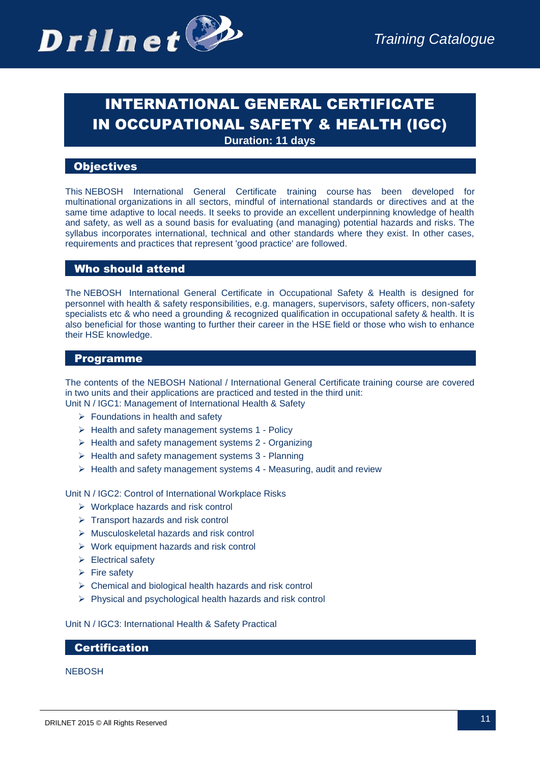# INTERNATIONAL GENERAL CERTIFICATE IN OCCUPATIONAL SAFETY & HEALTH (IGC)

**Duration: 11 days**

## Objectives

This NEBOSH International General Certificate training course has been developed for multinational organizations in all sectors, mindful of international standards or directives and at the same time adaptive to local needs. It seeks to provide an excellent underpinning knowledge of health and safety, as well as a sound basis for evaluating (and managing) potential hazards and risks. The syllabus incorporates international, technical and other standards where they exist. In other cases, requirements and practices that represent 'good practice' are followed.

## Who should attend

The NEBOSH International General Certificate in Occupational Safety & Health is designed for personnel with health & safety responsibilities, e.g. managers, supervisors, safety officers, non-safety specialists etc & who need a grounding & recognized qualification in occupational safety & health. It is also beneficial for those wanting to further their career in the HSE field or those who wish to enhance their HSE knowledge.

## Programme

The contents of the NEBOSH National / International General Certificate training course are covered in two units and their applications are practiced and tested in the third unit:
Unit N / IGC1: Management of International Health & Safety

- Foundations in health and safety
- Health and safety management systems 1 - Policy
- Health and safety management systems 2 - Organizing
- Health and safety management systems 3 - Planning
- Health and safety management systems 4 - Measuring, audit and review

Unit N / IGC2: Control of International Workplace Risks

- Workplace hazards and risk control
- Transport hazards and risk control
- Musculoskeletal hazards and risk control
- Work equipment hazards and risk control
- Electrical safety
- Fire safety
- Chemical and biological health hazards and risk control
- Physical and psychological health hazards and risk control

Unit N / IGC3: International Health & Safety Practical

## Certification

NEBOSH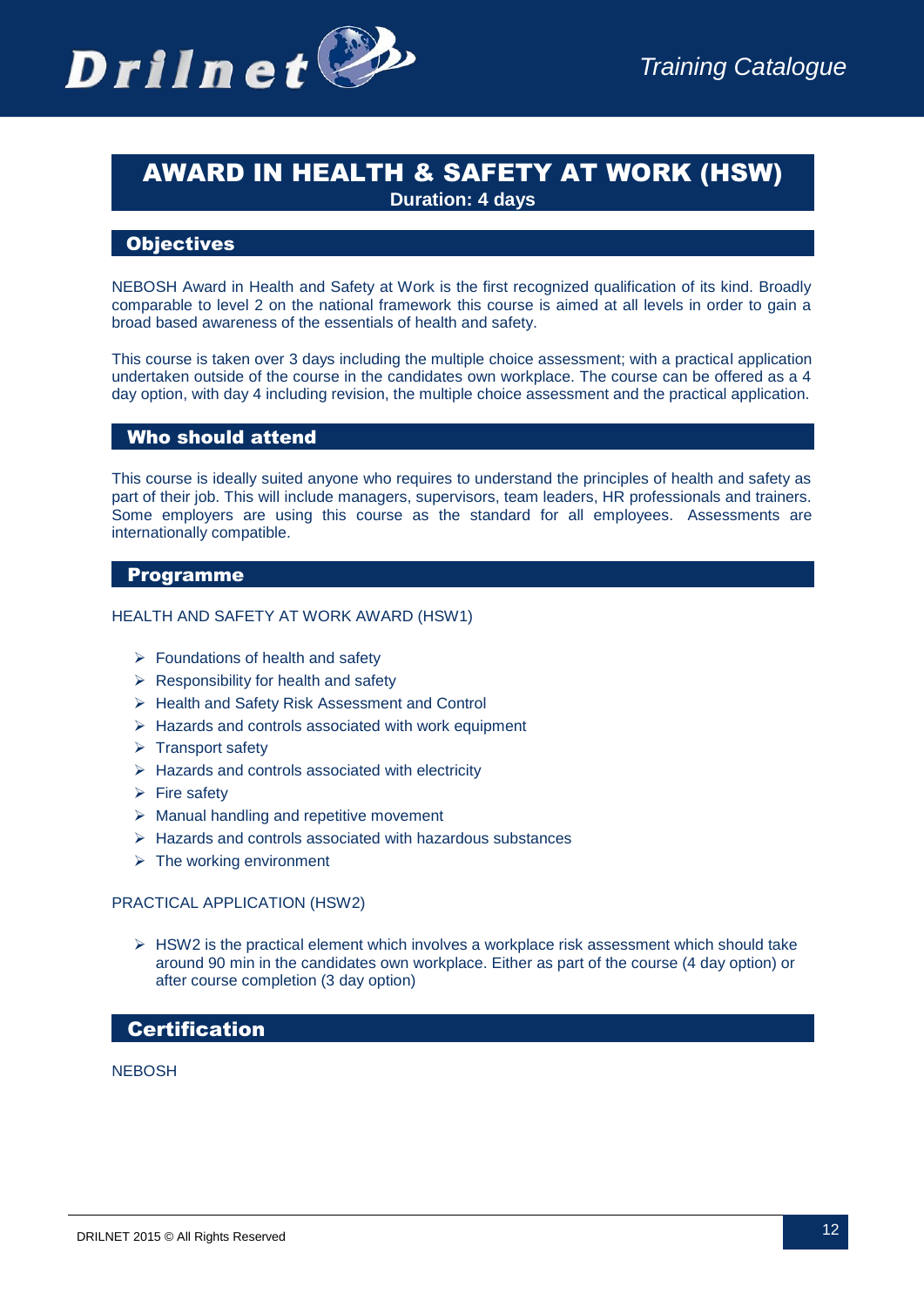# AWARD IN HEALTH & SAFETY AT WORK (HSW)

**Duration: 4 days**

## Objectives

NEBOSH Award in Health and Safety at Work is the first recognized qualification of its kind. Broadly comparable to level 2 on the national framework this course is aimed at all levels in order to gain a broad based awareness of the essentials of health and safety.

This course is taken over 3 days including the multiple choice assessment; with a practical application undertaken outside of the course in the candidates own workplace. The course can be offered as a 4 day option, with day 4 including revision, the multiple choice assessment and the practical application.

## Who should attend

This course is ideally suited anyone who requires to understand the principles of health and safety as part of their job. This will include managers, supervisors, team leaders, HR professionals and trainers. Some employers are using this course as the standard for all employees. Assessments are internationally compatible.

## Programme

HEALTH AND SAFETY AT WORK AWARD (HSW1)

- Foundations of health and safety
- Responsibility for health and safety
- Health and Safety Risk Assessment and Control
- Hazards and controls associated with work equipment
- Transport safety
- Hazards and controls associated with electricity
- Fire safety
- Manual handling and repetitive movement
- Hazards and controls associated with hazardous substances
- The working environment

PRACTICAL APPLICATION (HSW2)

- HSW2 is the practical element which involves a workplace risk assessment which should take around 90 min in the candidates own workplace. Either as part of the course (4 day option) or after course completion (3 day option)

## Certification

NEBOSH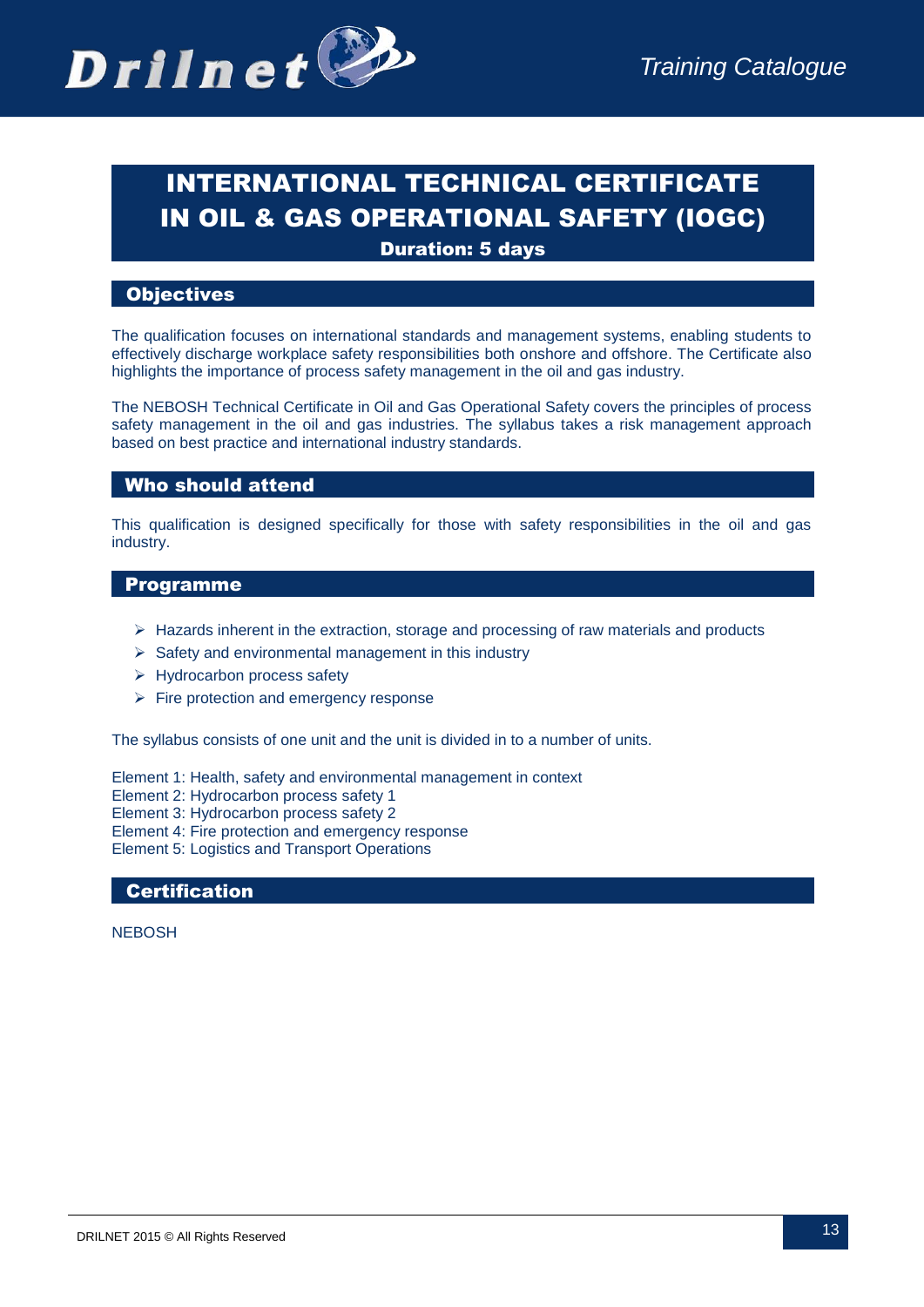# INTERNATIONAL TECHNICAL CERTIFICATE IN OIL & GAS OPERATIONAL SAFETY (IOGC)

**Duration: 5 days**

## Objectives

The qualification focuses on international standards and management systems, enabling students to effectively discharge workplace safety responsibilities both onshore and offshore. The Certificate also highlights the importance of process safety management in the oil and gas industry.

The NEBOSH Technical Certificate in Oil and Gas Operational Safety covers the principles of process safety management in the oil and gas industries. The syllabus takes a risk management approach based on best practice and international industry standards.

## Who should attend

This qualification is designed specifically for those with safety responsibilities in the oil and gas industry.

## Programme

- Hazards inherent in the extraction, storage and processing of raw materials and products
- Safety and environmental management in this industry
- Hydrocarbon process safety
- Fire protection and emergency response

The syllabus consists of one unit and the unit is divided in to a number of units.

Element 1: Health, safety and environmental management in context
Element 2: Hydrocarbon process safety 1
Element 3: Hydrocarbon process safety 2
Element 4: Fire protection and emergency response
Element 5: Logistics and Transport Operations

## Certification

NEBOSH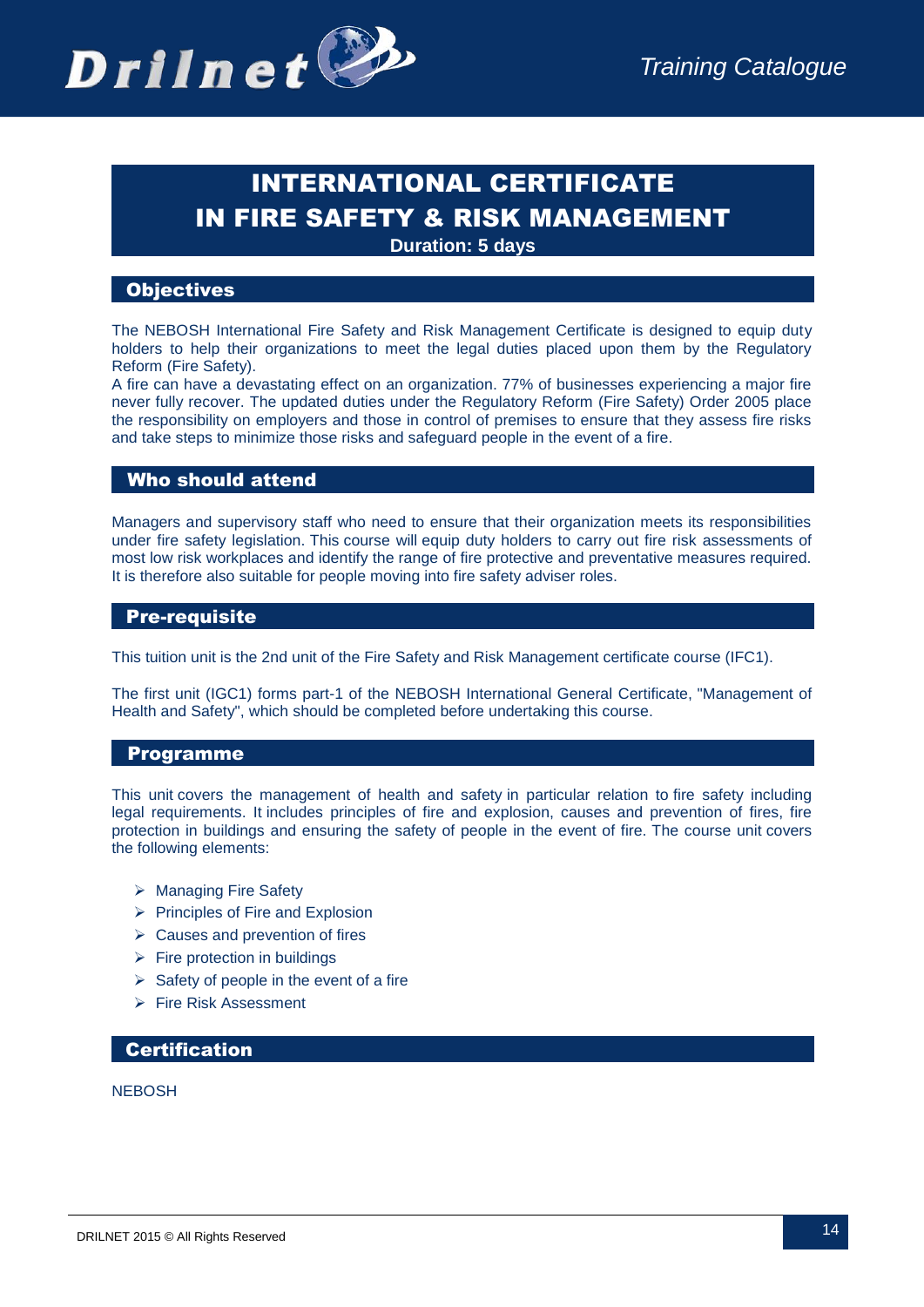# INTERNATIONAL CERTIFICATE IN FIRE SAFETY & RISK MANAGEMENT

**Duration: 5 days**

## Objectives

The NEBOSH International Fire Safety and Risk Management Certificate is designed to equip duty holders to help their organizations to meet the legal duties placed upon them by the Regulatory Reform (Fire Safety).

A fire can have a devastating effect on an organization. 77% of businesses experiencing a major fire never fully recover. The updated duties under the Regulatory Reform (Fire Safety) Order 2005 place the responsibility on employers and those in control of premises to ensure that they assess fire risks and take steps to minimize those risks and safeguard people in the event of a fire.

## Who should attend

Managers and supervisory staff who need to ensure that their organization meets its responsibilities under fire safety legislation. This course will equip duty holders to carry out fire risk assessments of most low risk workplaces and identify the range of fire protective and preventative measures required. It is therefore also suitable for people moving into fire safety adviser roles.

## Pre-requisite

This tuition unit is the 2nd unit of the Fire Safety and Risk Management certificate course (IFC1).

The first unit (IGC1) forms part-1 of the NEBOSH International General Certificate, "Management of Health and Safety", which should be completed before undertaking this course.

## Programme

This unit covers the management of health and safety in particular relation to fire safety including legal requirements. It includes principles of fire and explosion, causes and prevention of fires, fire protection in buildings and ensuring the safety of people in the event of fire. The course unit covers the following elements:

- Managing Fire Safety
- Principles of Fire and Explosion
- Causes and prevention of fires
- Fire protection in buildings
- Safety of people in the event of a fire
- Fire Risk Assessment

## Certification

NEBOSH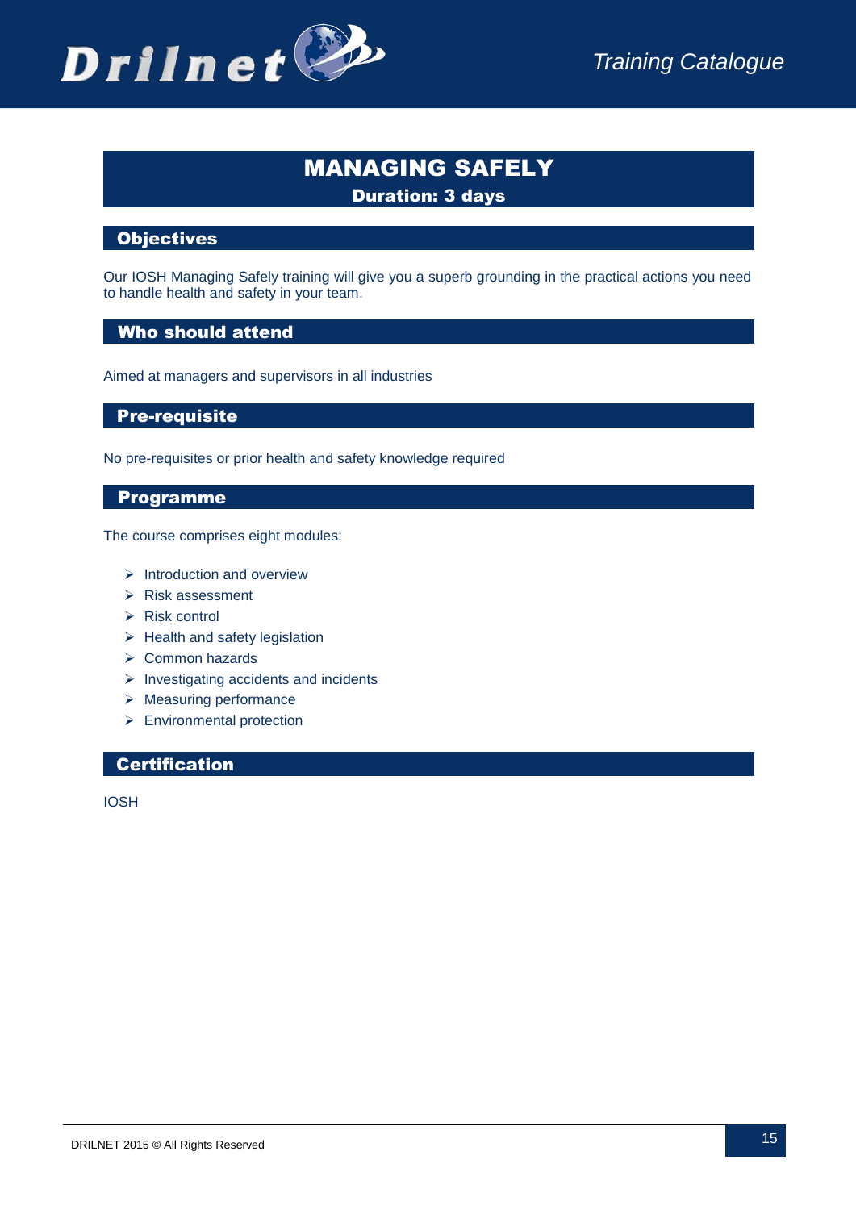# MANAGING SAFELY

**Duration: 3 days**

## Objectives

Our IOSH Managing Safely training will give you a superb grounding in the practical actions you need to handle health and safety in your team.

## Who should attend

Aimed at managers and supervisors in all industries

## Pre-requisite

No pre-requisites or prior health and safety knowledge required

## Programme

The course comprises eight modules:

- Introduction and overview
- Risk assessment
- Risk control
- Health and safety legislation
- Common hazards
- Investigating accidents and incidents
- Measuring performance
- Environmental protection

## Certification

IOSH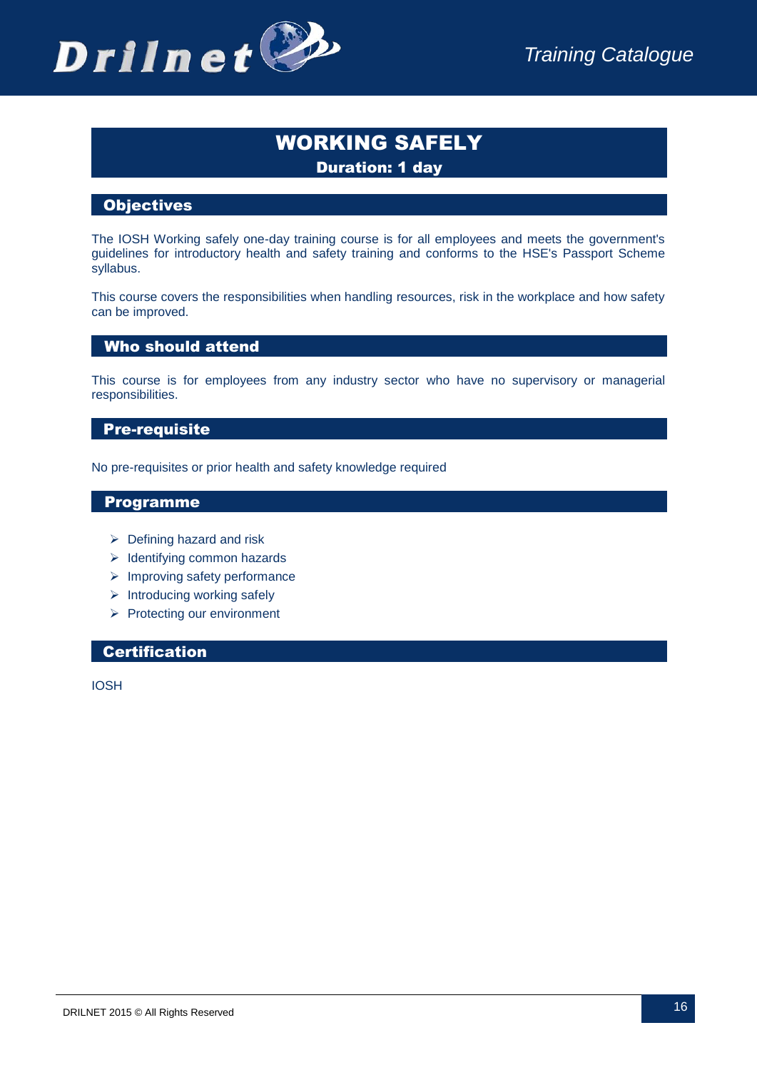# WORKING SAFELY

**Duration: 1 day**

## Objectives

The IOSH Working safely one-day training course is for all employees and meets the government's guidelines for introductory health and safety training and conforms to the HSE's Passport Scheme syllabus.

This course covers the responsibilities when handling resources, risk in the workplace and how safety can be improved.

## Who should attend

This course is for employees from any industry sector who have no supervisory or managerial responsibilities.

## Pre-requisite

No pre-requisites or prior health and safety knowledge required

## Programme

- Defining hazard and risk
- Identifying common hazards
- Improving safety performance
- Introducing working safely
- Protecting our environment

## Certification

IOSH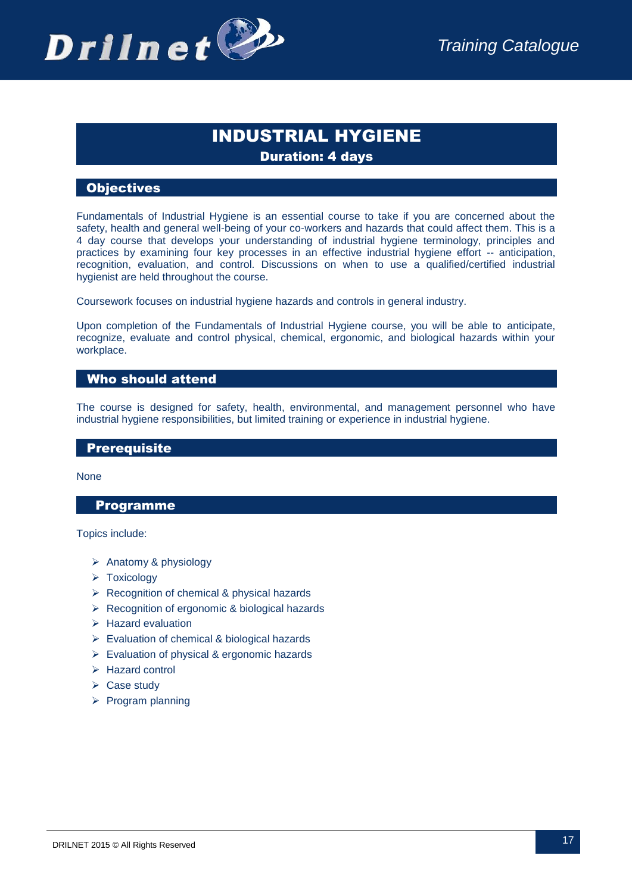# INDUSTRIAL HYGIENE

**Duration: 4 days**

## Objectives

Fundamentals of Industrial Hygiene is an essential course to take if you are concerned about the safety, health and general well-being of your co-workers and hazards that could affect them. This is a 4 day course that develops your understanding of industrial hygiene terminology, principles and practices by examining four key processes in an effective industrial hygiene effort -- anticipation, recognition, evaluation, and control. Discussions on when to use a qualified/certified industrial hygienist are held throughout the course.

Coursework focuses on industrial hygiene hazards and controls in general industry.

Upon completion of the Fundamentals of Industrial Hygiene course, you will be able to anticipate, recognize, evaluate and control physical, chemical, ergonomic, and biological hazards within your workplace.

## Who should attend

The course is designed for safety, health, environmental, and management personnel who have industrial hygiene responsibilities, but limited training or experience in industrial hygiene.

## Prerequisite

None

## Programme

Topics include:

- Anatomy & physiology
- Toxicology
- Recognition of chemical & physical hazards
- Recognition of ergonomic & biological hazards
- Hazard evaluation
- Evaluation of chemical & biological hazards
- Evaluation of physical & ergonomic hazards
- Hazard control
- Case study
- Program planning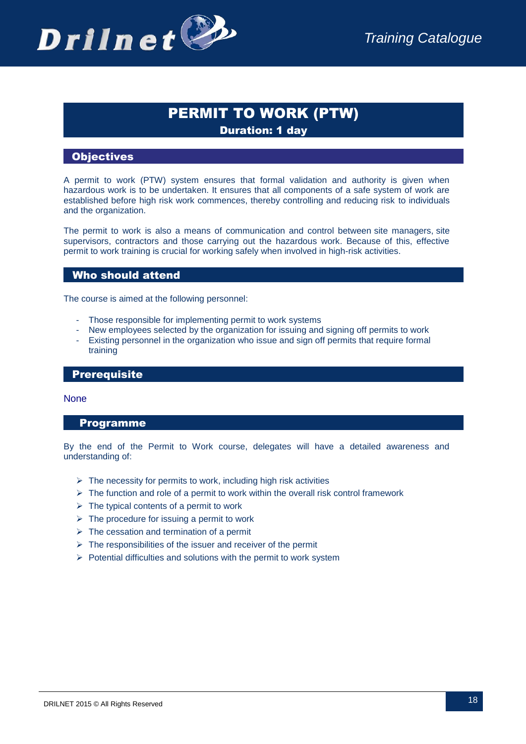# PERMIT TO WORK (PTW)

**Duration: 1 day**

## Objectives

A permit to work (PTW) system ensures that formal validation and authority is given when hazardous work is to be undertaken. It ensures that all components of a safe system of work are established before high risk work commences, thereby controlling and reducing risk to individuals and the organization.

The permit to work is also a means of communication and control between site managers, site supervisors, contractors and those carrying out the hazardous work. Because of this, effective permit to work training is crucial for working safely when involved in high-risk activities.

## Who should attend

The course is aimed at the following personnel:

- Those responsible for implementing permit to work systems
- New employees selected by the organization for issuing and signing off permits to work
- Existing personnel in the organization who issue and sign off permits that require formal training

## Prerequisite

None

## Programme

By the end of the Permit to Work course, delegates will have a detailed awareness and understanding of:

- The necessity for permits to work, including high risk activities
- The function and role of a permit to work within the overall risk control framework
- The typical contents of a permit to work
- The procedure for issuing a permit to work
- The cessation and termination of a permit
- The responsibilities of the issuer and receiver of the permit
- Potential difficulties and solutions with the permit to work system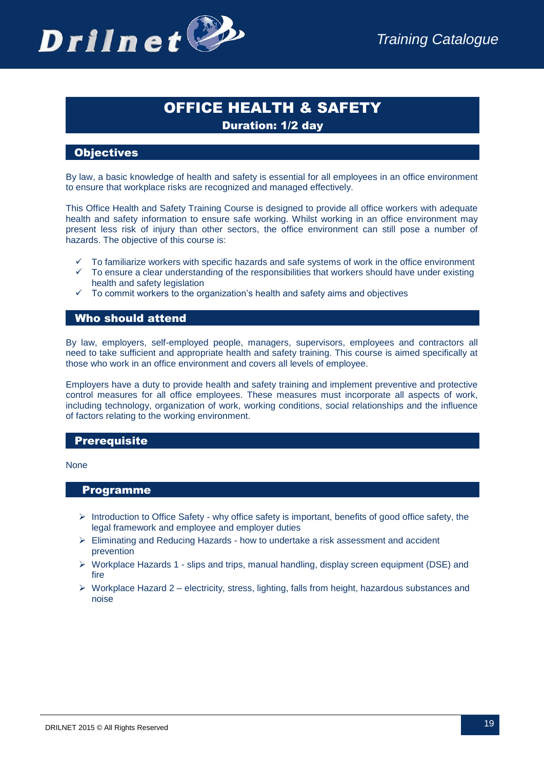# OFFICE HEALTH & SAFETY

**Duration: 1/2 day**

## Objectives

By law, a basic knowledge of health and safety is essential for all employees in an office environment to ensure that workplace risks are recognized and managed effectively.

This Office Health and Safety Training Course is designed to provide all office workers with adequate health and safety information to ensure safe working. Whilst working in an office environment may present less risk of injury than other sectors, the office environment can still pose a number of hazards. The objective of this course is:

- ✓ To familiarize workers with specific hazards and safe systems of work in the office environment
- ✓ To ensure a clear understanding of the responsibilities that workers should have under existing health and safety legislation
- ✓ To commit workers to the organization's health and safety aims and objectives

## Who should attend

By law, employers, self-employed people, managers, supervisors, employees and contractors all need to take sufficient and appropriate health and safety training. This course is aimed specifically at those who work in an office environment and covers all levels of employee.

Employers have a duty to provide health and safety training and implement preventive and protective control measures for all office employees. These measures must incorporate all aspects of work, including technology, organization of work, working conditions, social relationships and the influence of factors relating to the working environment.

## Prerequisite

None

## Programme

- ➢ Introduction to Office Safety - why office safety is important, benefits of good office safety, the legal framework and employee and employer duties
- ➢ Eliminating and Reducing Hazards - how to undertake a risk assessment and accident prevention
- ➢ Workplace Hazards 1 - slips and trips, manual handling, display screen equipment (DSE) and fire
- ➢ Workplace Hazard 2 – electricity, stress, lighting, falls from height, hazardous substances and noise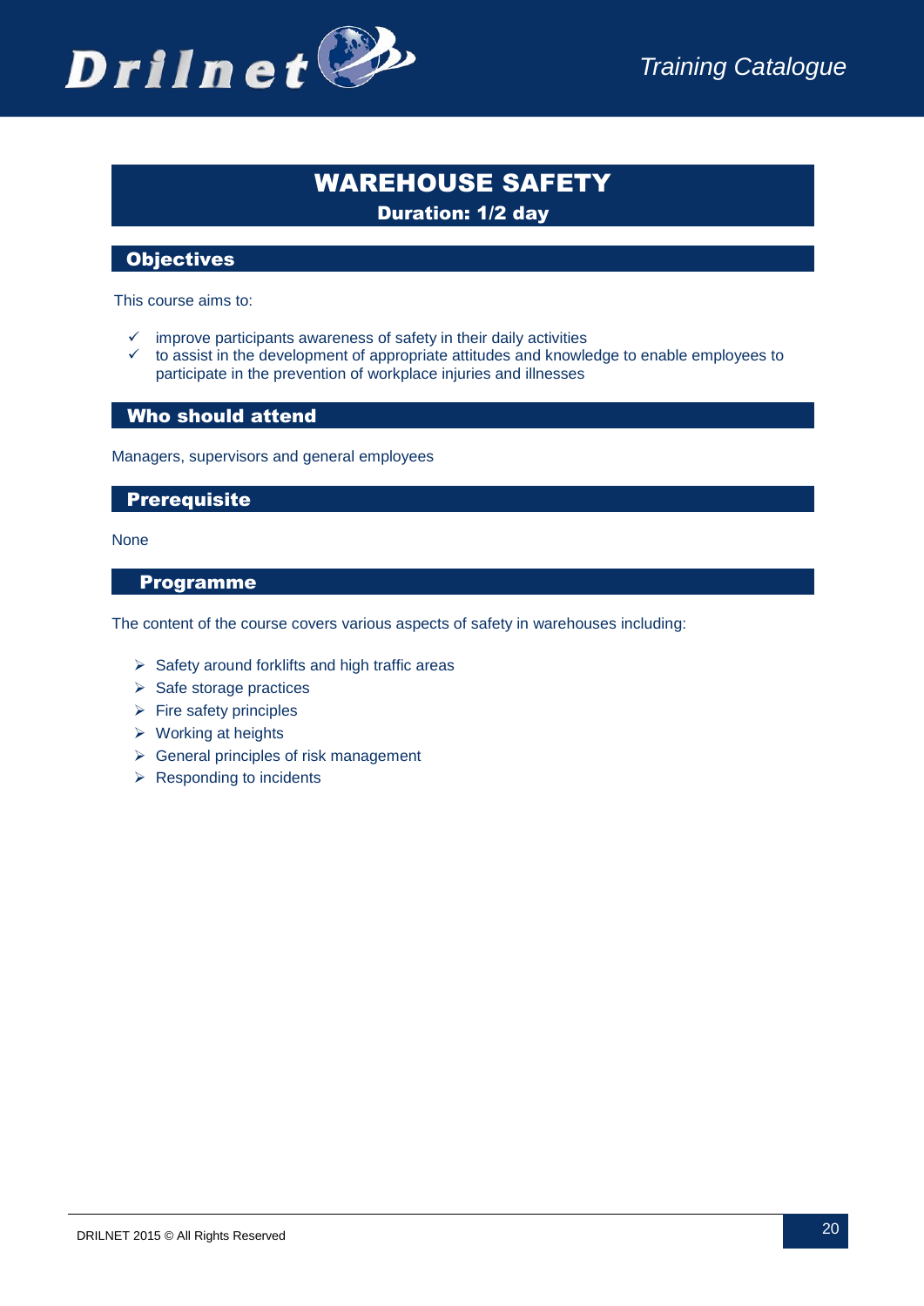# WAREHOUSE SAFETY

**Duration: 1/2 day**

## Objectives

This course aims to:

- ✓ improve participants awareness of safety in their daily activities
- ✓ to assist in the development of appropriate attitudes and knowledge to enable employees to participate in the prevention of workplace injuries and illnesses

## Who should attend

Managers, supervisors and general employees

## Prerequisite

None

## Programme

The content of the course covers various aspects of safety in warehouses including:

- Safety around forklifts and high traffic areas
- Safe storage practices
- Fire safety principles
- Working at heights
- General principles of risk management
- Responding to incidents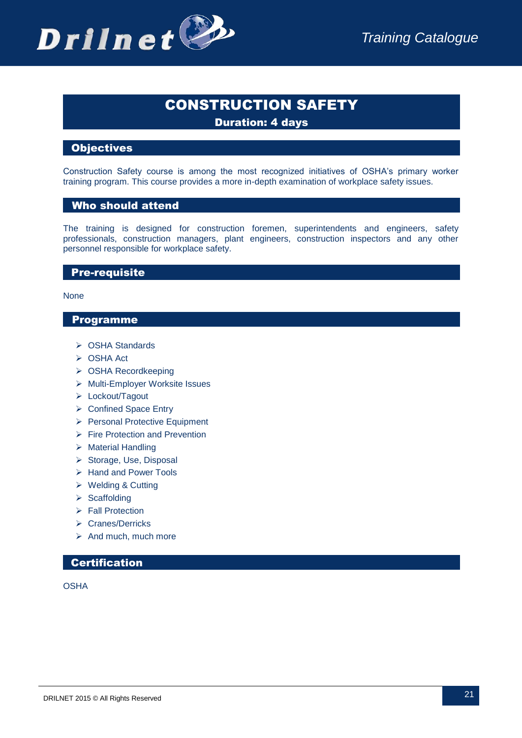# CONSTRUCTION SAFETY

**Duration: 4 days**

## Objectives

Construction Safety course is among the most recognized initiatives of OSHA's primary worker training program. This course provides a more in-depth examination of workplace safety issues.

## Who should attend

The training is designed for construction foremen, superintendents and engineers, safety professionals, construction managers, plant engineers, construction inspectors and any other personnel responsible for workplace safety.

## Pre-requisite

None

## Programme

- OSHA Standards
- OSHA Act
- OSHA Recordkeeping
- Multi-Employer Worksite Issues
- Lockout/Tagout
- Confined Space Entry
- Personal Protective Equipment
- Fire Protection and Prevention
- Material Handling
- Storage, Use, Disposal
- Hand and Power Tools
- Welding & Cutting
- Scaffolding
- Fall Protection
- Cranes/Derricks
- And much, much more

## Certification

OSHA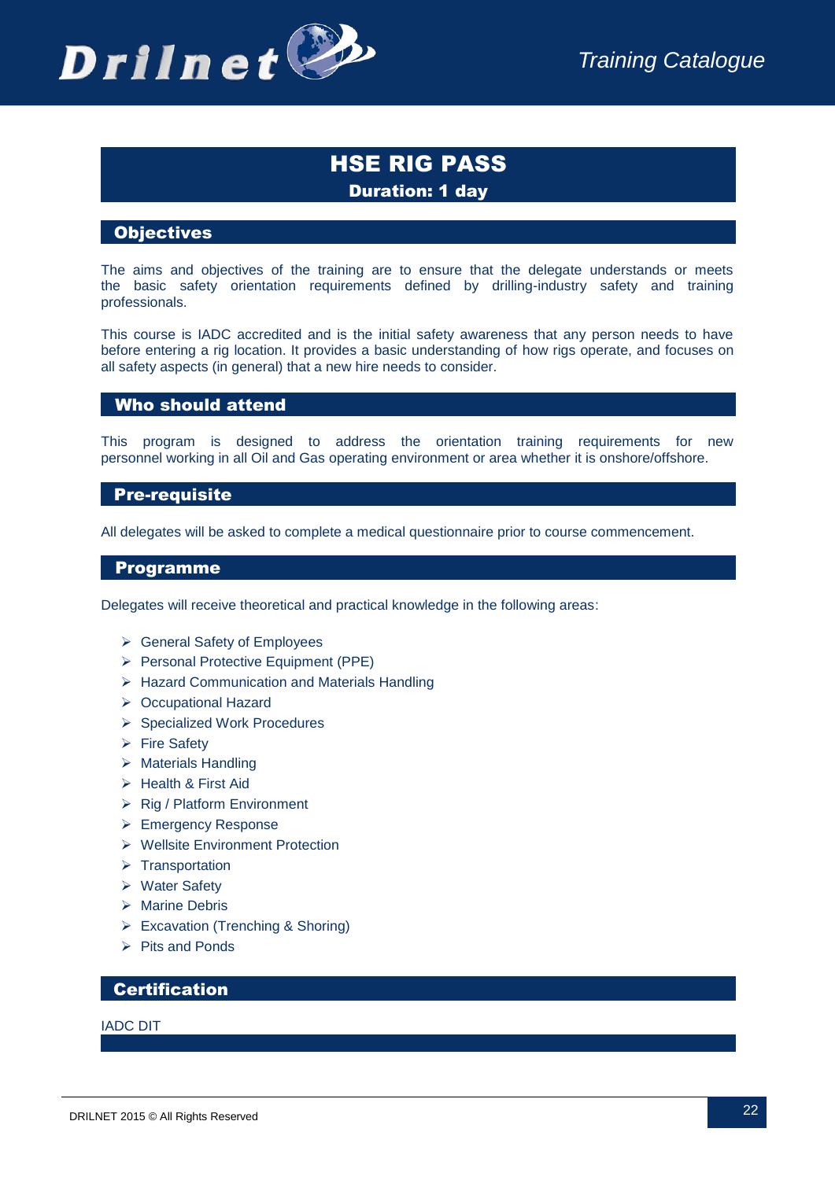# HSE RIG PASS

**Duration: 1 day**

## Objectives

The aims and objectives of the training are to ensure that the delegate understands or meets the basic safety orientation requirements defined by drilling-industry safety and training professionals.

This course is IADC accredited and is the initial safety awareness that any person needs to have before entering a rig location. It provides a basic understanding of how rigs operate, and focuses on all safety aspects (in general) that a new hire needs to consider.

## Who should attend

This program is designed to address the orientation training requirements for new personnel working in all Oil and Gas operating environment or area whether it is onshore/offshore.

## Pre-requisite

All delegates will be asked to complete a medical questionnaire prior to course commencement.

## Programme

Delegates will receive theoretical and practical knowledge in the following areas:

- General Safety of Employees
- Personal Protective Equipment (PPE)
- Hazard Communication and Materials Handling
- Occupational Hazard
- Specialized Work Procedures
- Fire Safety
- Materials Handling
- Health & First Aid
- Rig / Platform Environment
- Emergency Response
- Wellsite Environment Protection
- Transportation
- Water Safety
- Marine Debris
- Excavation (Trenching & Shoring)
- Pits and Ponds

## Certification

IADC DIT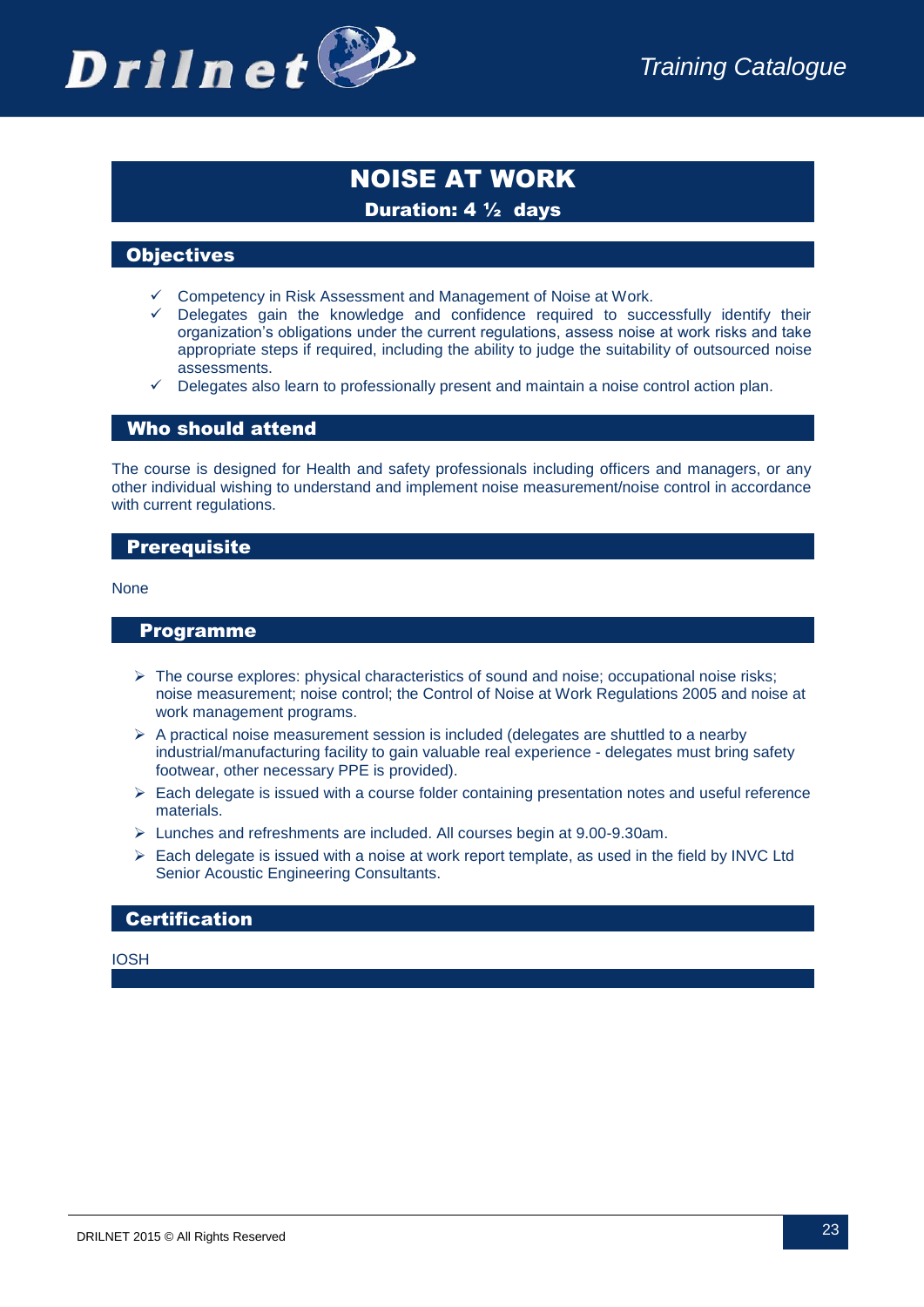# NOISE AT WORK

**Duration: 4 ½ days**

## Objectives

- ✓ Competency in Risk Assessment and Management of Noise at Work.
- ✓ Delegates gain the knowledge and confidence required to successfully identify their organization's obligations under the current regulations, assess noise at work risks and take appropriate steps if required, including the ability to judge the suitability of outsourced noise assessments.
- ✓ Delegates also learn to professionally present and maintain a noise control action plan.

## Who should attend

The course is designed for Health and safety professionals including officers and managers, or any other individual wishing to understand and implement noise measurement/noise control in accordance with current regulations.

## Prerequisite

None

## Programme

- The course explores: physical characteristics of sound and noise; occupational noise risks; noise measurement; noise control; the Control of Noise at Work Regulations 2005 and noise at work management programs.
- A practical noise measurement session is included (delegates are shuttled to a nearby industrial/manufacturing facility to gain valuable real experience - delegates must bring safety footwear, other necessary PPE is provided).
- Each delegate is issued with a course folder containing presentation notes and useful reference materials.
- Lunches and refreshments are included. All courses begin at 9.00-9.30am.
- Each delegate is issued with a noise at work report template, as used in the field by INVC Ltd Senior Acoustic Engineering Consultants.

## Certification

IOSH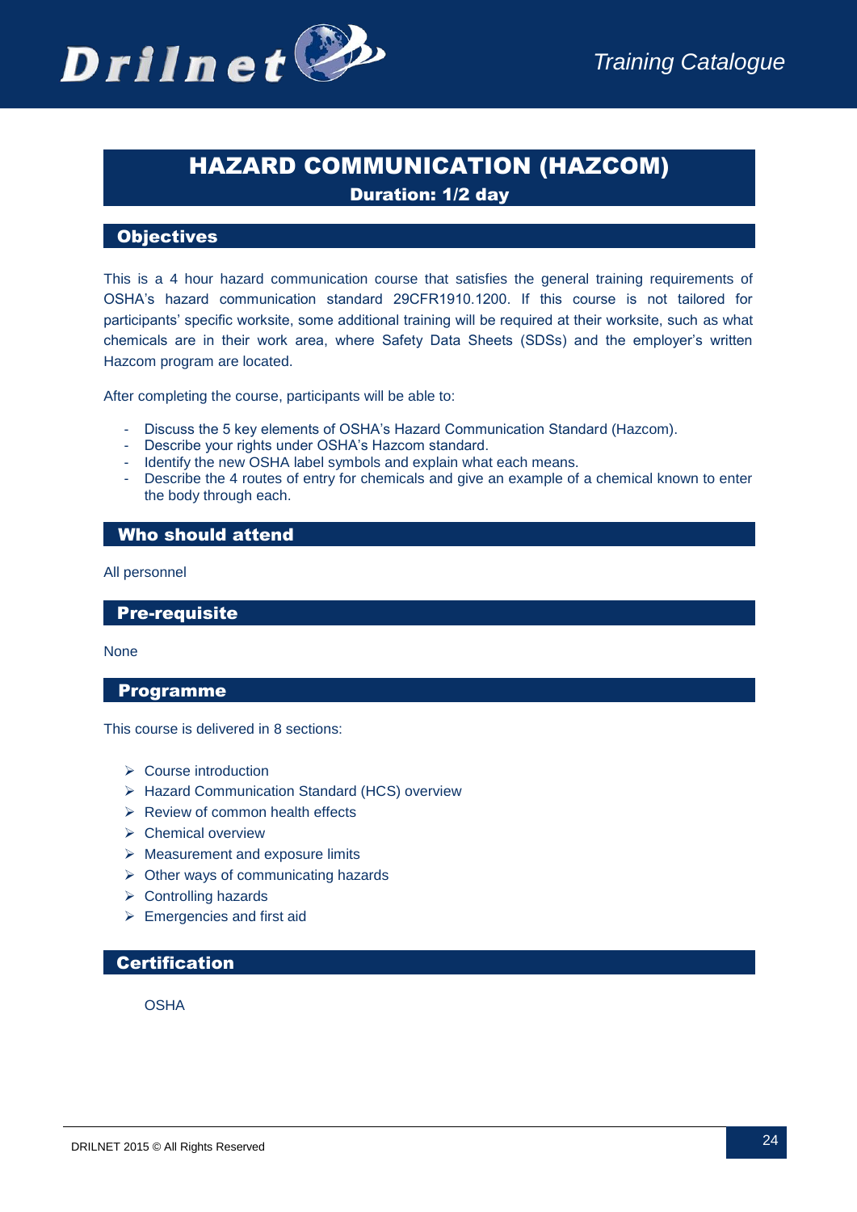# HAZARD COMMUNICATION (HAZCOM)

**Duration: 1/2 day**

## Objectives

This is a 4 hour hazard communication course that satisfies the general training requirements of OSHA's hazard communication standard 29CFR1910.1200. If this course is not tailored for participants' specific worksite, some additional training will be required at their worksite, such as what chemicals are in their work area, where Safety Data Sheets (SDSs) and the employer's written Hazcom program are located.

After completing the course, participants will be able to:

- Discuss the 5 key elements of OSHA's Hazard Communication Standard (Hazcom).
- Describe your rights under OSHA's Hazcom standard.
- Identify the new OSHA label symbols and explain what each means.
- Describe the 4 routes of entry for chemicals and give an example of a chemical known to enter the body through each.

## Who should attend

All personnel

## Pre-requisite

None

## Programme

This course is delivered in 8 sections:

- Course introduction
- Hazard Communication Standard (HCS) overview
- Review of common health effects
- Chemical overview
- Measurement and exposure limits
- Other ways of communicating hazards
- Controlling hazards
- Emergencies and first aid

## Certification

OSHA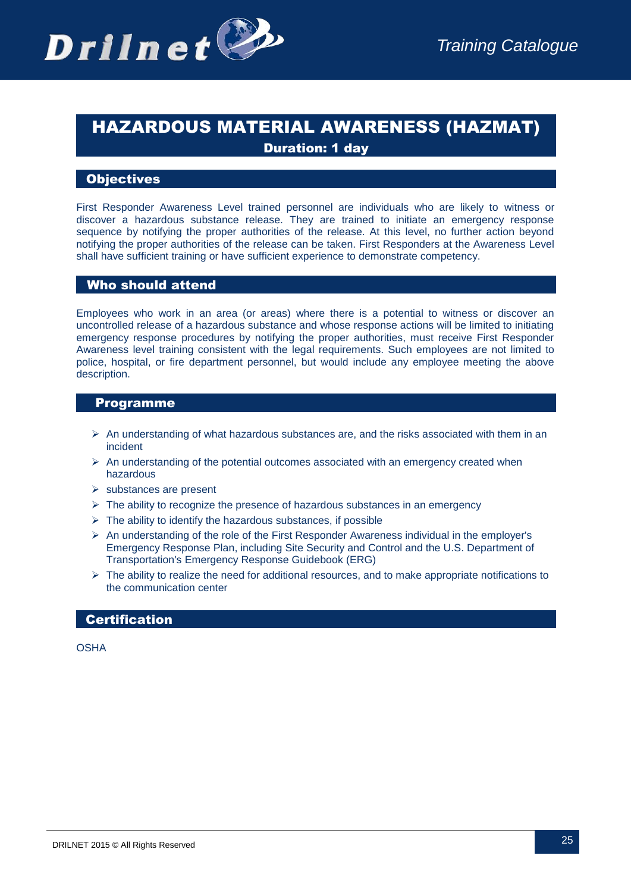# HAZARDOUS MATERIAL AWARENESS (HAZMAT)

**Duration: 1 day**

## Objectives

First Responder Awareness Level trained personnel are individuals who are likely to witness or discover a hazardous substance release. They are trained to initiate an emergency response sequence by notifying the proper authorities of the release. At this level, no further action beyond notifying the proper authorities of the release can be taken. First Responders at the Awareness Level shall have sufficient training or have sufficient experience to demonstrate competency.

## Who should attend

Employees who work in an area (or areas) where there is a potential to witness or discover an uncontrolled release of a hazardous substance and whose response actions will be limited to initiating emergency response procedures by notifying the proper authorities, must receive First Responder Awareness level training consistent with the legal requirements. Such employees are not limited to police, hospital, or fire department personnel, but would include any employee meeting the above description.

## Programme

- An understanding of what hazardous substances are, and the risks associated with them in an incident
- An understanding of the potential outcomes associated with an emergency created when hazardous
- substances are present
- The ability to recognize the presence of hazardous substances in an emergency
- The ability to identify the hazardous substances, if possible
- An understanding of the role of the First Responder Awareness individual in the employer's Emergency Response Plan, including Site Security and Control and the U.S. Department of Transportation's Emergency Response Guidebook (ERG)
- The ability to realize the need for additional resources, and to make appropriate notifications to the communication center

## Certification

OSHA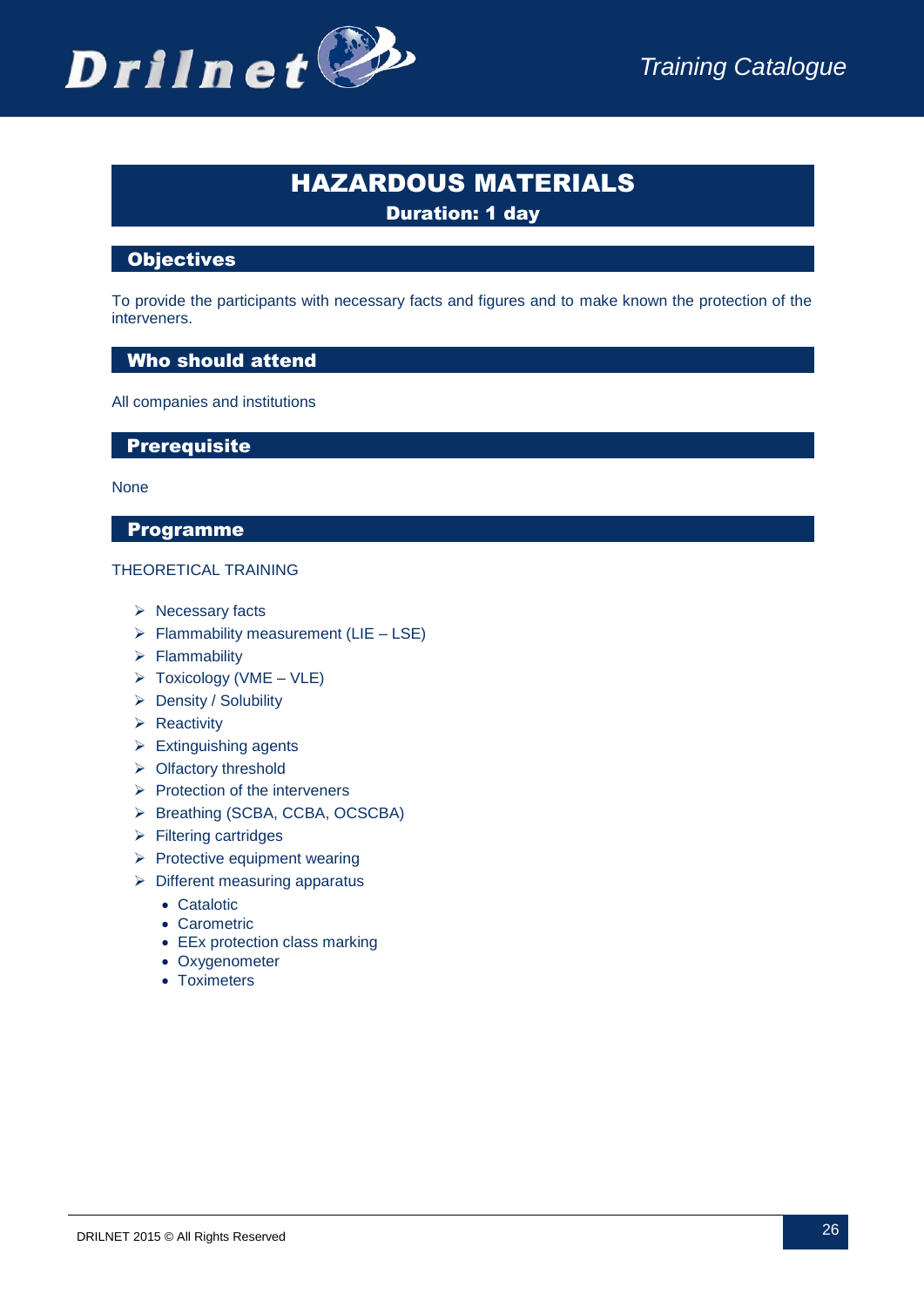# HAZARDOUS MATERIALS

**Duration: 1 day**

## Objectives

To provide the participants with necessary facts and figures and to make known the protection of the interveners.

## Who should attend

All companies and institutions

## Prerequisite

None

## Programme

THEORETICAL TRAINING

- Necessary facts
- Flammability measurement (LIE – LSE)
- Flammability
- Toxicology (VME – VLE)
- Density / Solubility
- Reactivity
- Extinguishing agents
- Olfactory threshold
- Protection of the interveners
- Breathing (SCBA, CCBA, OCSCBA)
- Filtering cartridges
- Protective equipment wearing
- Different measuring apparatus
  - Catalotic
  - Carometric
  - EEx protection class marking
  - Oxygenometer
  - Toximeters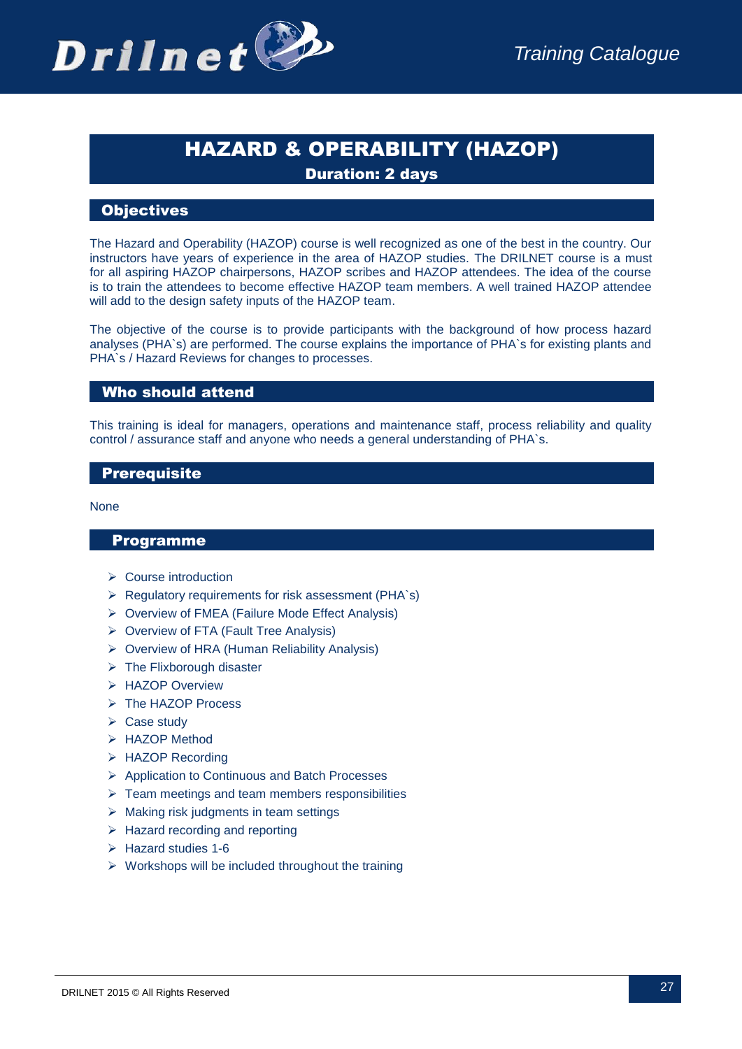# HAZARD & OPERABILITY (HAZOP)

**Duration: 2 days**

## Objectives

The Hazard and Operability (HAZOP) course is well recognized as one of the best in the country. Our instructors have years of experience in the area of HAZOP studies. The DRILNET course is a must for all aspiring HAZOP chairpersons, HAZOP scribes and HAZOP attendees. The idea of the course is to train the attendees to become effective HAZOP team members. A well trained HAZOP attendee will add to the design safety inputs of the HAZOP team.

The objective of the course is to provide participants with the background of how process hazard analyses (PHA`s) are performed. The course explains the importance of PHA`s for existing plants and PHA`s / Hazard Reviews for changes to processes.

## Who should attend

This training is ideal for managers, operations and maintenance staff, process reliability and quality control / assurance staff and anyone who needs a general understanding of PHA`s.

## Prerequisite

None

## Programme

- Course introduction
- Regulatory requirements for risk assessment (PHA`s)
- Overview of FMEA (Failure Mode Effect Analysis)
- Overview of FTA (Fault Tree Analysis)
- Overview of HRA (Human Reliability Analysis)
- The Flixborough disaster
- HAZOP Overview
- The HAZOP Process
- Case study
- HAZOP Method
- HAZOP Recording
- Application to Continuous and Batch Processes
- Team meetings and team members responsibilities
- Making risk judgments in team settings
- Hazard recording and reporting
- Hazard studies 1-6
- Workshops will be included throughout the training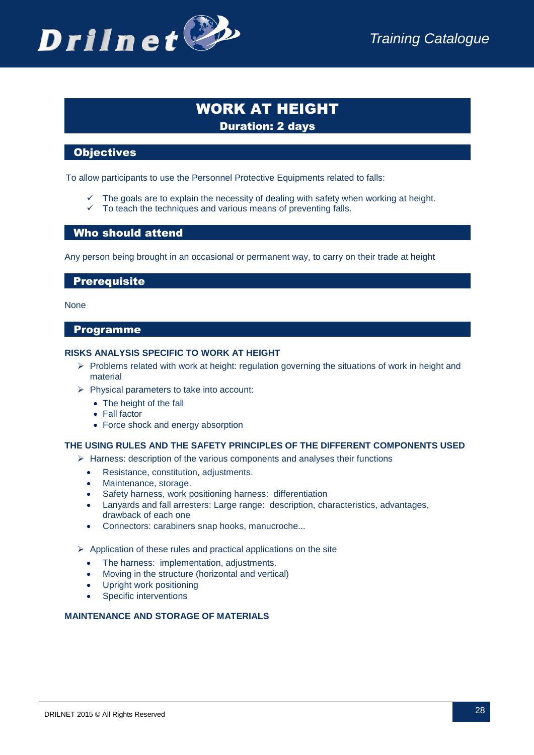# WORK AT HEIGHT

**Duration: 2 days**

## Objectives

To allow participants to use the Personnel Protective Equipments related to falls:

- ✓ The goals are to explain the necessity of dealing with safety when working at height.
- ✓ To teach the techniques and various means of preventing falls.

## Who should attend

Any person being brought in an occasional or permanent way, to carry on their trade at height

## Prerequisite

None

## Programme

### RISKS ANALYSIS SPECIFIC TO WORK AT HEIGHT

- Problems related with work at height: regulation governing the situations of work in height and material
- Physical parameters to take into account:
  - The height of the fall
  - Fall factor
  - Force shock and energy absorption

### THE USING RULES AND THE SAFETY PRINCIPLES OF THE DIFFERENT COMPONENTS USED

- Harness: description of the various components and analyses their functions
  - Resistance, constitution, adjustments.
  - Maintenance, storage.
  - Safety harness, work positioning harness: differentiation
  - Lanyards and fall arresters: Large range: description, characteristics, advantages, drawback of each one
  - Connectors: carabiners snap hooks, manucroche...
- Application of these rules and practical applications on the site
  - The harness: implementation, adjustments.
  - Moving in the structure (horizontal and vertical)
  - Upright work positioning
  - Specific interventions

### MAINTENANCE AND STORAGE OF MATERIALS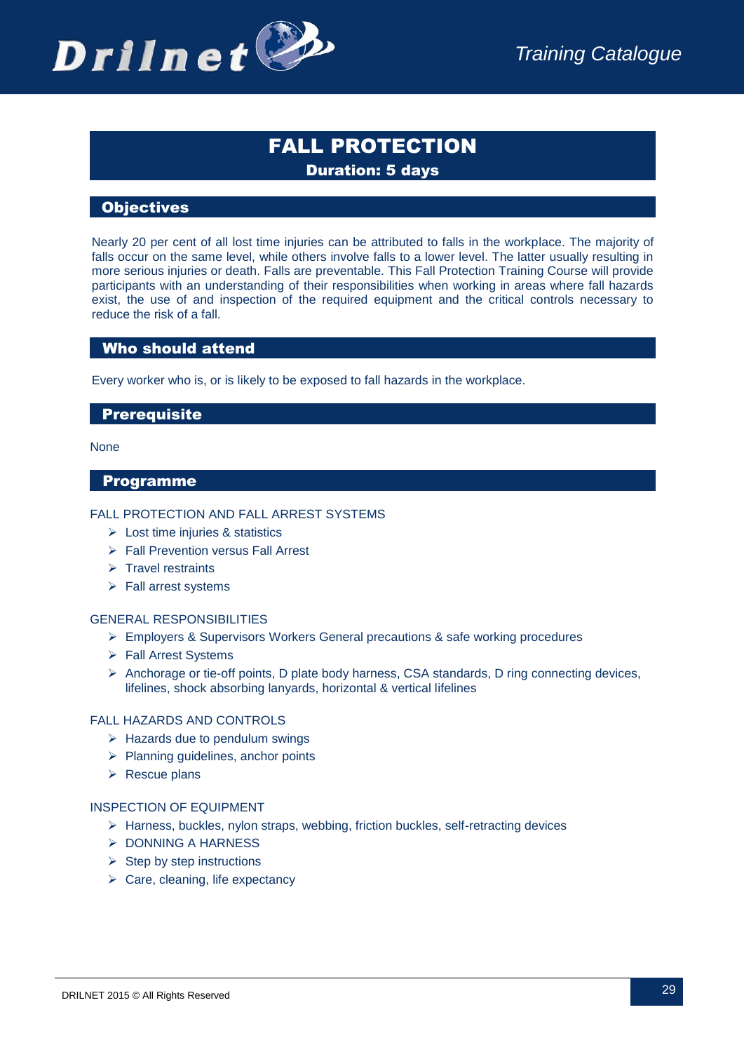# FALL PROTECTION

**Duration: 5 days**

## Objectives

Nearly 20 per cent of all lost time injuries can be attributed to falls in the workplace. The majority of falls occur on the same level, while others involve falls to a lower level. The latter usually resulting in more serious injuries or death. Falls are preventable. This Fall Protection Training Course will provide participants with an understanding of their responsibilities when working in areas where fall hazards exist, the use of and inspection of the required equipment and the critical controls necessary to reduce the risk of a fall.

## Who should attend

Every worker who is, or is likely to be exposed to fall hazards in the workplace.

## Prerequisite

None

## Programme

FALL PROTECTION AND FALL ARREST SYSTEMS

- Lost time injuries & statistics
- Fall Prevention versus Fall Arrest
- Travel restraints
- Fall arrest systems

GENERAL RESPONSIBILITIES

- Employers & Supervisors Workers General precautions & safe working procedures
- Fall Arrest Systems
- Anchorage or tie-off points, D plate body harness, CSA standards, D ring connecting devices, lifelines, shock absorbing lanyards, horizontal & vertical lifelines

FALL HAZARDS AND CONTROLS

- Hazards due to pendulum swings
- Planning guidelines, anchor points
- Rescue plans

INSPECTION OF EQUIPMENT

- Harness, buckles, nylon straps, webbing, friction buckles, self-retracting devices
- DONNING A HARNESS
- Step by step instructions
- Care, cleaning, life expectancy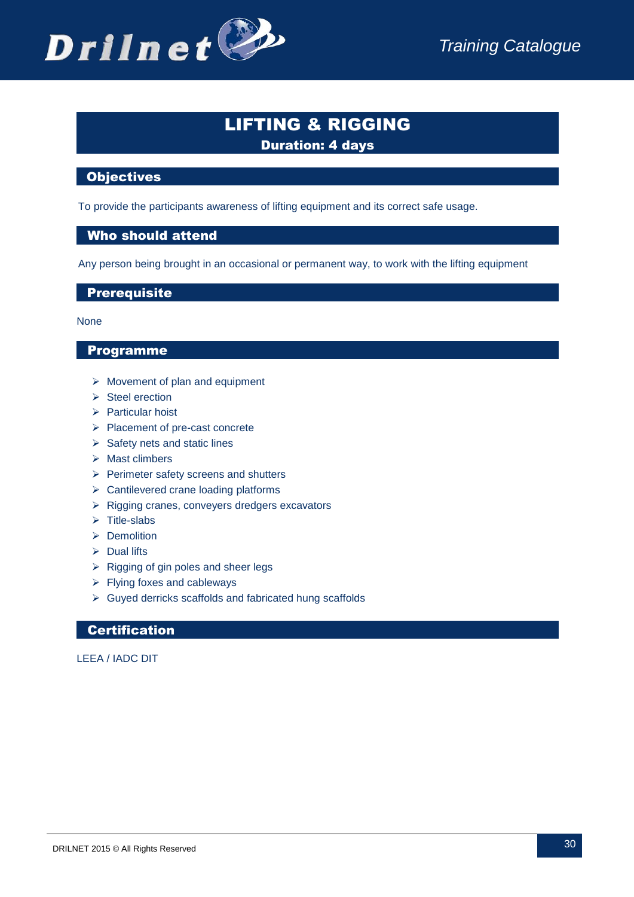# LIFTING & RIGGING

**Duration: 4 days**

## Objectives

To provide the participants awareness of lifting equipment and its correct safe usage.

## Who should attend

Any person being brought in an occasional or permanent way, to work with the lifting equipment

## Prerequisite

None

## Programme

- Movement of plan and equipment
- Steel erection
- Particular hoist
- Placement of pre-cast concrete
- Safety nets and static lines
- Mast climbers
- Perimeter safety screens and shutters
- Cantilevered crane loading platforms
- Rigging cranes, conveyers dredgers excavators
- Title-slabs
- Demolition
- Dual lifts
- Rigging of gin poles and sheer legs
- Flying foxes and cableways
- Guyed derricks scaffolds and fabricated hung scaffolds

## Certification

LEEA / IADC DIT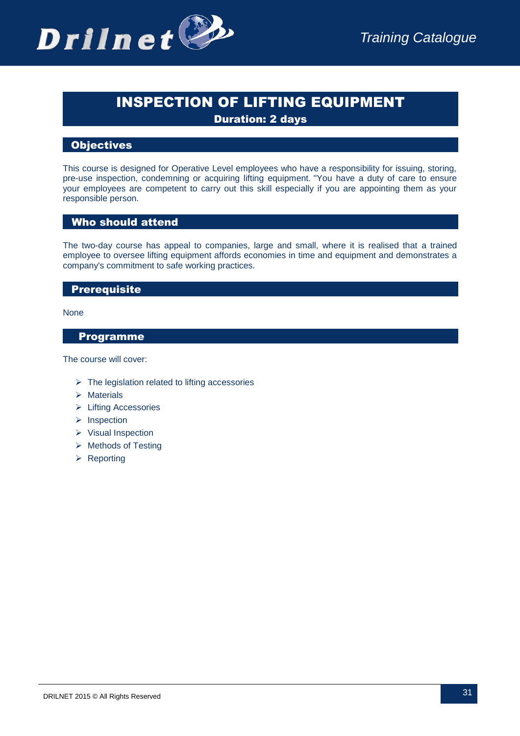# INSPECTION OF LIFTING EQUIPMENT

**Duration: 2 days**

## Objectives

This course is designed for Operative Level employees who have a responsibility for issuing, storing, pre-use inspection, condemning or acquiring lifting equipment. "You have a duty of care to ensure your employees are competent to carry out this skill especially if you are appointing them as your responsible person.

## Who should attend

The two-day course has appeal to companies, large and small, where it is realised that a trained employee to oversee lifting equipment affords economies in time and equipment and demonstrates a company's commitment to safe working practices.

## Prerequisite

None

## Programme

The course will cover:

- The legislation related to lifting accessories
- Materials
- Lifting Accessories
- Inspection
- Visual Inspection
- Methods of Testing
- Reporting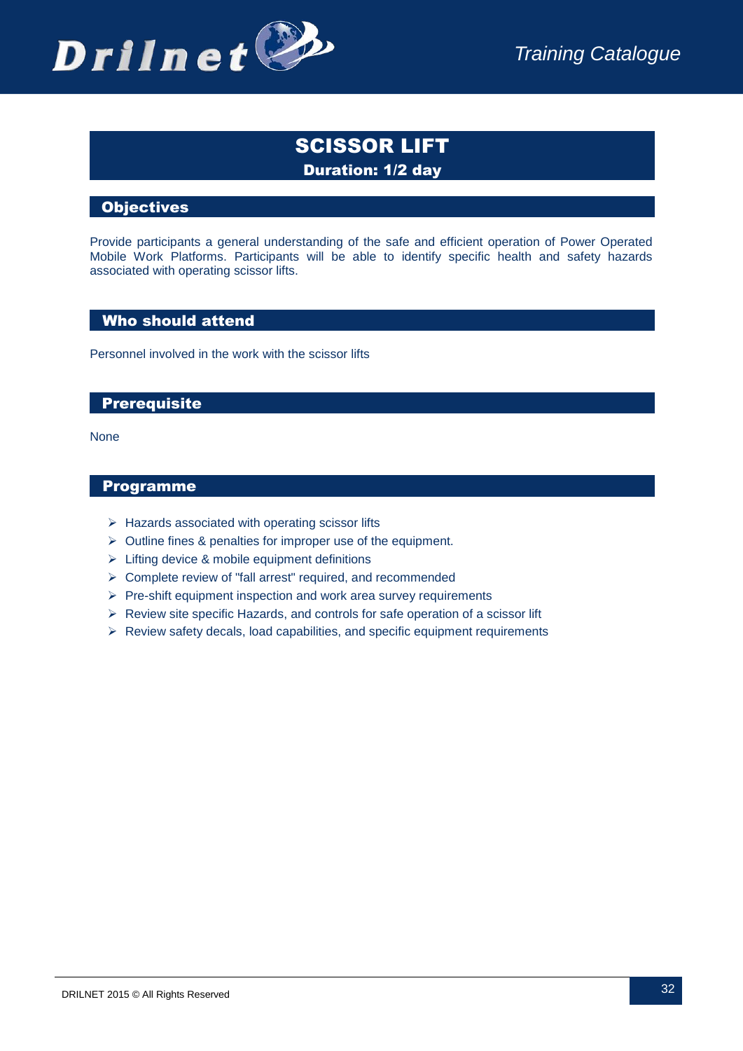# SCISSOR LIFT

**Duration: 1/2 day**

## Objectives

Provide participants a general understanding of the safe and efficient operation of Power Operated Mobile Work Platforms. Participants will be able to identify specific health and safety hazards associated with operating scissor lifts.

## Who should attend

Personnel involved in the work with the scissor lifts

## Prerequisite

None

## Programme

- Hazards associated with operating scissor lifts
- Outline fines & penalties for improper use of the equipment.
- Lifting device & mobile equipment definitions
- Complete review of "fall arrest" required, and recommended
- Pre-shift equipment inspection and work area survey requirements
- Review site specific Hazards, and controls for safe operation of a scissor lift
- Review safety decals, load capabilities, and specific equipment requirements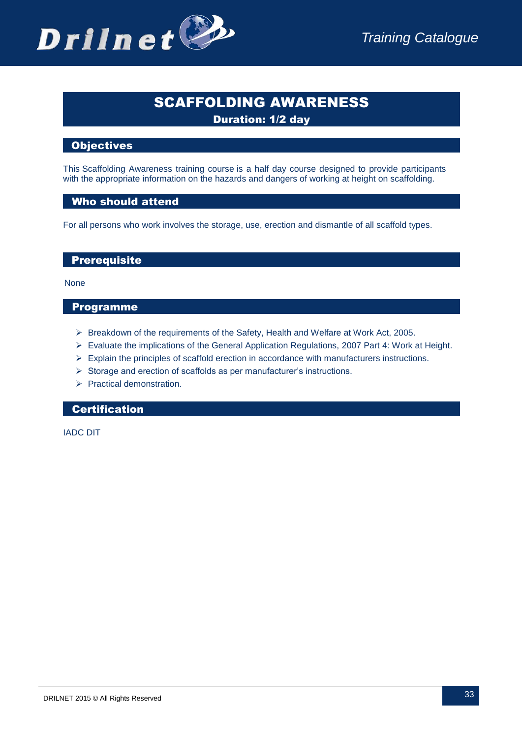# SCAFFOLDING AWARENESS

**Duration: 1/2 day**

## Objectives

This Scaffolding Awareness training course is a half day course designed to provide participants with the appropriate information on the hazards and dangers of working at height on scaffolding.

## Who should attend

For all persons who work involves the storage, use, erection and dismantle of all scaffold types.

## Prerequisite

None

## Programme

- Breakdown of the requirements of the Safety, Health and Welfare at Work Act, 2005.
- Evaluate the implications of the General Application Regulations, 2007 Part 4: Work at Height.
- Explain the principles of scaffold erection in accordance with manufacturers instructions.
- Storage and erection of scaffolds as per manufacturer's instructions.
- Practical demonstration.

## Certification

IADC DIT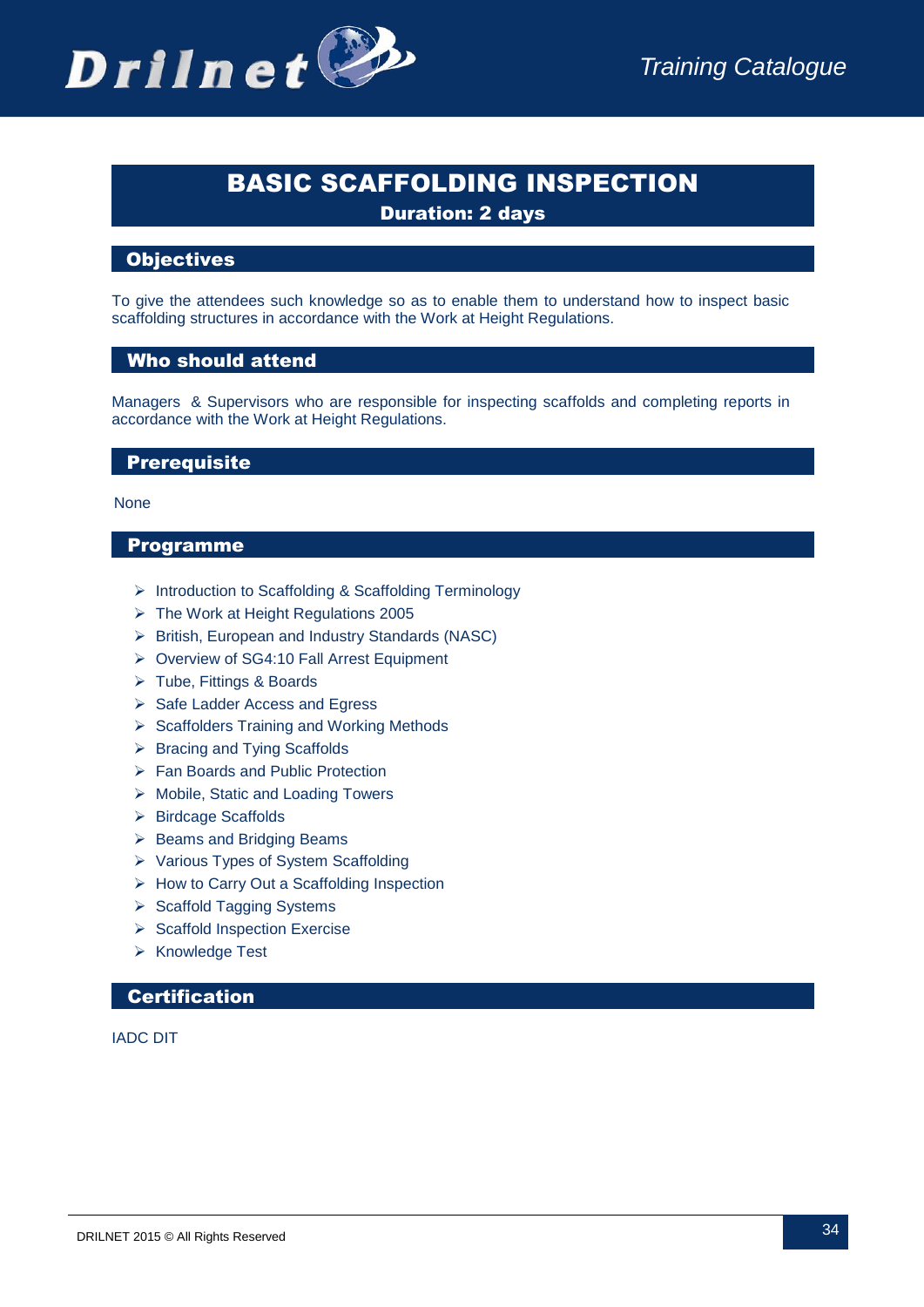# BASIC SCAFFOLDING INSPECTION

**Duration: 2 days**

## Objectives

To give the attendees such knowledge so as to enable them to understand how to inspect basic scaffolding structures in accordance with the Work at Height Regulations.

## Who should attend

Managers & Supervisors who are responsible for inspecting scaffolds and completing reports in accordance with the Work at Height Regulations.

## Prerequisite

None

## Programme

- Introduction to Scaffolding & Scaffolding Terminology
- The Work at Height Regulations 2005
- British, European and Industry Standards (NASC)
- Overview of SG4:10 Fall Arrest Equipment
- Tube, Fittings & Boards
- Safe Ladder Access and Egress
- Scaffolders Training and Working Methods
- Bracing and Tying Scaffolds
- Fan Boards and Public Protection
- Mobile, Static and Loading Towers
- Birdcage Scaffolds
- Beams and Bridging Beams
- Various Types of System Scaffolding
- How to Carry Out a Scaffolding Inspection
- Scaffold Tagging Systems
- Scaffold Inspection Exercise
- Knowledge Test

## Certification

IADC DIT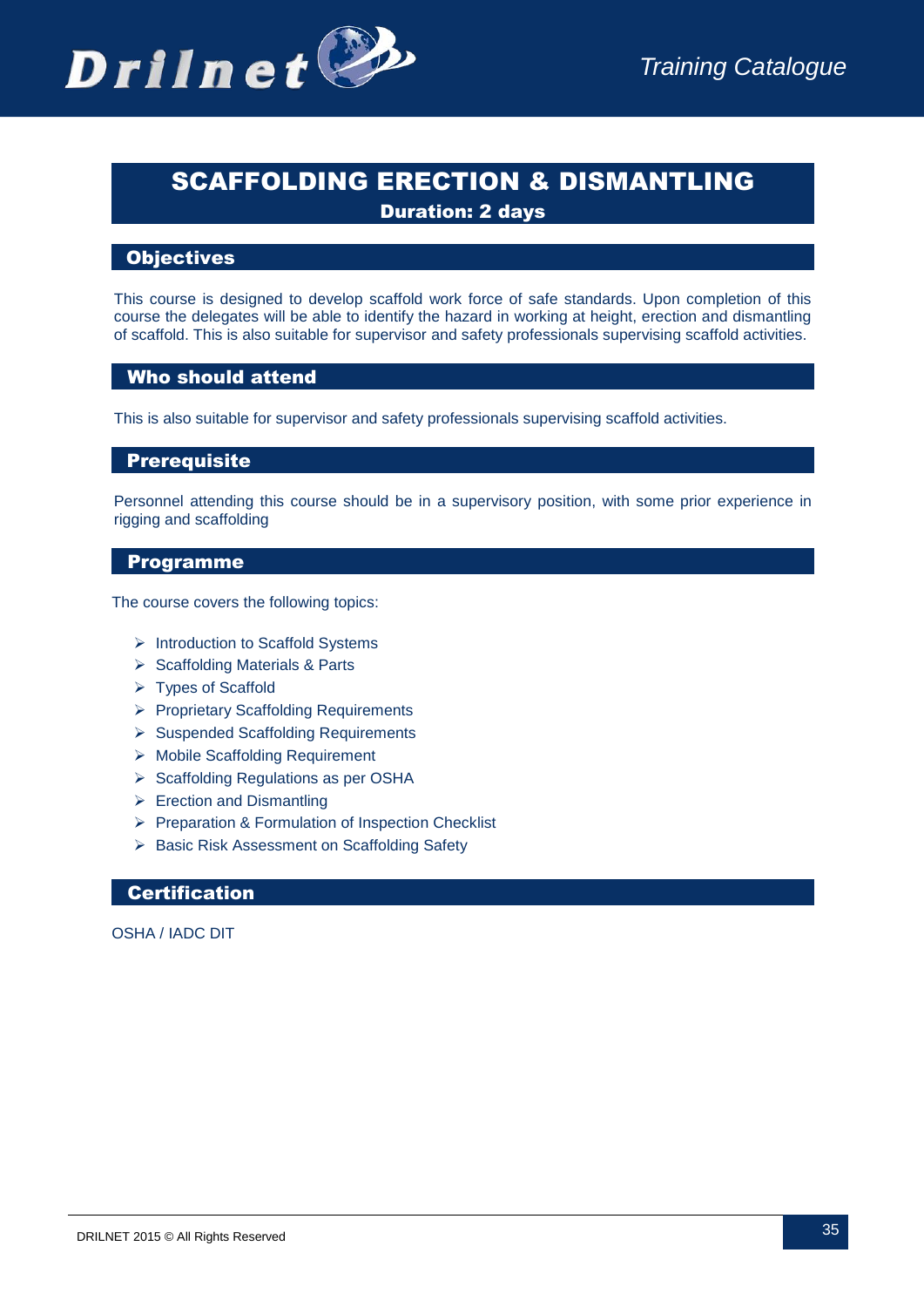# SCAFFOLDING ERECTION & DISMANTLING

**Duration: 2 days**

## Objectives

This course is designed to develop scaffold work force of safe standards. Upon completion of this course the delegates will be able to identify the hazard in working at height, erection and dismantling of scaffold. This is also suitable for supervisor and safety professionals supervising scaffold activities.

## Who should attend

This is also suitable for supervisor and safety professionals supervising scaffold activities.

## Prerequisite

Personnel attending this course should be in a supervisory position, with some prior experience in rigging and scaffolding

## Programme

The course covers the following topics:

- Introduction to Scaffold Systems
- Scaffolding Materials & Parts
- Types of Scaffold
- Proprietary Scaffolding Requirements
- Suspended Scaffolding Requirements
- Mobile Scaffolding Requirement
- Scaffolding Regulations as per OSHA
- Erection and Dismantling
- Preparation & Formulation of Inspection Checklist
- Basic Risk Assessment on Scaffolding Safety

## Certification

OSHA / IADC DIT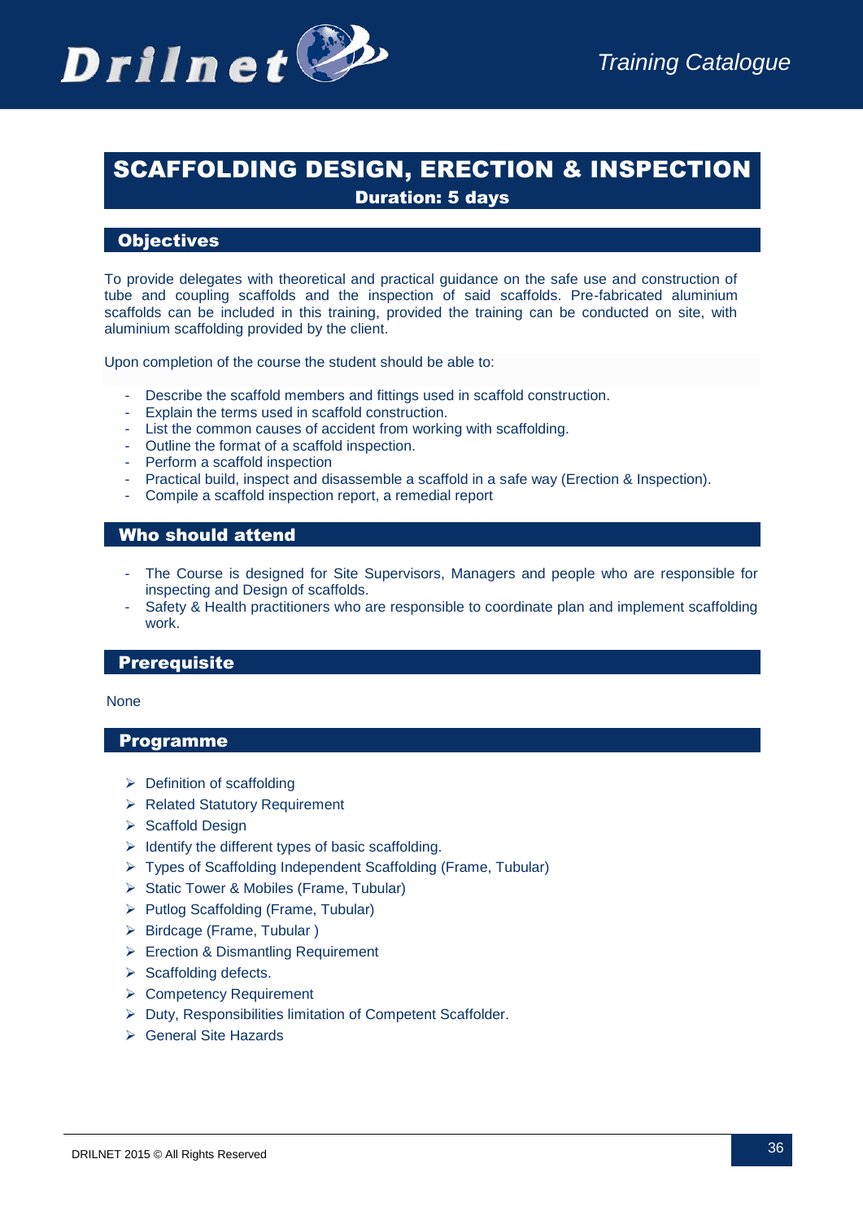# SCAFFOLDING DESIGN, ERECTION & INSPECTION

**Duration: 5 days**

## Objectives

To provide delegates with theoretical and practical guidance on the safe use and construction of tube and coupling scaffolds and the inspection of said scaffolds. Pre-fabricated aluminium scaffolds can be included in this training, provided the training can be conducted on site, with aluminium scaffolding provided by the client.

Upon completion of the course the student should be able to:

- Describe the scaffold members and fittings used in scaffold construction.
- Explain the terms used in scaffold construction.
- List the common causes of accident from working with scaffolding.
- Outline the format of a scaffold inspection.
- Perform a scaffold inspection
- Practical build, inspect and disassemble a scaffold in a safe way (Erection & Inspection).
- Compile a scaffold inspection report, a remedial report

## Who should attend

- The Course is designed for Site Supervisors, Managers and people who are responsible for inspecting and Design of scaffolds.
- Safety & Health practitioners who are responsible to coordinate plan and implement scaffolding work.

## Prerequisite

None

## Programme

- Definition of scaffolding
- Related Statutory Requirement
- Scaffold Design
- Identify the different types of basic scaffolding.
- Types of Scaffolding Independent Scaffolding (Frame, Tubular)
- Static Tower & Mobiles (Frame, Tubular)
- Putlog Scaffolding (Frame, Tubular)
- Birdcage (Frame, Tubular )
- Erection & Dismantling Requirement
- Scaffolding defects.
- Competency Requirement
- Duty, Responsibilities limitation of Competent Scaffolder.
- General Site Hazards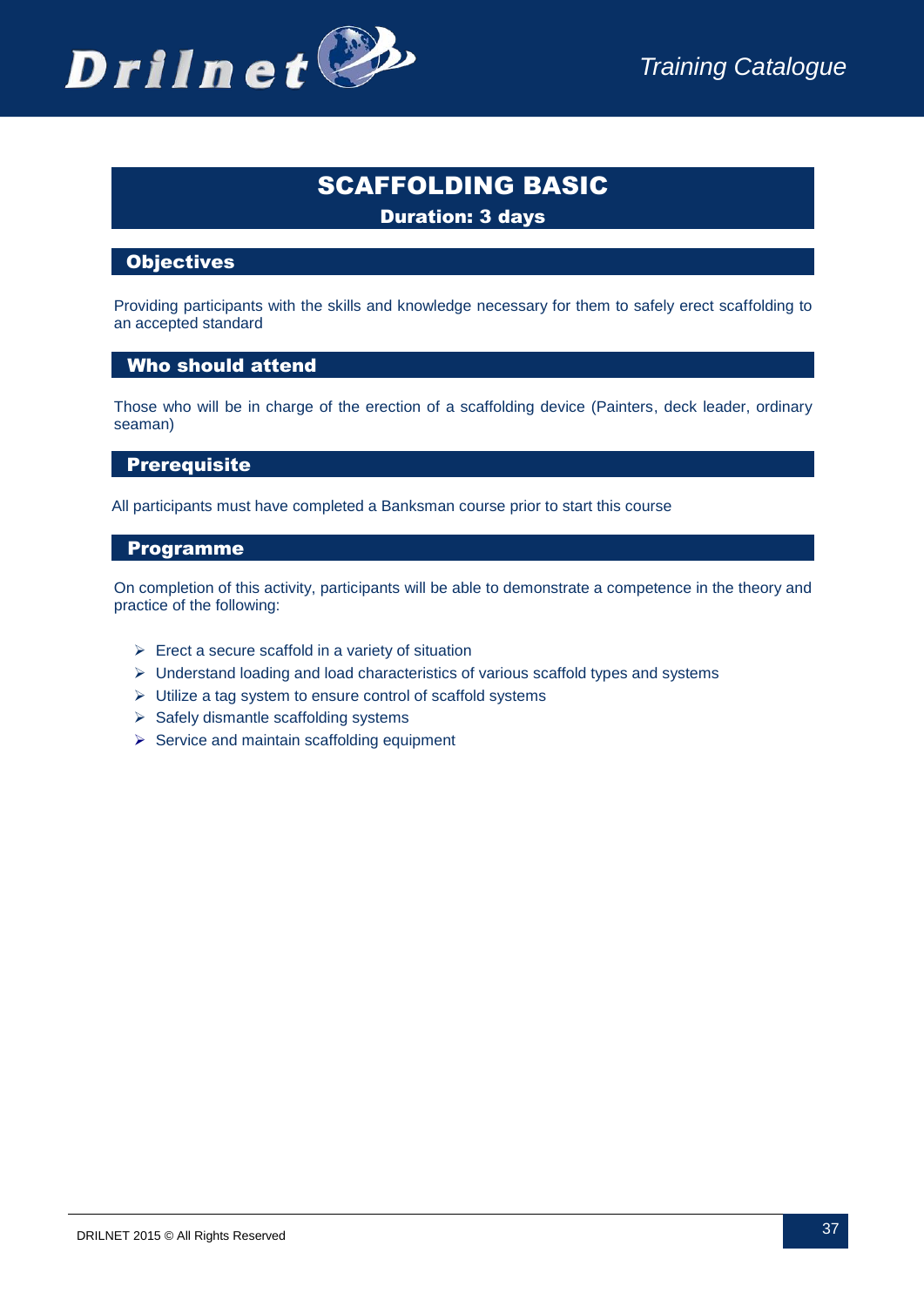# SCAFFOLDING BASIC

**Duration: 3 days**

## Objectives

Providing participants with the skills and knowledge necessary for them to safely erect scaffolding to an accepted standard

## Who should attend

Those who will be in charge of the erection of a scaffolding device (Painters, deck leader, ordinary seaman)

## Prerequisite

All participants must have completed a Banksman course prior to start this course

## Programme

On completion of this activity, participants will be able to demonstrate a competence in the theory and practice of the following:

- Erect a secure scaffold in a variety of situation
- Understand loading and load characteristics of various scaffold types and systems
- Utilize a tag system to ensure control of scaffold systems
- Safely dismantle scaffolding systems
- Service and maintain scaffolding equipment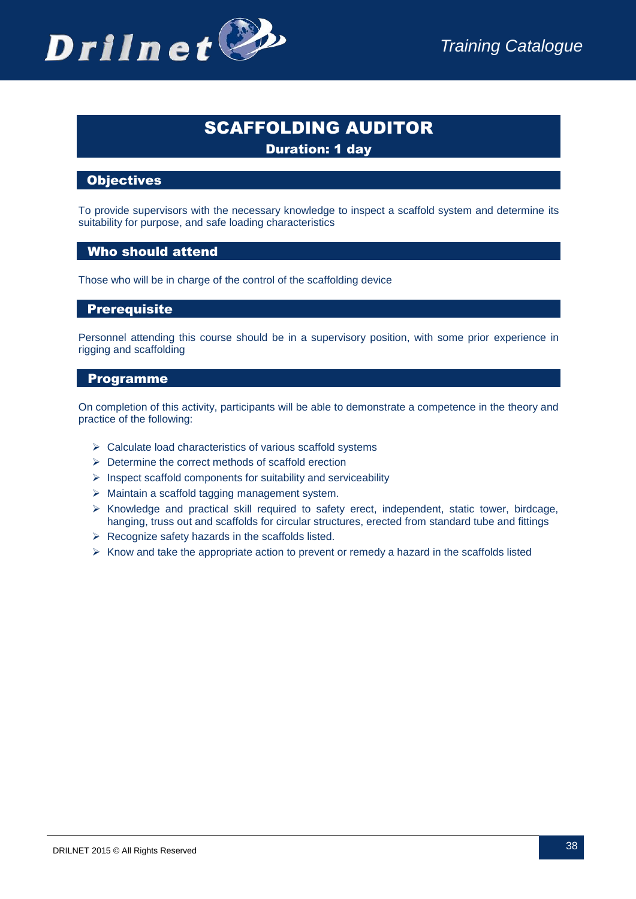# SCAFFOLDING AUDITOR

**Duration: 1 day**

## Objectives

To provide supervisors with the necessary knowledge to inspect a scaffold system and determine its suitability for purpose, and safe loading characteristics

## Who should attend

Those who will be in charge of the control of the scaffolding device

## Prerequisite

Personnel attending this course should be in a supervisory position, with some prior experience in rigging and scaffolding

## Programme

On completion of this activity, participants will be able to demonstrate a competence in the theory and practice of the following:

- Calculate load characteristics of various scaffold systems
- Determine the correct methods of scaffold erection
- Inspect scaffold components for suitability and serviceability
- Maintain a scaffold tagging management system.
- Knowledge and practical skill required to safety erect, independent, static tower, birdcage, hanging, truss out and scaffolds for circular structures, erected from standard tube and fittings
- Recognize safety hazards in the scaffolds listed.
- Know and take the appropriate action to prevent or remedy a hazard in the scaffolds listed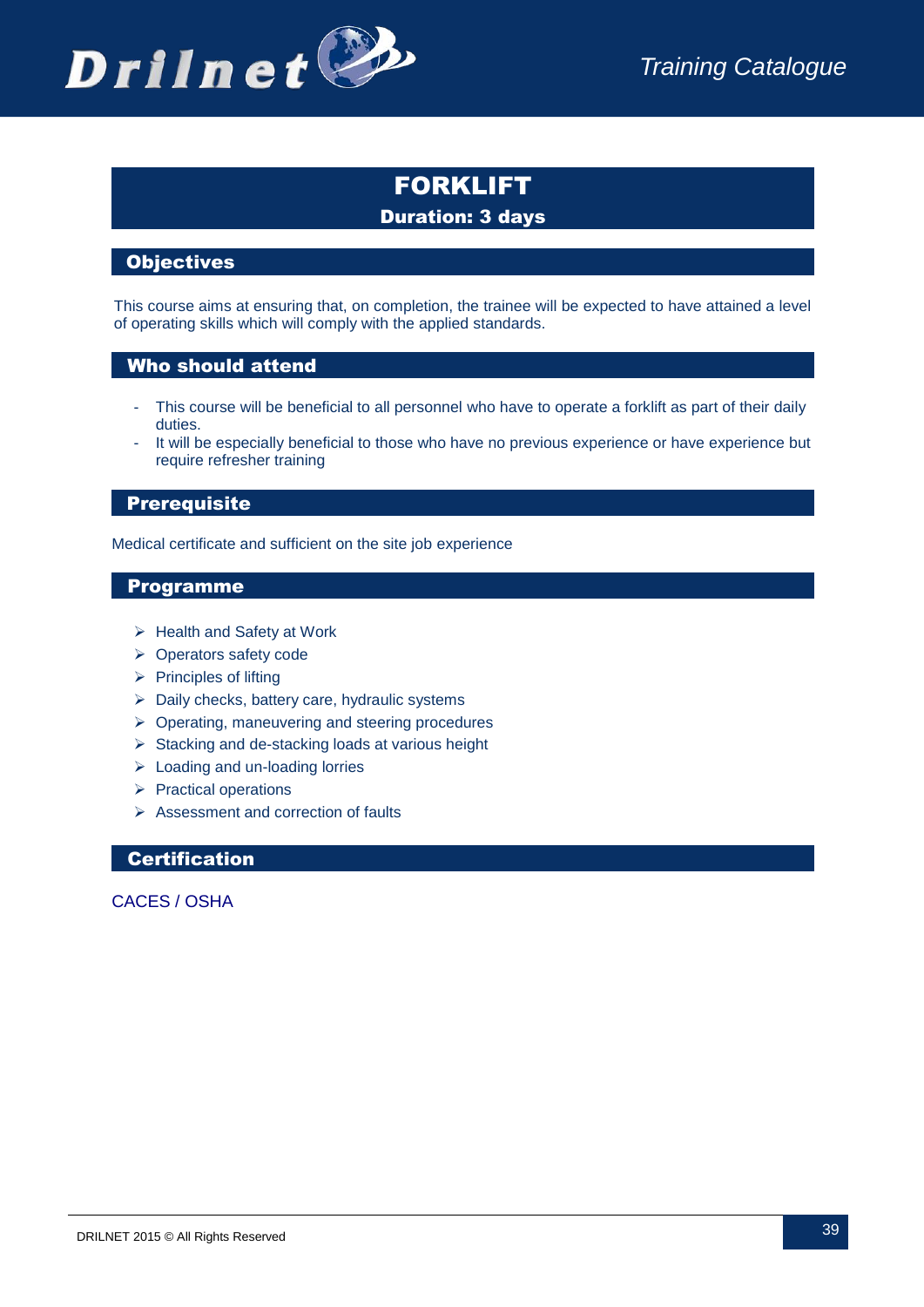# FORKLIFT

**Duration: 3 days**

## Objectives

This course aims at ensuring that, on completion, the trainee will be expected to have attained a level of operating skills which will comply with the applied standards.

## Who should attend

- This course will be beneficial to all personnel who have to operate a forklift as part of their daily duties.
- It will be especially beneficial to those who have no previous experience or have experience but require refresher training

## Prerequisite

Medical certificate and sufficient on the site job experience

## Programme

- Health and Safety at Work
- Operators safety code
- Principles of lifting
- Daily checks, battery care, hydraulic systems
- Operating, maneuvering and steering procedures
- Stacking and de-stacking loads at various height
- Loading and un-loading lorries
- Practical operations
- Assessment and correction of faults

## Certification

CACES / OSHA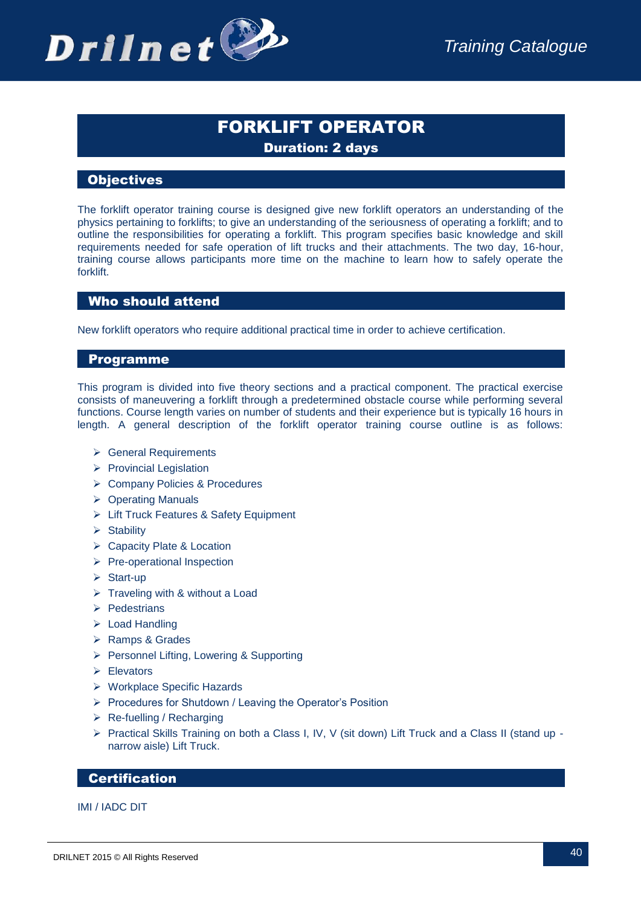# FORKLIFT OPERATOR

**Duration: 2 days**

## Objectives

The forklift operator training course is designed give new forklift operators an understanding of the physics pertaining to forklifts; to give an understanding of the seriousness of operating a forklift; and to outline the responsibilities for operating a forklift. This program specifies basic knowledge and skill requirements needed for safe operation of lift trucks and their attachments. The two day, 16-hour, training course allows participants more time on the machine to learn how to safely operate the forklift.

## Who should attend

New forklift operators who require additional practical time in order to achieve certification.

## Programme

This program is divided into five theory sections and a practical component. The practical exercise consists of maneuvering a forklift through a predetermined obstacle course while performing several functions. Course length varies on number of students and their experience but is typically 16 hours in length. A general description of the forklift operator training course outline is as follows:

- General Requirements
- Provincial Legislation
- Company Policies & Procedures
- Operating Manuals
- Lift Truck Features & Safety Equipment
- Stability
- Capacity Plate & Location
- Pre-operational Inspection
- Start-up
- Traveling with & without a Load
- Pedestrians
- Load Handling
- Ramps & Grades
- Personnel Lifting, Lowering & Supporting
- Elevators
- Workplace Specific Hazards
- Procedures for Shutdown / Leaving the Operator's Position
- Re-fuelling / Recharging
- Practical Skills Training on both a Class I, IV, V (sit down) Lift Truck and a Class II (stand up - narrow aisle) Lift Truck.

## Certification

IMI / IADC DIT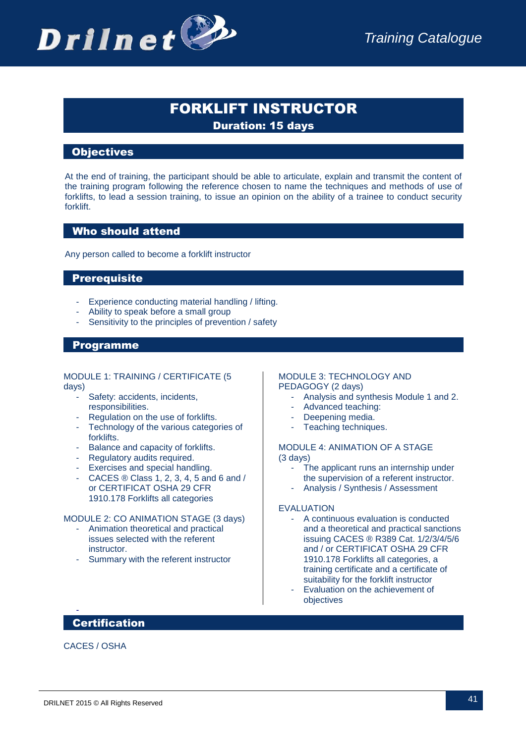# FORKLIFT INSTRUCTOR

**Duration: 15 days**

## Objectives

At the end of training, the participant should be able to articulate, explain and transmit the content of the training program following the reference chosen to name the techniques and methods of use of forklifts, to lead a session training, to issue an opinion on the ability of a trainee to conduct security forklift.

## Who should attend

Any person called to become a forklift instructor

## Prerequisite

- Experience conducting material handling / lifting.
- Ability to speak before a small group
- Sensitivity to the principles of prevention / safety

## Programme

MODULE 1: TRAINING / CERTIFICATE (5 days)

- Safety: accidents, incidents, responsibilities.
- Regulation on the use of forklifts.
- Technology of the various categories of forklifts.
- Balance and capacity of forklifts.
- Regulatory audits required.
- Exercises and special handling.
- CACES ® Class 1, 2, 3, 4, 5 and 6 and / or CERTIFICAT OSHA 29 CFR 1910.178 Forklifts all categories

MODULE 2: CO ANIMATION STAGE (3 days)

- Animation theoretical and practical issues selected with the referent instructor.
- Summary with the referent instructor

MODULE 3: TECHNOLOGY AND PEDAGOGY (2 days)

- Analysis and synthesis Module 1 and 2.
- Advanced teaching:
- Deepening media.
- Teaching techniques.

MODULE 4: ANIMATION OF A STAGE (3 days)

- The applicant runs an internship under the supervision of a referent instructor.
- Analysis / Synthesis / Assessment

EVALUATION

- A continuous evaluation is conducted and a theoretical and practical sanctions issuing CACES ® R389 Cat. 1/2/3/4/5/6 and / or CERTIFICAT OSHA 29 CFR 1910.178 Forklifts all categories, a training certificate and a certificate of suitability for the forklift instructor
- Evaluation on the achievement of objectives

## Certification

CACES / OSHA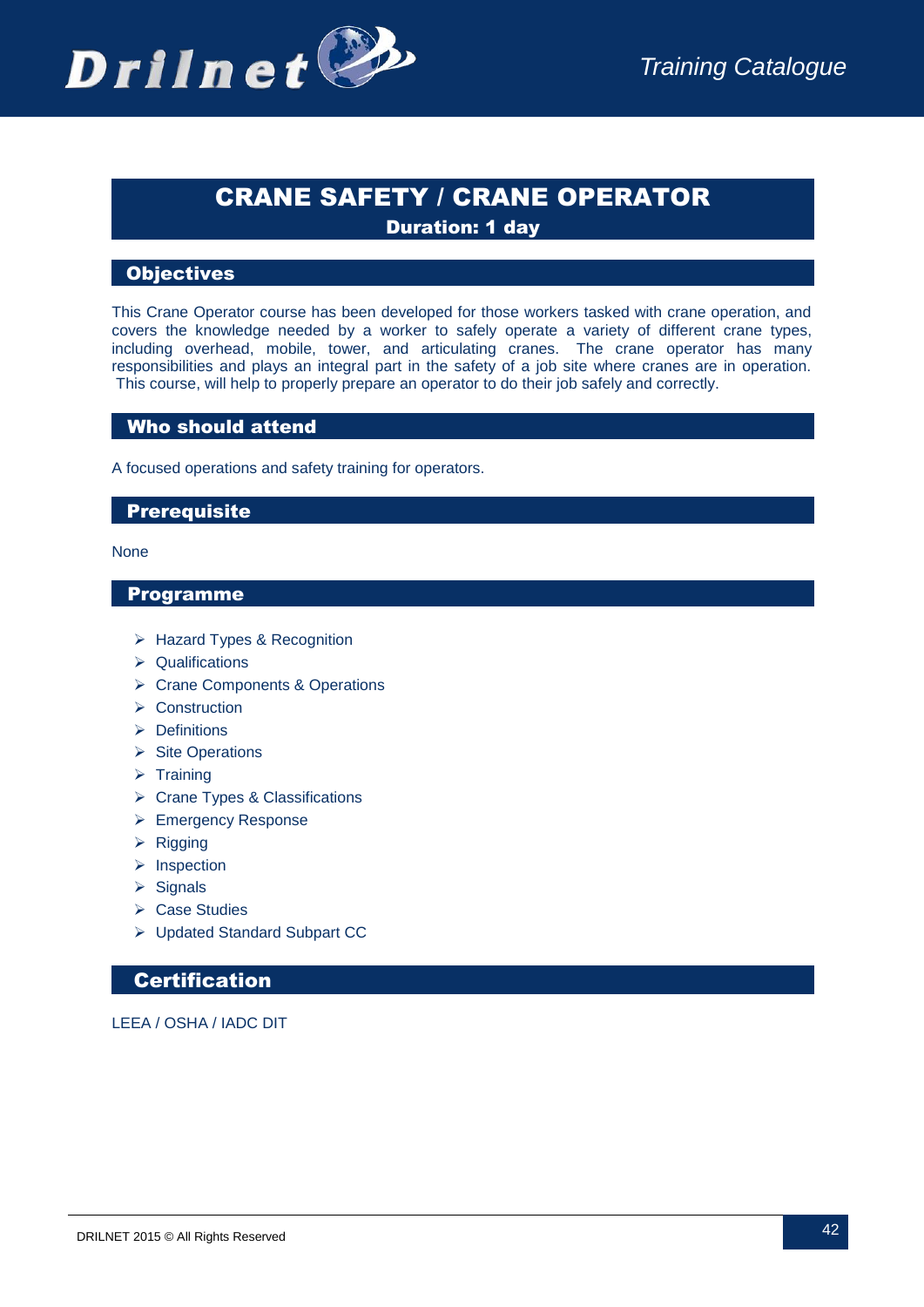# CRANE SAFETY / CRANE OPERATOR

**Duration: 1 day**

## Objectives

This Crane Operator course has been developed for those workers tasked with crane operation, and covers the knowledge needed by a worker to safely operate a variety of different crane types, including overhead, mobile, tower, and articulating cranes. The crane operator has many responsibilities and plays an integral part in the safety of a job site where cranes are in operation. This course, will help to properly prepare an operator to do their job safely and correctly.

## Who should attend

A focused operations and safety training for operators.

## Prerequisite

None

## Programme

- Hazard Types & Recognition
- Qualifications
- Crane Components & Operations
- Construction
- Definitions
- Site Operations
- Training
- Crane Types & Classifications
- Emergency Response
- Rigging
- Inspection
- Signals
- Case Studies
- Updated Standard Subpart CC

## Certification

LEEA / OSHA / IADC DIT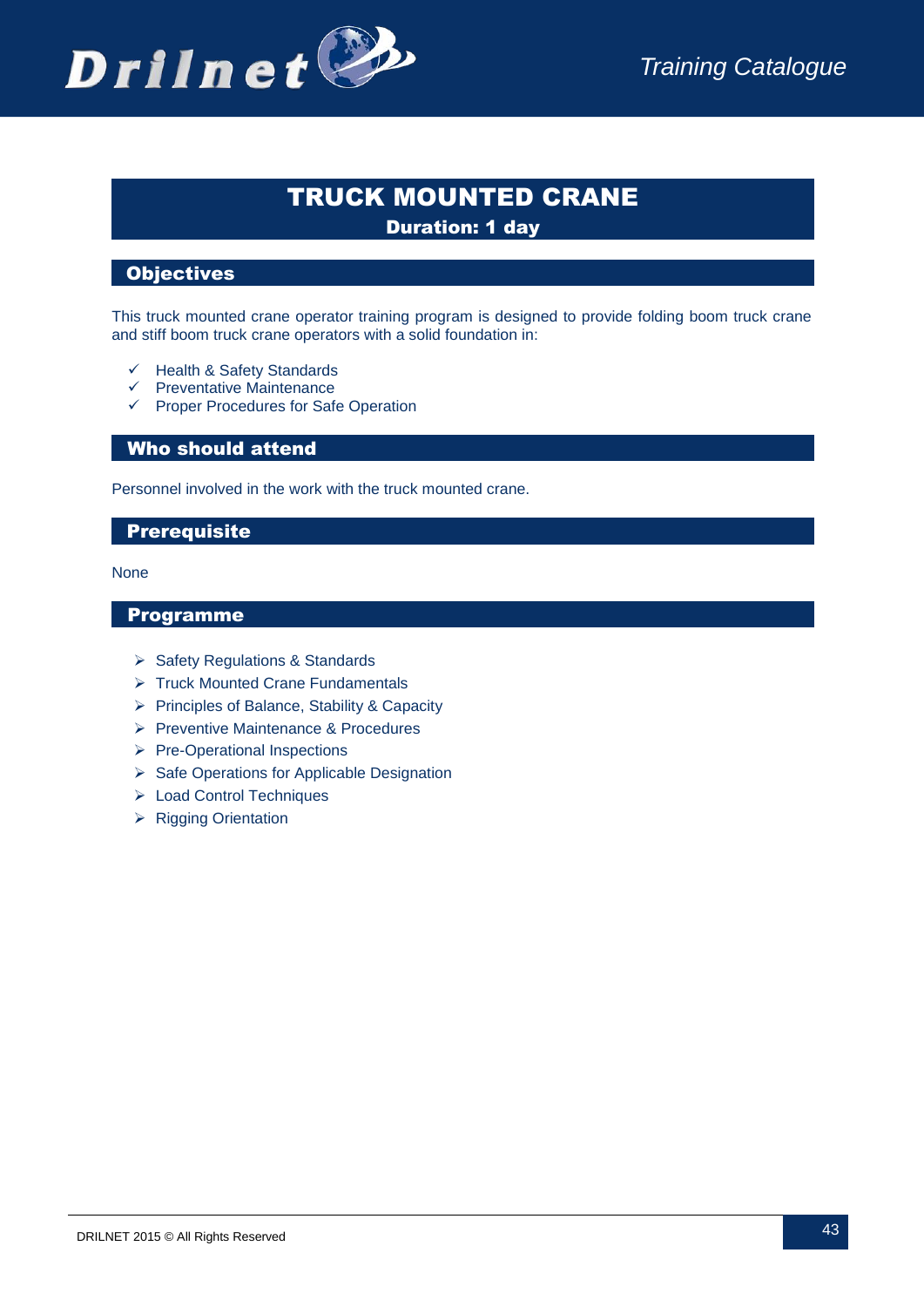# TRUCK MOUNTED CRANE

**Duration: 1 day**

## Objectives

This truck mounted crane operator training program is designed to provide folding boom truck crane and stiff boom truck crane operators with a solid foundation in:

- ✓ Health & Safety Standards
- ✓ Preventative Maintenance
- ✓ Proper Procedures for Safe Operation

## Who should attend

Personnel involved in the work with the truck mounted crane.

## Prerequisite

None

## Programme

- Safety Regulations & Standards
- Truck Mounted Crane Fundamentals
- Principles of Balance, Stability & Capacity
- Preventive Maintenance & Procedures
- Pre-Operational Inspections
- Safe Operations for Applicable Designation
- Load Control Techniques
- Rigging Orientation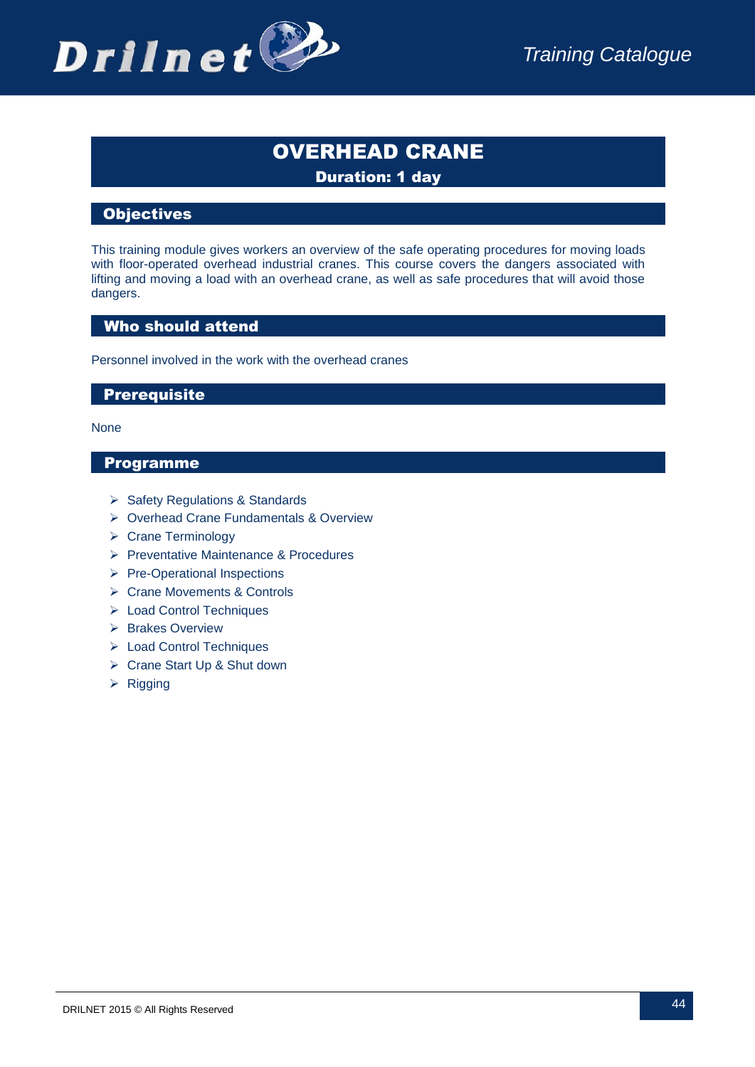# OVERHEAD CRANE

**Duration: 1 day**

## Objectives

This training module gives workers an overview of the safe operating procedures for moving loads with floor-operated overhead industrial cranes. This course covers the dangers associated with lifting and moving a load with an overhead crane, as well as safe procedures that will avoid those dangers.

## Who should attend

Personnel involved in the work with the overhead cranes

## Prerequisite

None

## Programme

- Safety Regulations & Standards
- Overhead Crane Fundamentals & Overview
- Crane Terminology
- Preventative Maintenance & Procedures
- Pre-Operational Inspections
- Crane Movements & Controls
- Load Control Techniques
- Brakes Overview
- Load Control Techniques
- Crane Start Up & Shut down
- Rigging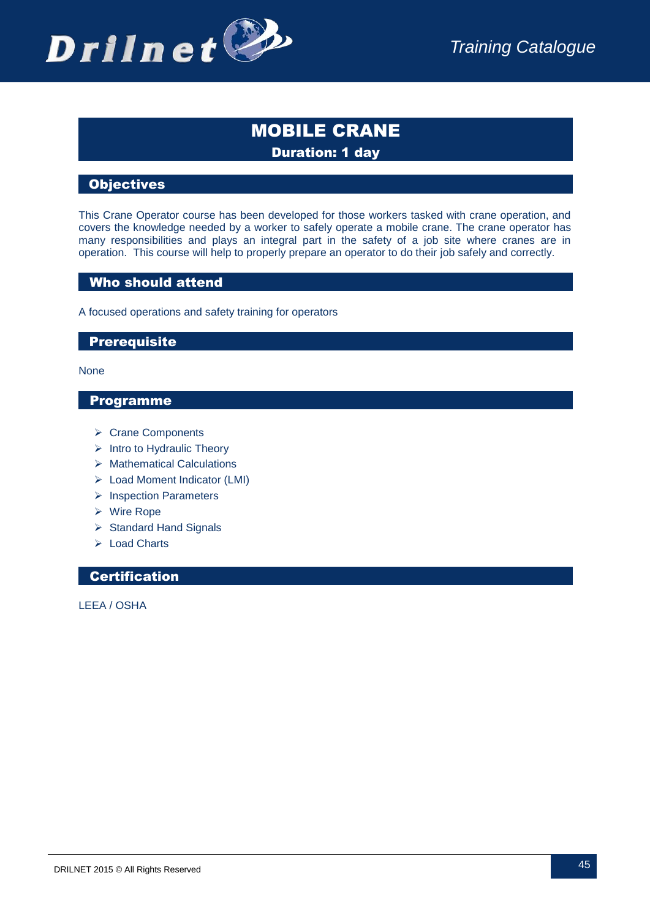# MOBILE CRANE

**Duration: 1 day**

## Objectives

This Crane Operator course has been developed for those workers tasked with crane operation, and covers the knowledge needed by a worker to safely operate a mobile crane. The crane operator has many responsibilities and plays an integral part in the safety of a job site where cranes are in operation. This course will help to properly prepare an operator to do their job safely and correctly.

## Who should attend

A focused operations and safety training for operators

## Prerequisite

None

## Programme

- Crane Components
- Intro to Hydraulic Theory
- Mathematical Calculations
- Load Moment Indicator (LMI)
- Inspection Parameters
- Wire Rope
- Standard Hand Signals
- Load Charts

## Certification

LEEA / OSHA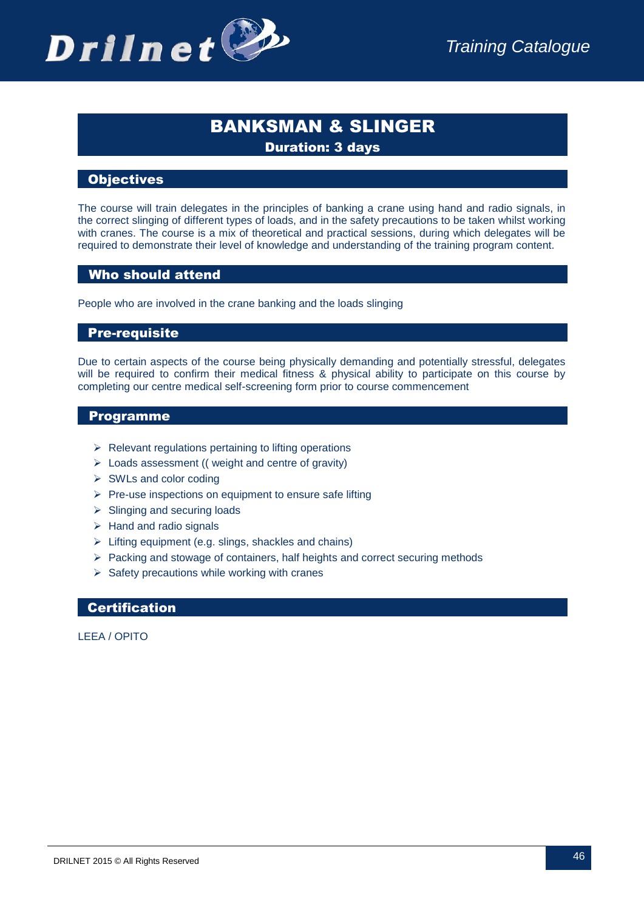# BANKSMAN & SLINGER

**Duration: 3 days**

## Objectives

The course will train delegates in the principles of banking a crane using hand and radio signals, in the correct slinging of different types of loads, and in the safety precautions to be taken whilst working with cranes. The course is a mix of theoretical and practical sessions, during which delegates will be required to demonstrate their level of knowledge and understanding of the training program content.

## Who should attend

People who are involved in the crane banking and the loads slinging

## Pre-requisite

Due to certain aspects of the course being physically demanding and potentially stressful, delegates will be required to confirm their medical fitness & physical ability to participate on this course by completing our centre medical self-screening form prior to course commencement

## Programme

- Relevant regulations pertaining to lifting operations
- Loads assessment (( weight and centre of gravity)
- SWLs and color coding
- Pre-use inspections on equipment to ensure safe lifting
- Slinging and securing loads
- Hand and radio signals
- Lifting equipment (e.g. slings, shackles and chains)
- Packing and stowage of containers, half heights and correct securing methods
- Safety precautions while working with cranes

## Certification

LEEA / OPITO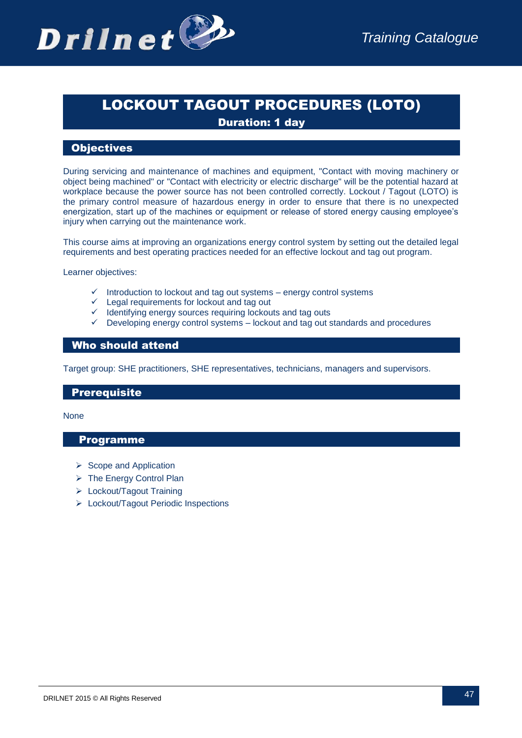# LOCKOUT TAGOUT PROCEDURES (LOTO)

**Duration: 1 day**

## Objectives

During servicing and maintenance of machines and equipment, "Contact with moving machinery or object being machined" or "Contact with electricity or electric discharge" will be the potential hazard at workplace because the power source has not been controlled correctly. Lockout / Tagout (LOTO) is the primary control measure of hazardous energy in order to ensure that there is no unexpected energization, start up of the machines or equipment or release of stored energy causing employee's injury when carrying out the maintenance work.

This course aims at improving an organizations energy control system by setting out the detailed legal requirements and best operating practices needed for an effective lockout and tag out program.

Learner objectives:

- ✓ Introduction to lockout and tag out systems – energy control systems
- ✓ Legal requirements for lockout and tag out
- ✓ Identifying energy sources requiring lockouts and tag outs
- ✓ Developing energy control systems – lockout and tag out standards and procedures

## Who should attend

Target group: SHE practitioners, SHE representatives, technicians, managers and supervisors.

## Prerequisite

None

## Programme

- Scope and Application
- The Energy Control Plan
- Lockout/Tagout Training
- Lockout/Tagout Periodic Inspections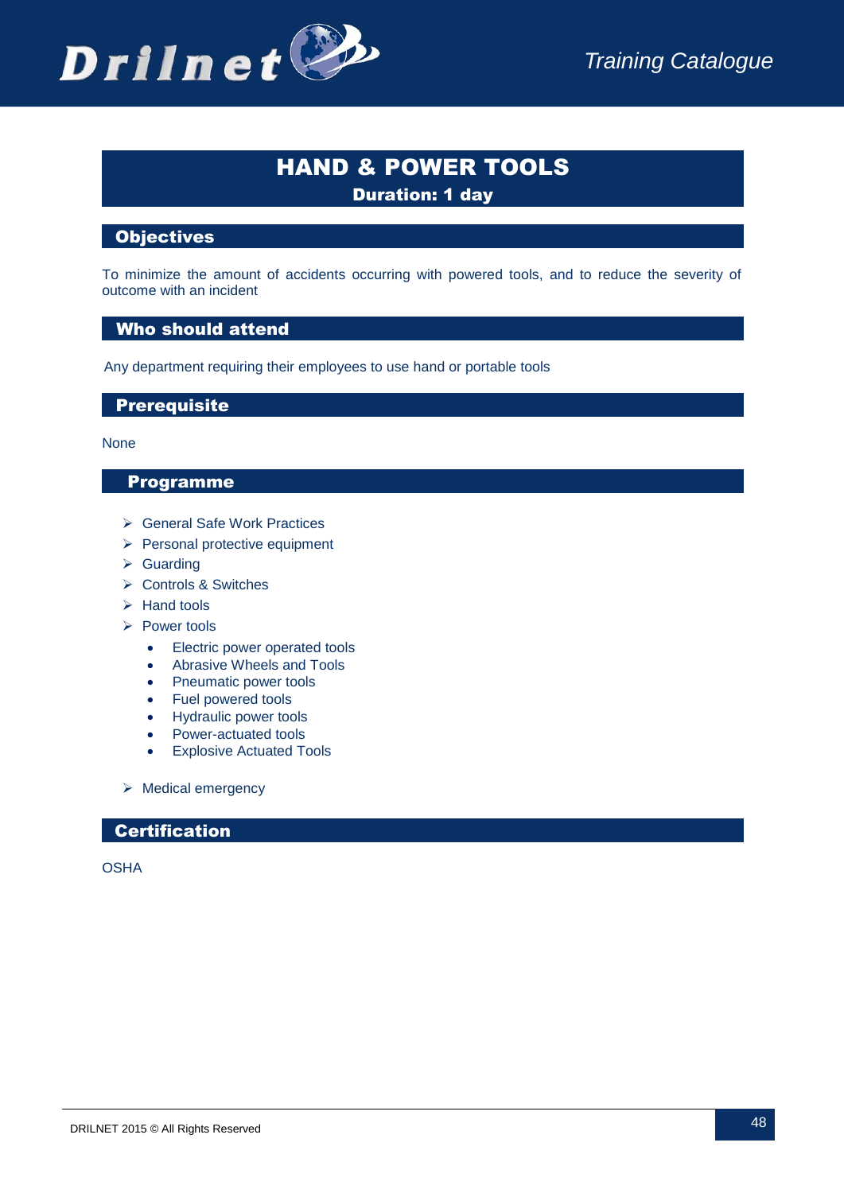# HAND & POWER TOOLS

**Duration: 1 day**

## Objectives

To minimize the amount of accidents occurring with powered tools, and to reduce the severity of outcome with an incident

## Who should attend

Any department requiring their employees to use hand or portable tools

## Prerequisite

None

## Programme

- General Safe Work Practices
- Personal protective equipment
- Guarding
- Controls & Switches
- Hand tools
- Power tools
  - Electric power operated tools
  - Abrasive Wheels and Tools
  - Pneumatic power tools
  - Fuel powered tools
  - Hydraulic power tools
  - Power-actuated tools
  - Explosive Actuated Tools
- Medical emergency

## Certification

OSHA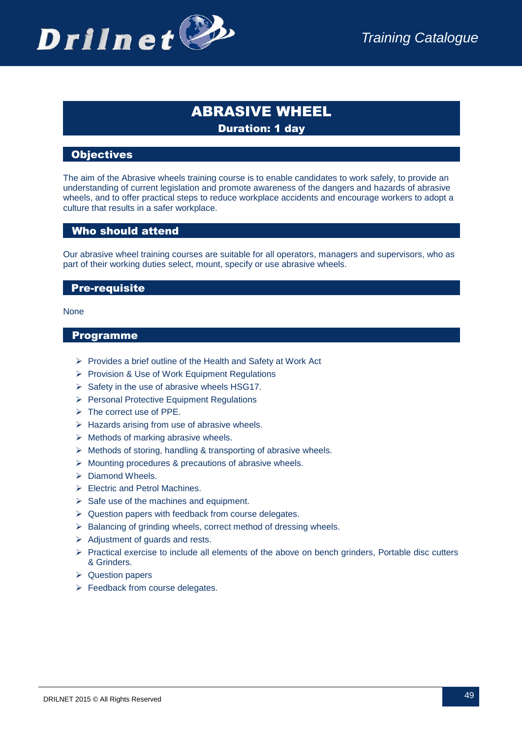# ABRASIVE WHEEL

**Duration: 1 day**

## Objectives

The aim of the Abrasive wheels training course is to enable candidates to work safely, to provide an understanding of current legislation and promote awareness of the dangers and hazards of abrasive wheels, and to offer practical steps to reduce workplace accidents and encourage workers to adopt a culture that results in a safer workplace.

## Who should attend

Our abrasive wheel training courses are suitable for all operators, managers and supervisors, who as part of their working duties select, mount, specify or use abrasive wheels.

## Pre-requisite

None

## Programme

- Provides a brief outline of the Health and Safety at Work Act
- Provision & Use of Work Equipment Regulations
- Safety in the use of abrasive wheels HSG17.
- Personal Protective Equipment Regulations
- The correct use of PPE.
- Hazards arising from use of abrasive wheels.
- Methods of marking abrasive wheels.
- Methods of storing, handling & transporting of abrasive wheels.
- Mounting procedures & precautions of abrasive wheels.
- Diamond Wheels.
- Electric and Petrol Machines.
- Safe use of the machines and equipment.
- Question papers with feedback from course delegates.
- Balancing of grinding wheels, correct method of dressing wheels.
- Adjustment of guards and rests.
- Practical exercise to include all elements of the above on bench grinders, Portable disc cutters & Grinders.
- Question papers
- Feedback from course delegates.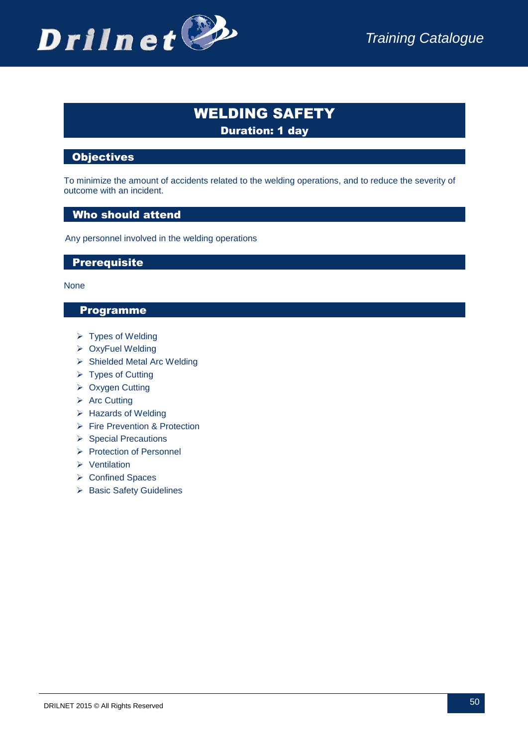# WELDING SAFETY

**Duration: 1 day**

## Objectives

To minimize the amount of accidents related to the welding operations, and to reduce the severity of outcome with an incident.

## Who should attend

Any personnel involved in the welding operations

## Prerequisite

None

## Programme

- Types of Welding
- OxyFuel Welding
- Shielded Metal Arc Welding
- Types of Cutting
- Oxygen Cutting
- Arc Cutting
- Hazards of Welding
- Fire Prevention & Protection
- Special Precautions
- Protection of Personnel
- Ventilation
- Confined Spaces
- Basic Safety Guidelines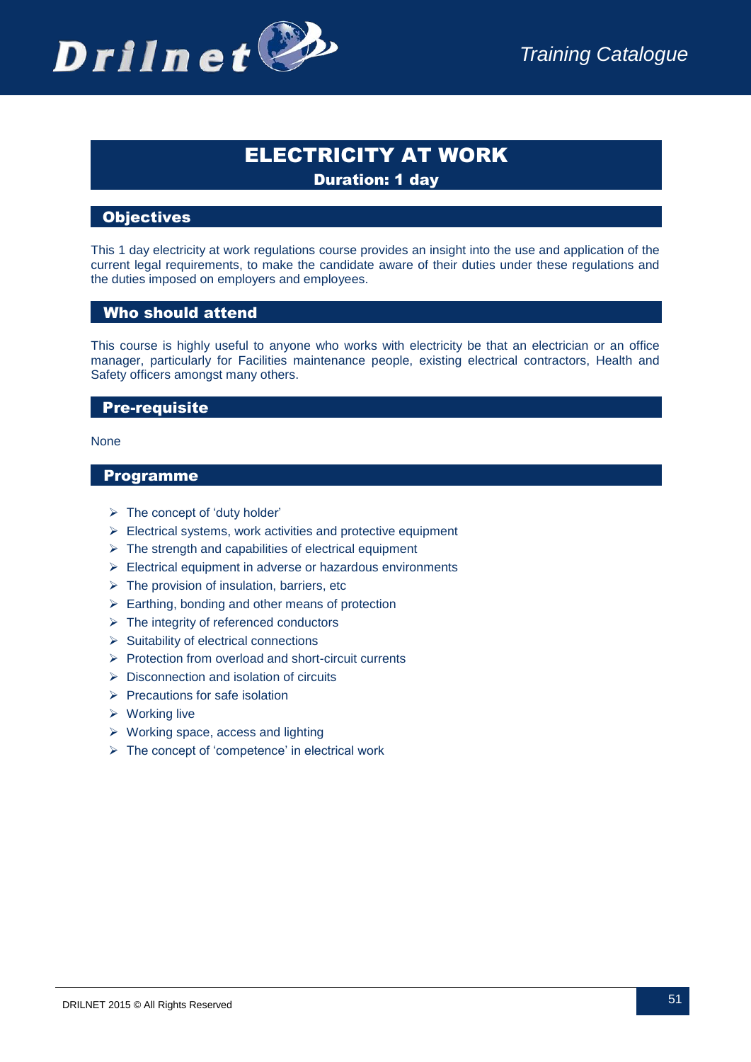# ELECTRICITY AT WORK

**Duration: 1 day**

## Objectives

This 1 day electricity at work regulations course provides an insight into the use and application of the current legal requirements, to make the candidate aware of their duties under these regulations and the duties imposed on employers and employees.

## Who should attend

This course is highly useful to anyone who works with electricity be that an electrician or an office manager, particularly for Facilities maintenance people, existing electrical contractors, Health and Safety officers amongst many others.

## Pre-requisite

None

## Programme

- The concept of 'duty holder'
- Electrical systems, work activities and protective equipment
- The strength and capabilities of electrical equipment
- Electrical equipment in adverse or hazardous environments
- The provision of insulation, barriers, etc
- Earthing, bonding and other means of protection
- The integrity of referenced conductors
- Suitability of electrical connections
- Protection from overload and short-circuit currents
- Disconnection and isolation of circuits
- Precautions for safe isolation
- Working live
- Working space, access and lighting
- The concept of 'competence' in electrical work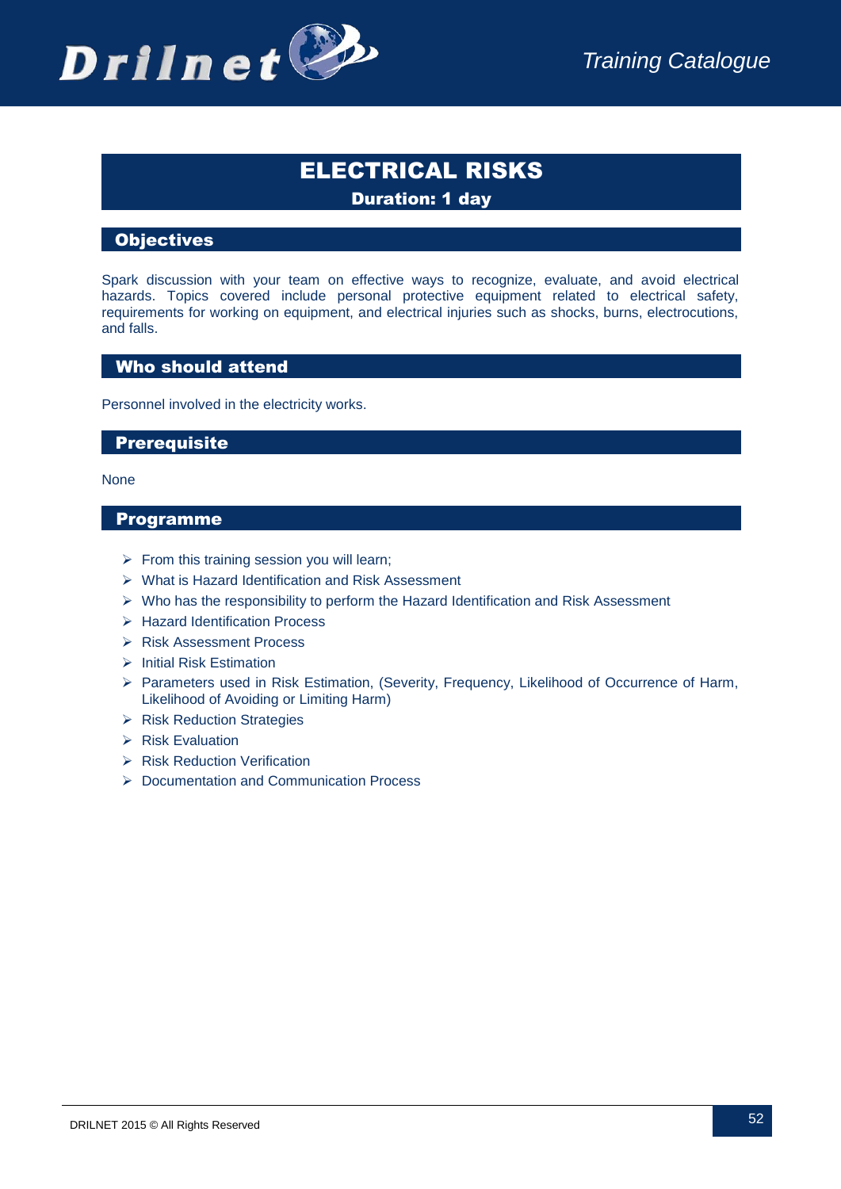# ELECTRICAL RISKS

**Duration: 1 day**

## Objectives

Spark discussion with your team on effective ways to recognize, evaluate, and avoid electrical hazards. Topics covered include personal protective equipment related to electrical safety, requirements for working on equipment, and electrical injuries such as shocks, burns, electrocutions, and falls.

## Who should attend

Personnel involved in the electricity works.

## Prerequisite

None

## Programme

- From this training session you will learn;
- What is Hazard Identification and Risk Assessment
- Who has the responsibility to perform the Hazard Identification and Risk Assessment
- Hazard Identification Process
- Risk Assessment Process
- Initial Risk Estimation
- Parameters used in Risk Estimation, (Severity, Frequency, Likelihood of Occurrence of Harm, Likelihood of Avoiding or Limiting Harm)
- Risk Reduction Strategies
- Risk Evaluation
- Risk Reduction Verification
- Documentation and Communication Process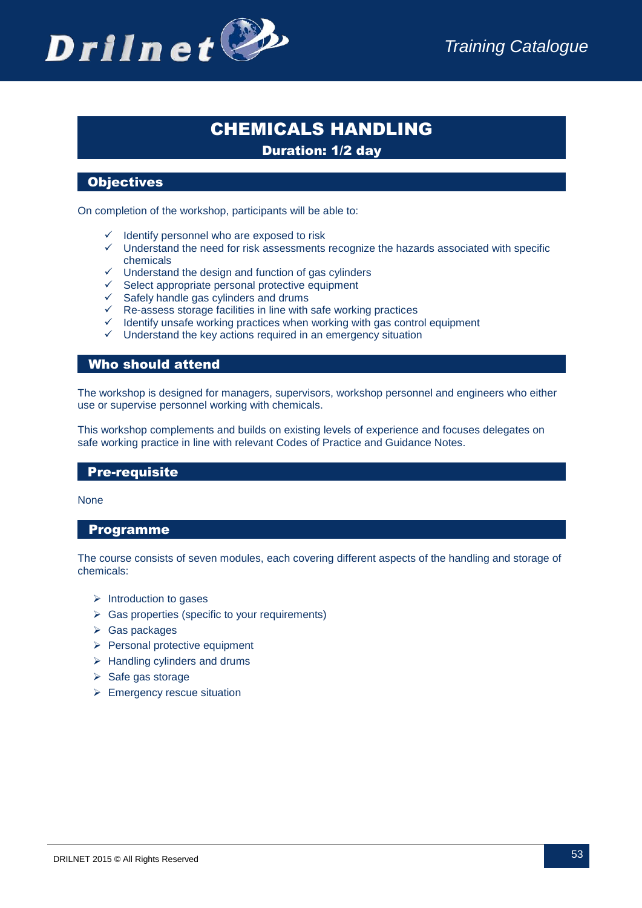# CHEMICALS HANDLING

**Duration: 1/2 day**

## Objectives

On completion of the workshop, participants will be able to:

- ✓ Identify personnel who are exposed to risk
- ✓ Understand the need for risk assessments recognize the hazards associated with specific chemicals
- ✓ Understand the design and function of gas cylinders
- ✓ Select appropriate personal protective equipment
- ✓ Safely handle gas cylinders and drums
- ✓ Re-assess storage facilities in line with safe working practices
- ✓ Identify unsafe working practices when working with gas control equipment
- ✓ Understand the key actions required in an emergency situation

## Who should attend

The workshop is designed for managers, supervisors, workshop personnel and engineers who either use or supervise personnel working with chemicals.

This workshop complements and builds on existing levels of experience and focuses delegates on safe working practice in line with relevant Codes of Practice and Guidance Notes.

## Pre-requisite

None

## Programme

The course consists of seven modules, each covering different aspects of the handling and storage of chemicals:

- Introduction to gases
- Gas properties (specific to your requirements)
- Gas packages
- Personal protective equipment
- Handling cylinders and drums
- Safe gas storage
- Emergency rescue situation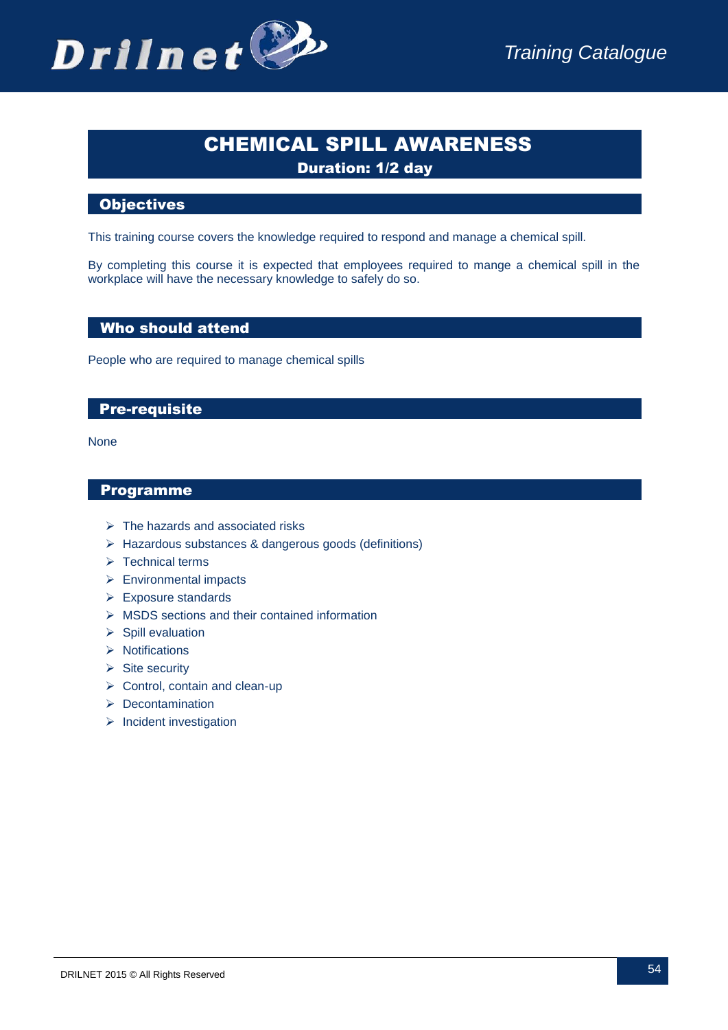# CHEMICAL SPILL AWARENESS

**Duration: 1/2 day**

## Objectives

This training course covers the knowledge required to respond and manage a chemical spill.

By completing this course it is expected that employees required to mange a chemical spill in the workplace will have the necessary knowledge to safely do so.

## Who should attend

People who are required to manage chemical spills

## Pre-requisite

None

## Programme

- The hazards and associated risks
- Hazardous substances & dangerous goods (definitions)
- Technical terms
- Environmental impacts
- Exposure standards
- MSDS sections and their contained information
- Spill evaluation
- Notifications
- Site security
- Control, contain and clean-up
- Decontamination
- Incident investigation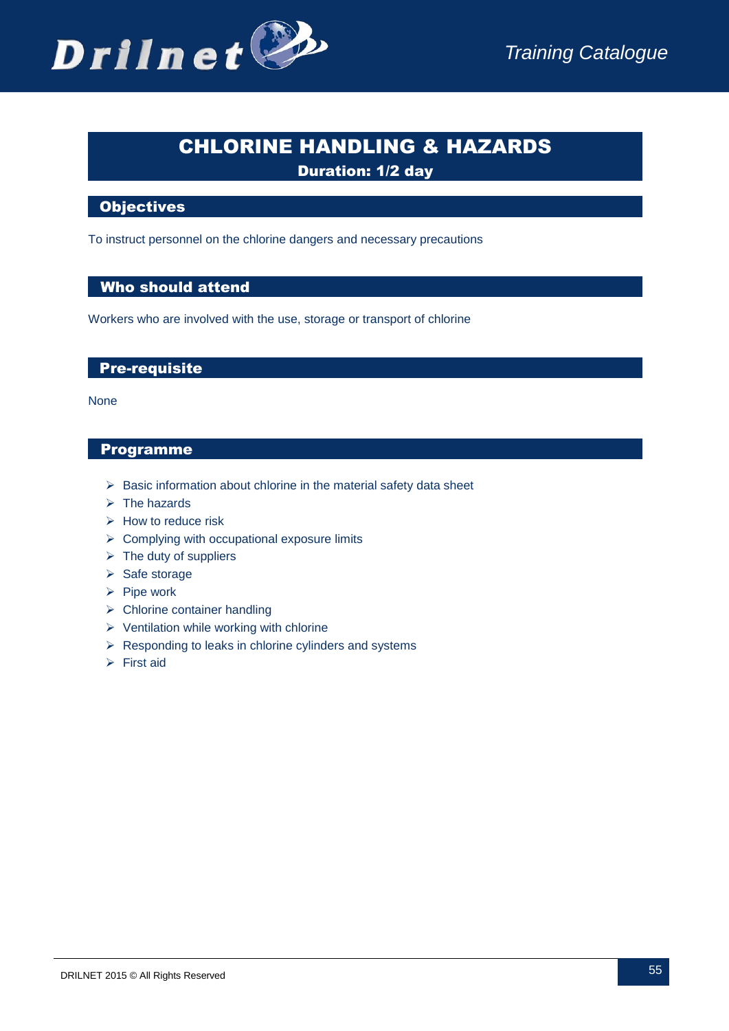# CHLORINE HANDLING & HAZARDS

**Duration: 1/2 day**

## Objectives

To instruct personnel on the chlorine dangers and necessary precautions

## Who should attend

Workers who are involved with the use, storage or transport of chlorine

## Pre-requisite

None

## Programme

- Basic information about chlorine in the material safety data sheet
- The hazards
- How to reduce risk
- Complying with occupational exposure limits
- The duty of suppliers
- Safe storage
- Pipe work
- Chlorine container handling
- Ventilation while working with chlorine
- Responding to leaks in chlorine cylinders and systems
- First aid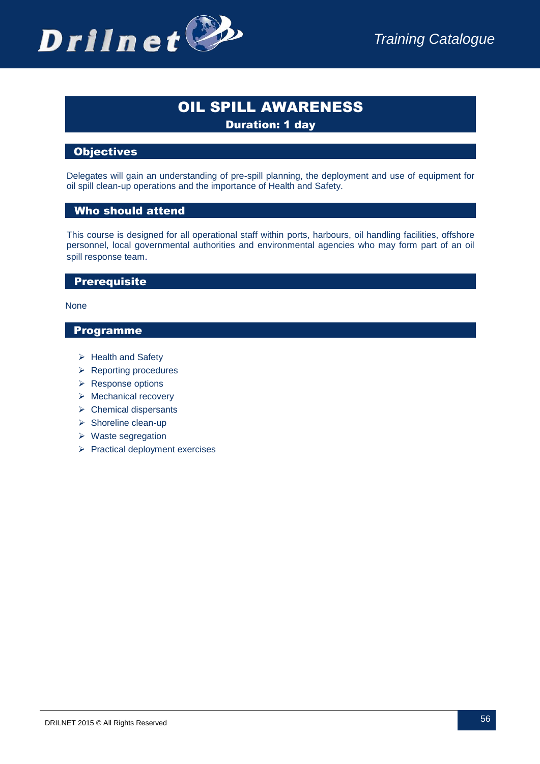# OIL SPILL AWARENESS

**Duration: 1 day**

## Objectives

Delegates will gain an understanding of pre-spill planning, the deployment and use of equipment for oil spill clean-up operations and the importance of Health and Safety.

## Who should attend

This course is designed for all operational staff within ports, harbours, oil handling facilities, offshore personnel, local governmental authorities and environmental agencies who may form part of an oil spill response team.

## Prerequisite

None

## Programme

- Health and Safety
- Reporting procedures
- Response options
- Mechanical recovery
- Chemical dispersants
- Shoreline clean-up
- Waste segregation
- Practical deployment exercises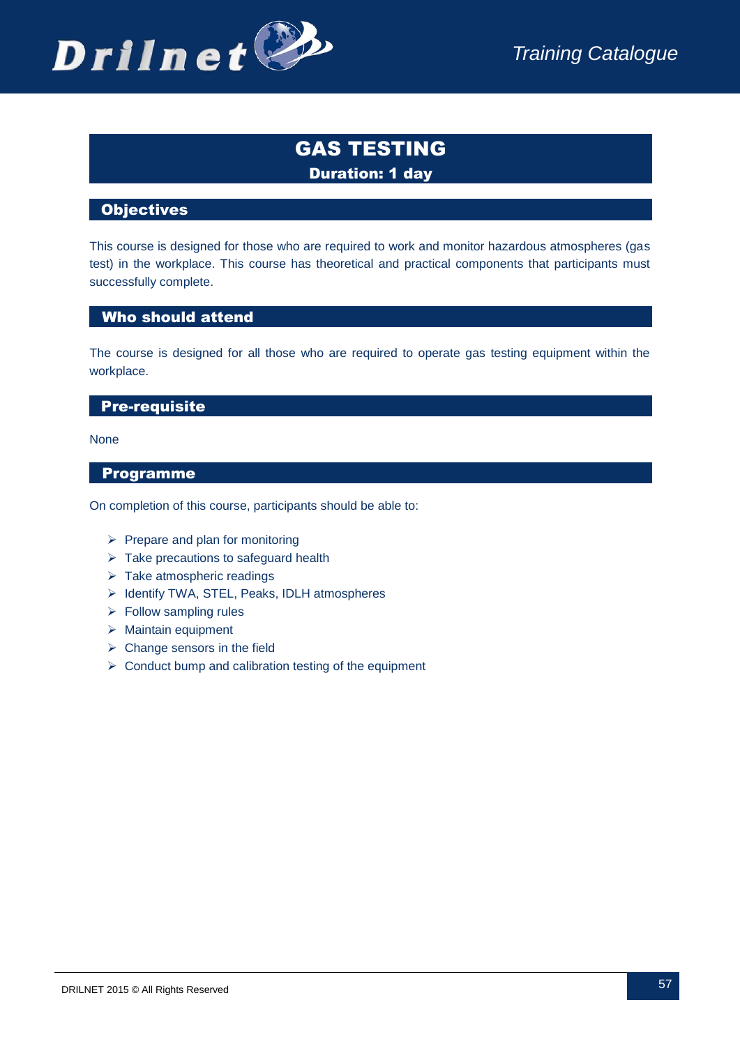# GAS TESTING

**Duration: 1 day**

## Objectives

This course is designed for those who are required to work and monitor hazardous atmospheres (gas test) in the workplace. This course has theoretical and practical components that participants must successfully complete.

## Who should attend

The course is designed for all those who are required to operate gas testing equipment within the workplace.

## Pre-requisite

None

## Programme

On completion of this course, participants should be able to:

- Prepare and plan for monitoring
- Take precautions to safeguard health
- Take atmospheric readings
- Identify TWA, STEL, Peaks, IDLH atmospheres
- Follow sampling rules
- Maintain equipment
- Change sensors in the field
- Conduct bump and calibration testing of the equipment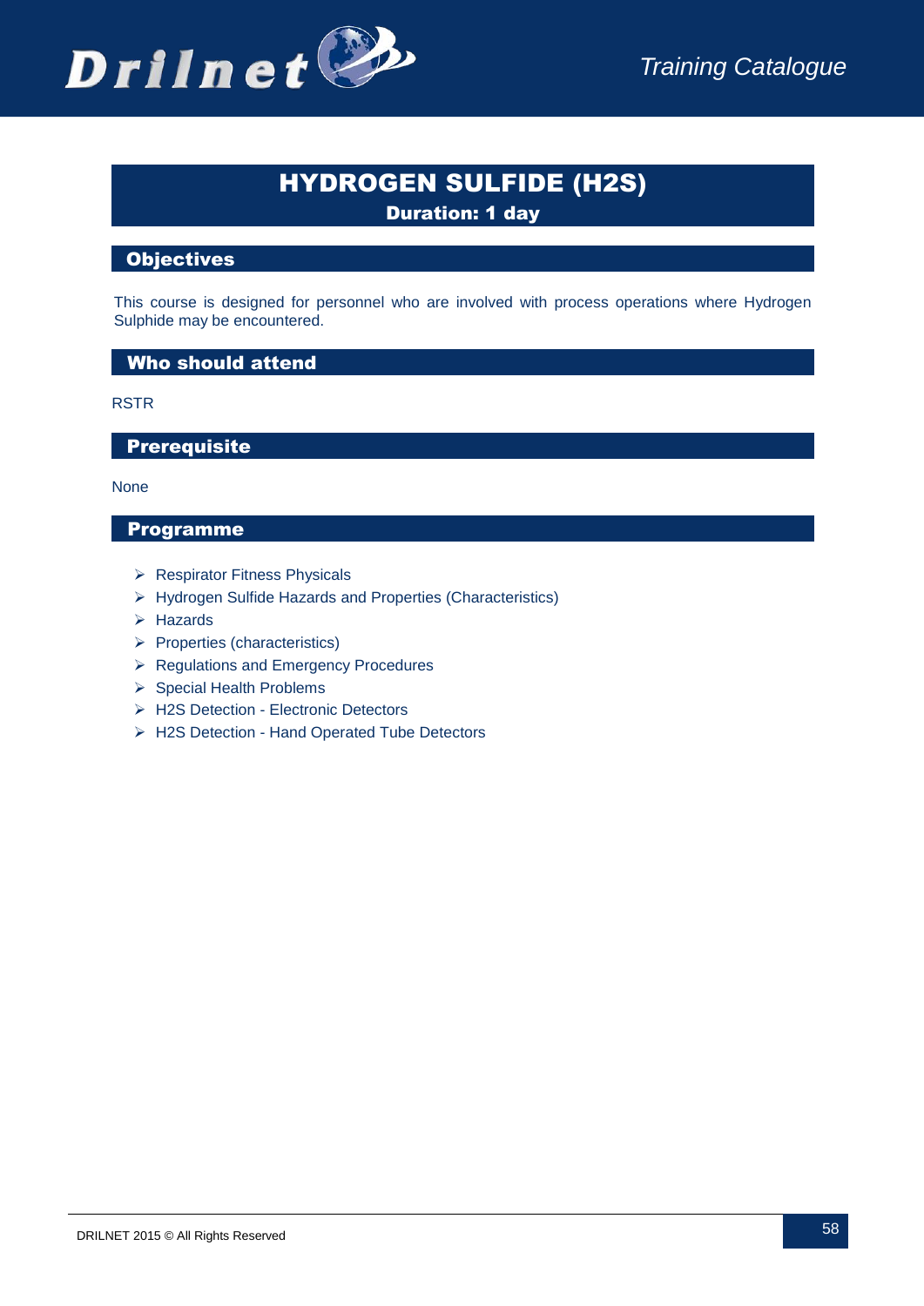# HYDROGEN SULFIDE (H2S)

**Duration: 1 day**

## Objectives

This course is designed for personnel who are involved with process operations where Hydrogen Sulphide may be encountered.

## Who should attend

RSTR

## Prerequisite

None

## Programme

- Respirator Fitness Physicals
- Hydrogen Sulfide Hazards and Properties (Characteristics)
- Hazards
- Properties (characteristics)
- Regulations and Emergency Procedures
- Special Health Problems
- H2S Detection - Electronic Detectors
- H2S Detection - Hand Operated Tube Detectors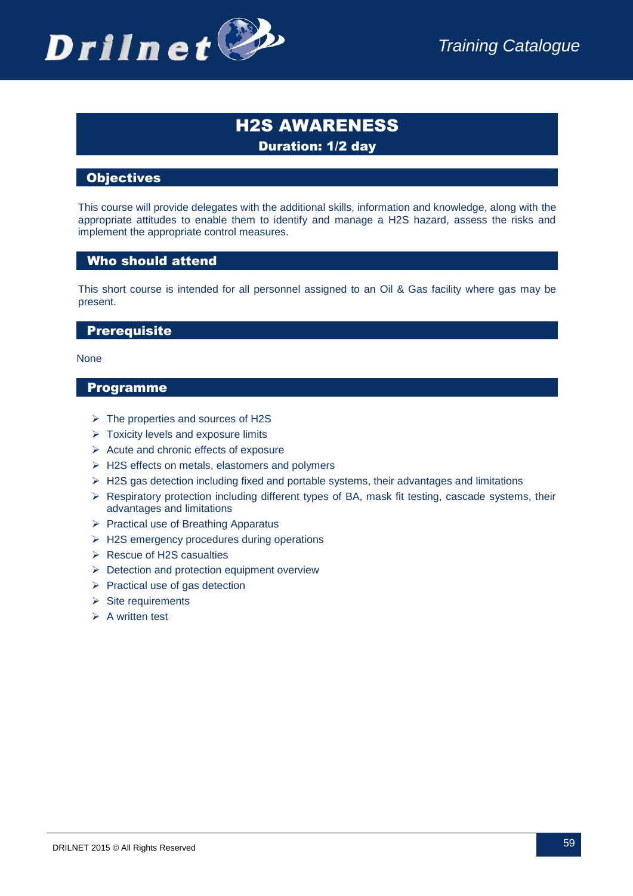# H2S AWARENESS

**Duration: 1/2 day**

## Objectives

This course will provide delegates with the additional skills, information and knowledge, along with the appropriate attitudes to enable them to identify and manage a H2S hazard, assess the risks and implement the appropriate control measures.

## Who should attend

This short course is intended for all personnel assigned to an Oil & Gas facility where gas may be present.

## Prerequisite

None

## Programme

- The properties and sources of H2S
- Toxicity levels and exposure limits
- Acute and chronic effects of exposure
- H2S effects on metals, elastomers and polymers
- H2S gas detection including fixed and portable systems, their advantages and limitations
- Respiratory protection including different types of BA, mask fit testing, cascade systems, their advantages and limitations
- Practical use of Breathing Apparatus
- H2S emergency procedures during operations
- Rescue of H2S casualties
- Detection and protection equipment overview
- Practical use of gas detection
- Site requirements
- A written test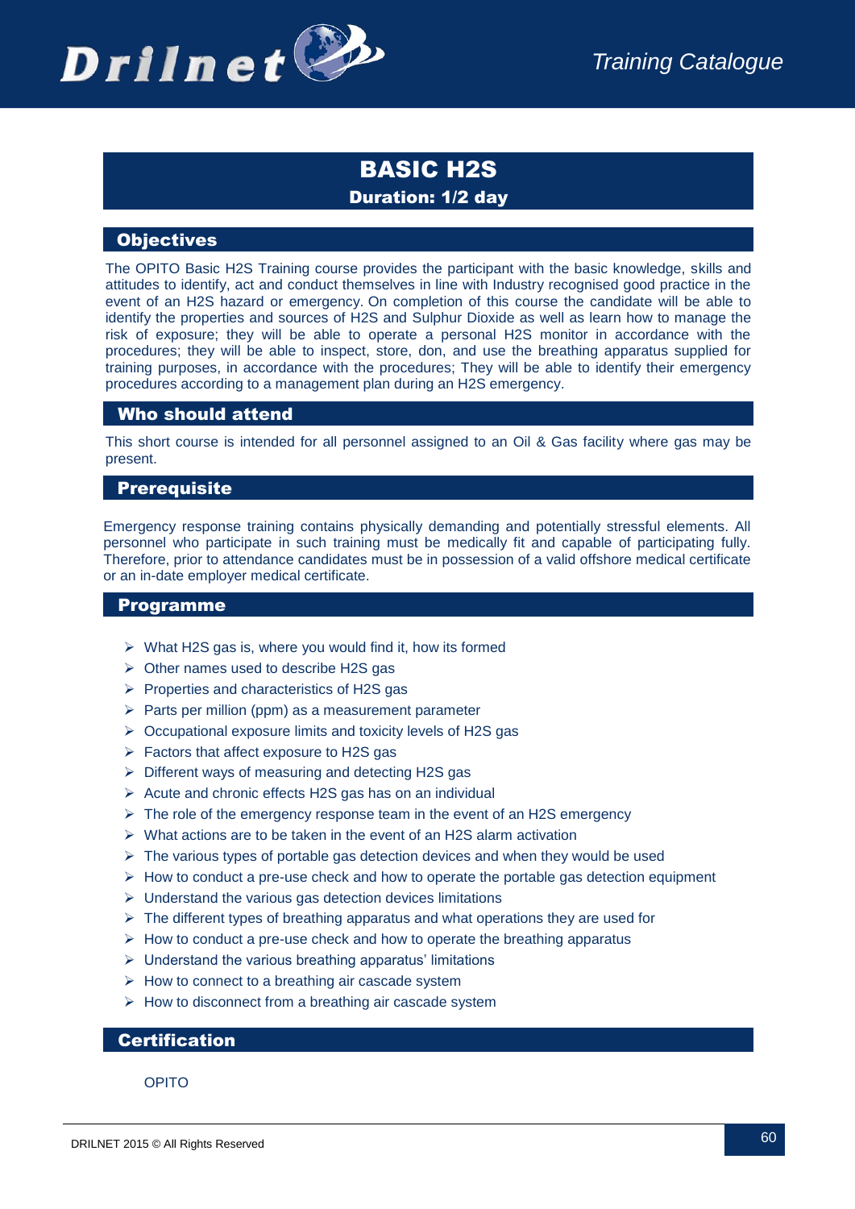# BASIC H2S

**Duration: 1/2 day**

## Objectives

The OPITO Basic H2S Training course provides the participant with the basic knowledge, skills and attitudes to identify, act and conduct themselves in line with Industry recognised good practice in the event of an H2S hazard or emergency. On completion of this course the candidate will be able to identify the properties and sources of H2S and Sulphur Dioxide as well as learn how to manage the risk of exposure; they will be able to operate a personal H2S monitor in accordance with the procedures; they will be able to inspect, store, don, and use the breathing apparatus supplied for training purposes, in accordance with the procedures; They will be able to identify their emergency procedures according to a management plan during an H2S emergency.

## Who should attend

This short course is intended for all personnel assigned to an Oil & Gas facility where gas may be present.

## Prerequisite

Emergency response training contains physically demanding and potentially stressful elements. All personnel who participate in such training must be medically fit and capable of participating fully. Therefore, prior to attendance candidates must be in possession of a valid offshore medical certificate or an in-date employer medical certificate.

## Programme

- What H2S gas is, where you would find it, how its formed
- Other names used to describe H2S gas
- Properties and characteristics of H2S gas
- Parts per million (ppm) as a measurement parameter
- Occupational exposure limits and toxicity levels of H2S gas
- Factors that affect exposure to H2S gas
- Different ways of measuring and detecting H2S gas
- Acute and chronic effects H2S gas has on an individual
- The role of the emergency response team in the event of an H2S emergency
- What actions are to be taken in the event of an H2S alarm activation
- The various types of portable gas detection devices and when they would be used
- How to conduct a pre-use check and how to operate the portable gas detection equipment
- Understand the various gas detection devices limitations
- The different types of breathing apparatus and what operations they are used for
- How to conduct a pre-use check and how to operate the breathing apparatus
- Understand the various breathing apparatus' limitations
- How to connect to a breathing air cascade system
- How to disconnect from a breathing air cascade system

## Certification

OPITO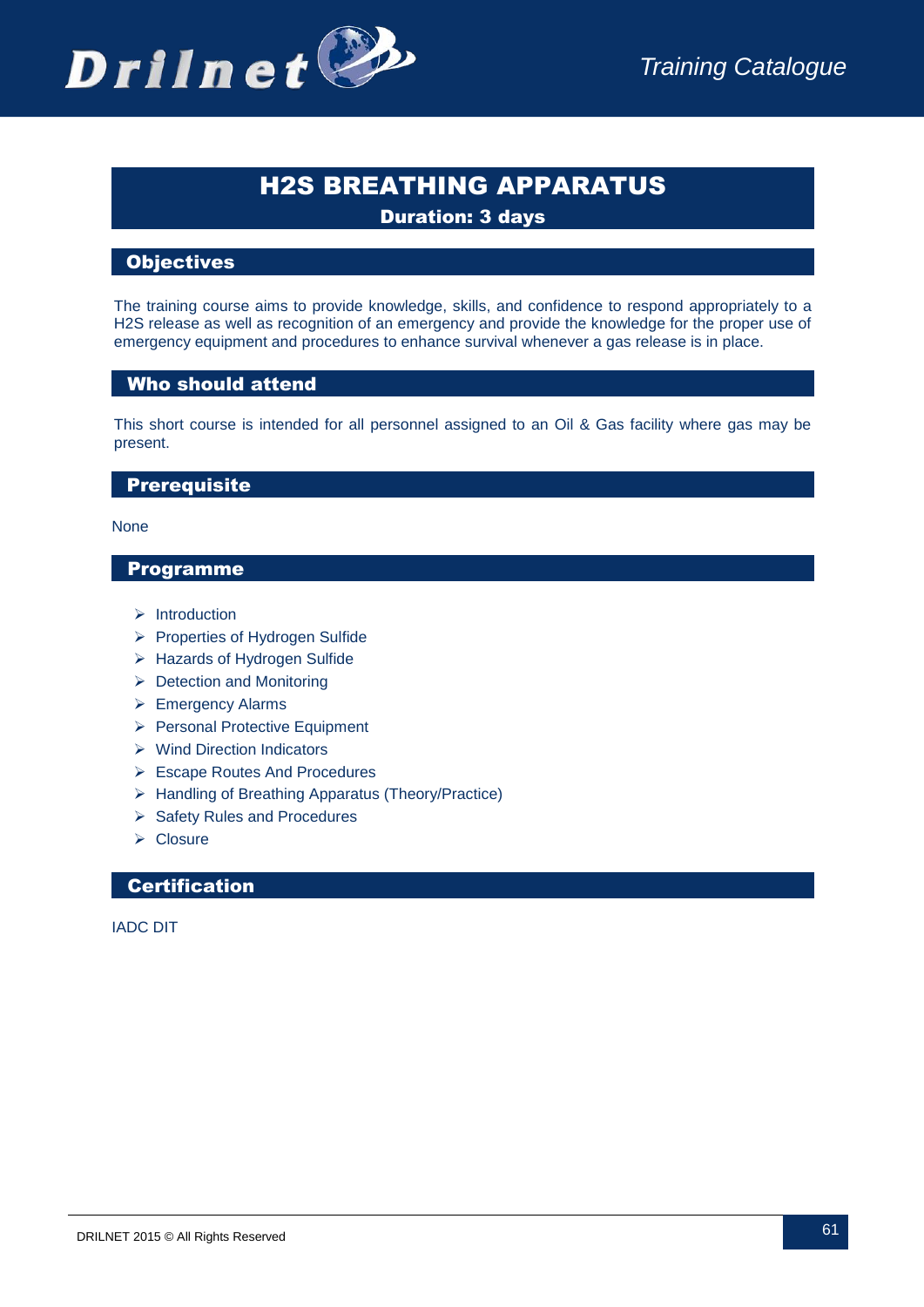# H2S BREATHING APPARATUS

**Duration: 3 days**

## Objectives

The training course aims to provide knowledge, skills, and confidence to respond appropriately to a H2S release as well as recognition of an emergency and provide the knowledge for the proper use of emergency equipment and procedures to enhance survival whenever a gas release is in place.

## Who should attend

This short course is intended for all personnel assigned to an Oil & Gas facility where gas may be present.

## Prerequisite

None

## Programme

- Introduction
- Properties of Hydrogen Sulfide
- Hazards of Hydrogen Sulfide
- Detection and Monitoring
- Emergency Alarms
- Personal Protective Equipment
- Wind Direction Indicators
- Escape Routes And Procedures
- Handling of Breathing Apparatus (Theory/Practice)
- Safety Rules and Procedures
- Closure

## Certification

IADC DIT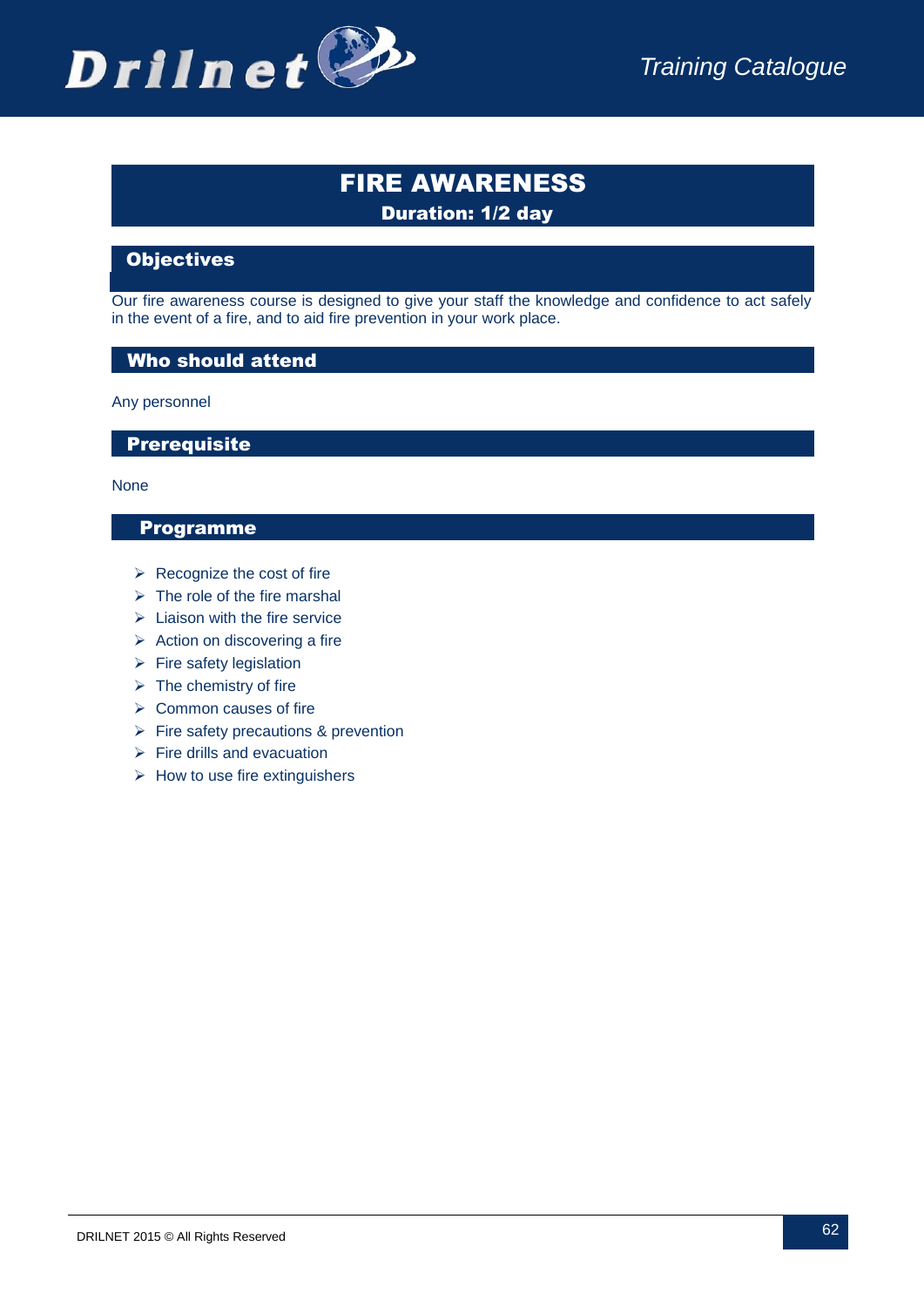# FIRE AWARENESS

**Duration: 1/2 day**

## Objectives

Our fire awareness course is designed to give your staff the knowledge and confidence to act safely in the event of a fire, and to aid fire prevention in your work place.

## Who should attend

Any personnel

## Prerequisite

None

## Programme

- Recognize the cost of fire
- The role of the fire marshal
- Liaison with the fire service
- Action on discovering a fire
- Fire safety legislation
- The chemistry of fire
- Common causes of fire
- Fire safety precautions & prevention
- Fire drills and evacuation
- How to use fire extinguishers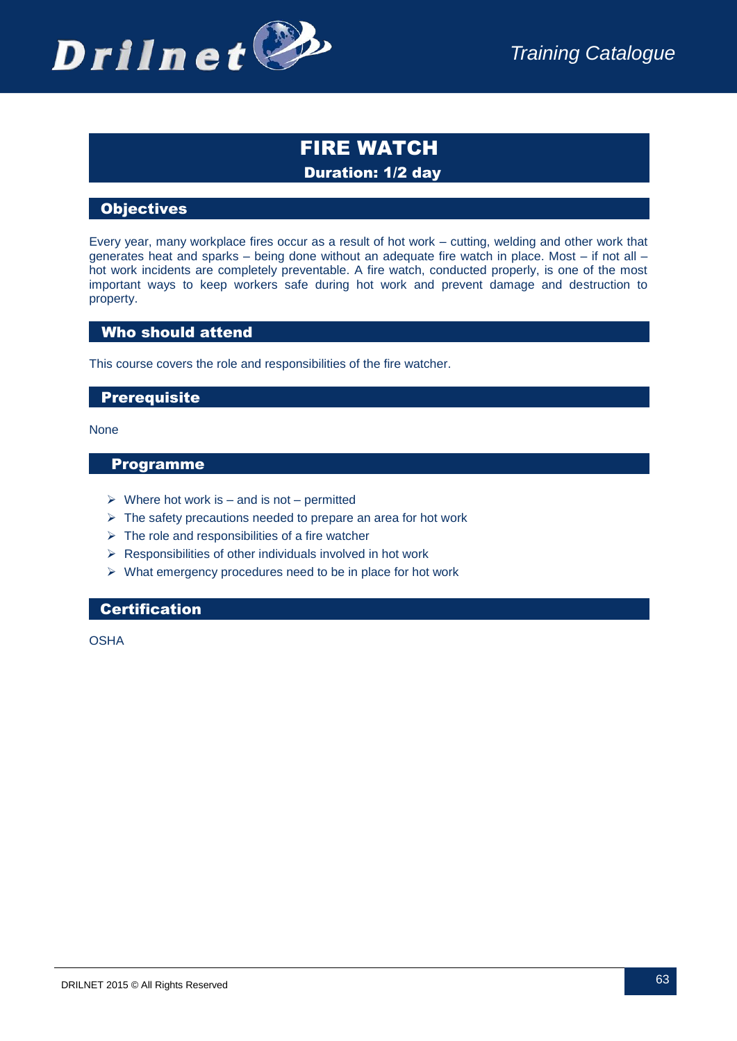# FIRE WATCH

**Duration: 1/2 day**

## Objectives

Every year, many workplace fires occur as a result of hot work – cutting, welding and other work that generates heat and sparks – being done without an adequate fire watch in place. Most – if not all – hot work incidents are completely preventable. A fire watch, conducted properly, is one of the most important ways to keep workers safe during hot work and prevent damage and destruction to property.

## Who should attend

This course covers the role and responsibilities of the fire watcher.

## Prerequisite

None

## Programme

- Where hot work is – and is not – permitted
- The safety precautions needed to prepare an area for hot work
- The role and responsibilities of a fire watcher
- Responsibilities of other individuals involved in hot work
- What emergency procedures need to be in place for hot work

## Certification

OSHA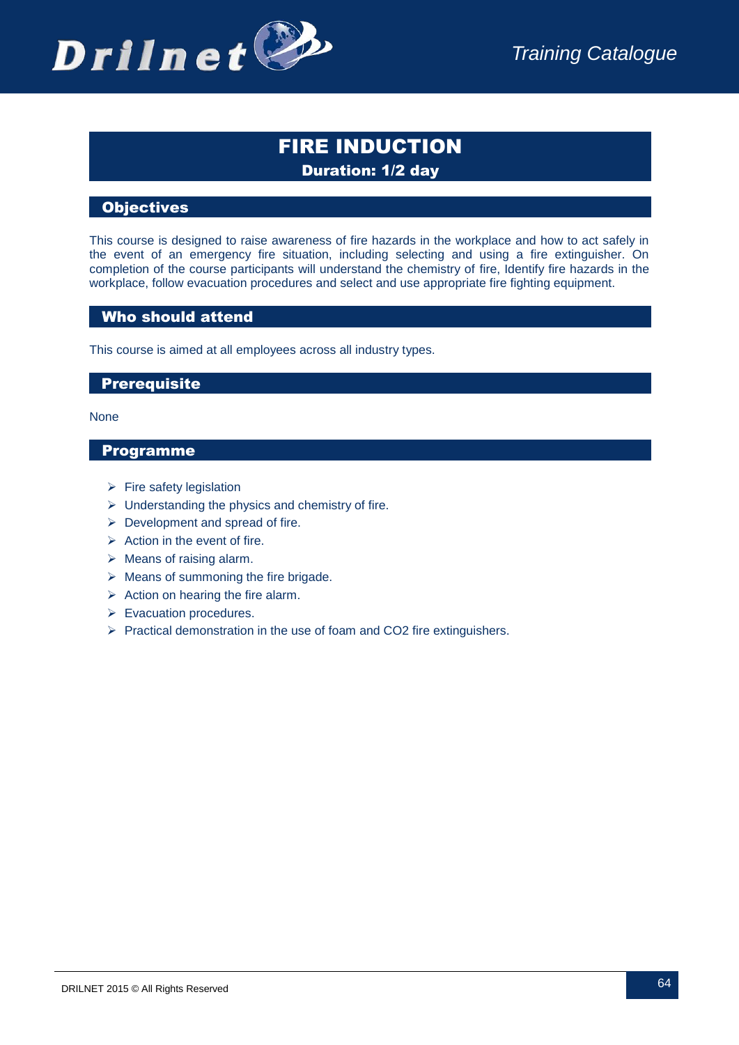# FIRE INDUCTION

**Duration: 1/2 day**

## Objectives

This course is designed to raise awareness of fire hazards in the workplace and how to act safely in the event of an emergency fire situation, including selecting and using a fire extinguisher. On completion of the course participants will understand the chemistry of fire, Identify fire hazards in the workplace, follow evacuation procedures and select and use appropriate fire fighting equipment.

## Who should attend

This course is aimed at all employees across all industry types.

## Prerequisite

None

## Programme

- Fire safety legislation
- Understanding the physics and chemistry of fire.
- Development and spread of fire.
- Action in the event of fire.
- Means of raising alarm.
- Means of summoning the fire brigade.
- Action on hearing the fire alarm.
- Evacuation procedures.
- Practical demonstration in the use of foam and $CO_2$ fire extinguishers.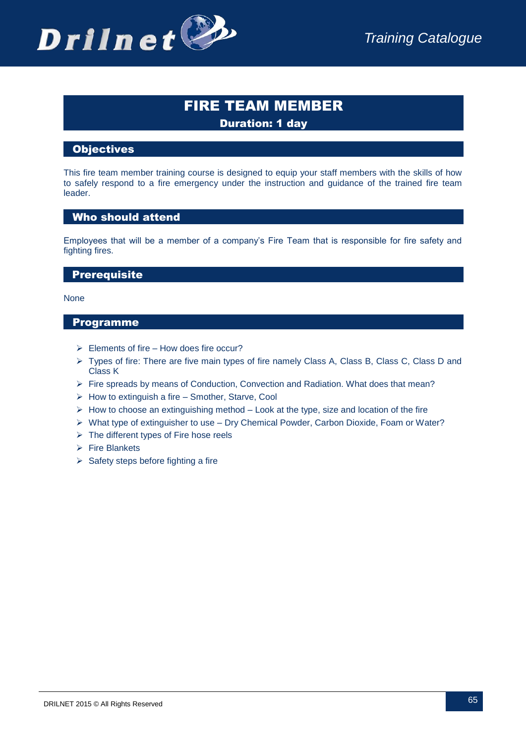# FIRE TEAM MEMBER

**Duration: 1 day**

## Objectives

This fire team member training course is designed to equip your staff members with the skills of how to safely respond to a fire emergency under the instruction and guidance of the trained fire team leader.

## Who should attend

Employees that will be a member of a company's Fire Team that is responsible for fire safety and fighting fires.

## Prerequisite

None

## Programme

- Elements of fire – How does fire occur?
- Types of fire: There are five main types of fire namely Class A, Class B, Class C, Class D and Class K
- Fire spreads by means of Conduction, Convection and Radiation. What does that mean?
- How to extinguish a fire – Smother, Starve, Cool
- How to choose an extinguishing method – Look at the type, size and location of the fire
- What type of extinguisher to use – Dry Chemical Powder, Carbon Dioxide, Foam or Water?
- The different types of Fire hose reels
- Fire Blankets
- Safety steps before fighting a fire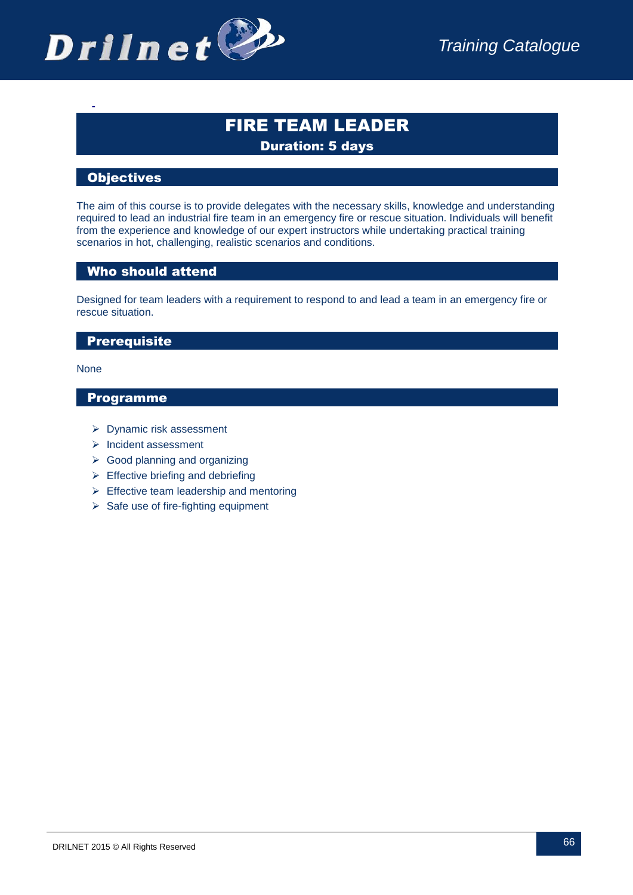# FIRE TEAM LEADER

**Duration: 5 days**

## Objectives

The aim of this course is to provide delegates with the necessary skills, knowledge and understanding required to lead an industrial fire team in an emergency fire or rescue situation. Individuals will benefit from the experience and knowledge of our expert instructors while undertaking practical training scenarios in hot, challenging, realistic scenarios and conditions.

## Who should attend

Designed for team leaders with a requirement to respond to and lead a team in an emergency fire or rescue situation.

## Prerequisite

None

## Programme

- Dynamic risk assessment
- Incident assessment
- Good planning and organizing
- Effective briefing and debriefing
- Effective team leadership and mentoring
- Safe use of fire-fighting equipment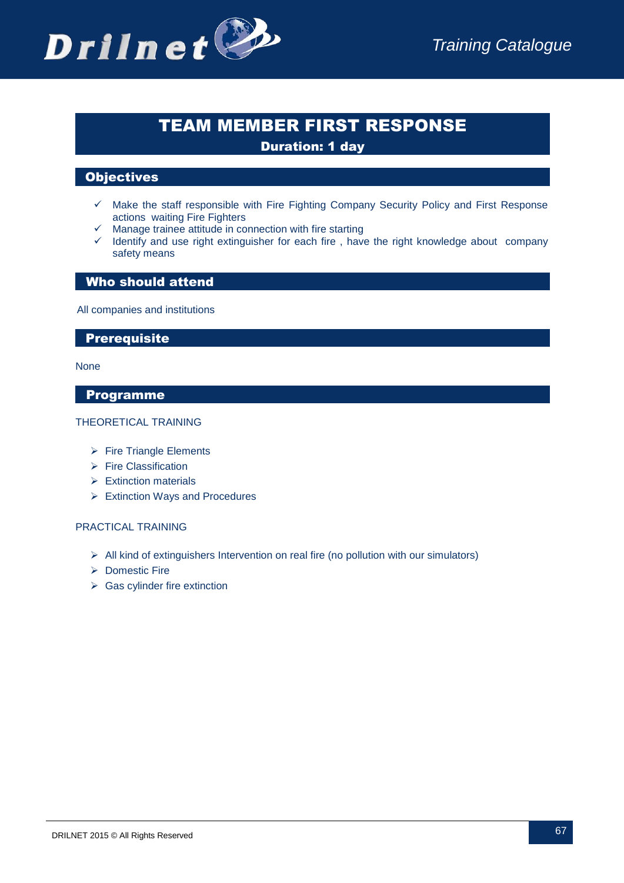# TEAM MEMBER FIRST RESPONSE

**Duration: 1 day**

## Objectives

- ✓ Make the staff responsible with Fire Fighting Company Security Policy and First Response actions waiting Fire Fighters
- ✓ Manage trainee attitude in connection with fire starting
- ✓ Identify and use right extinguisher for each fire , have the right knowledge about company safety means

## Who should attend

All companies and institutions

## Prerequisite

None

## Programme

THEORETICAL TRAINING

- Fire Triangle Elements
- Fire Classification
- Extinction materials
- Extinction Ways and Procedures

PRACTICAL TRAINING

- All kind of extinguishers Intervention on real fire (no pollution with our simulators)
- Domestic Fire
- Gas cylinder fire extinction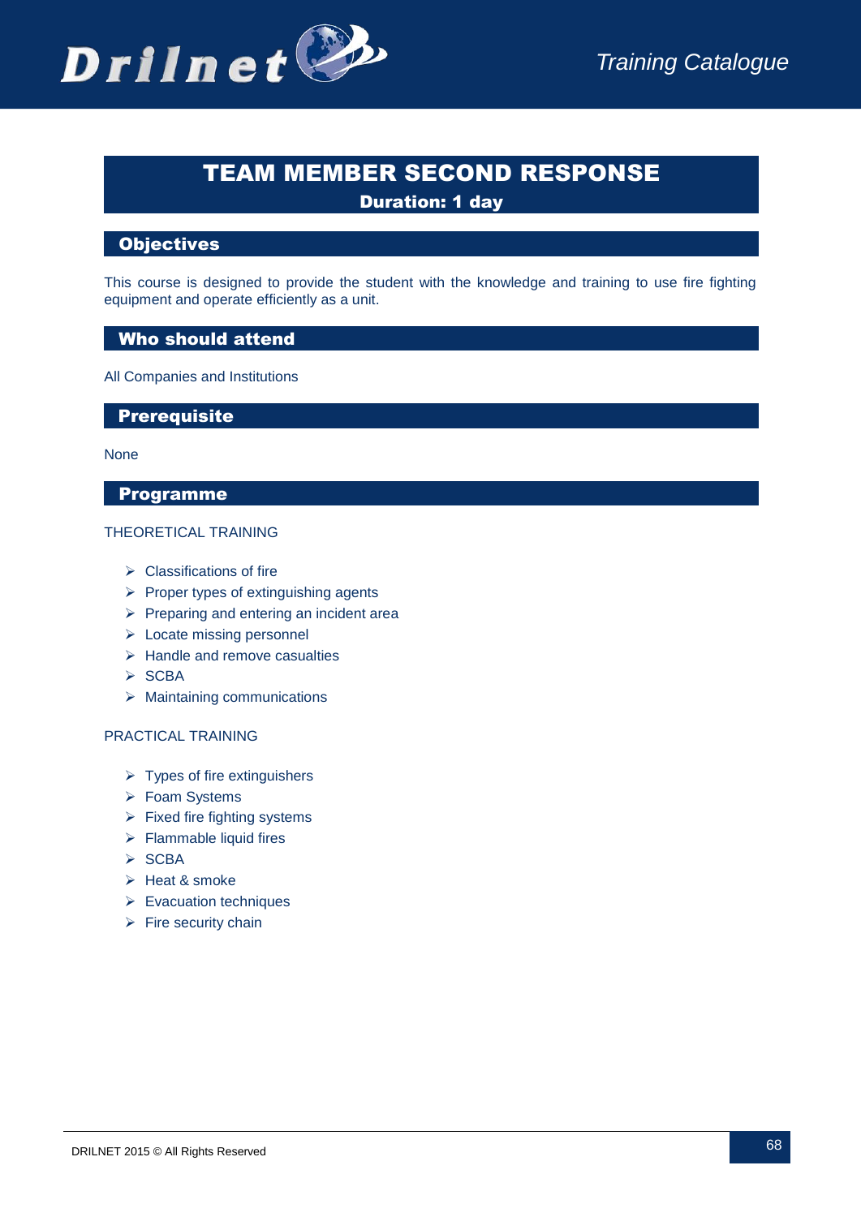# TEAM MEMBER SECOND RESPONSE

**Duration: 1 day**

## Objectives

This course is designed to provide the student with the knowledge and training to use fire fighting equipment and operate efficiently as a unit.

## Who should attend

All Companies and Institutions

## Prerequisite

None

## Programme

THEORETICAL TRAINING

- Classifications of fire
- Proper types of extinguishing agents
- Preparing and entering an incident area
- Locate missing personnel
- Handle and remove casualties
- SCBA
- Maintaining communications

PRACTICAL TRAINING

- Types of fire extinguishers
- Foam Systems
- Fixed fire fighting systems
- Flammable liquid fires
- SCBA
- Heat & smoke
- Evacuation techniques
- Fire security chain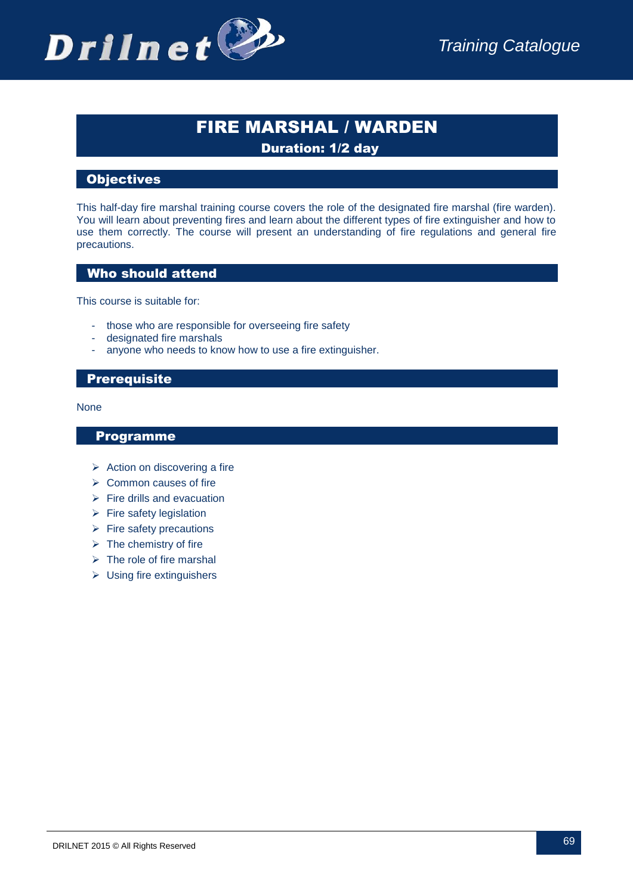# FIRE MARSHAL / WARDEN

**Duration: 1/2 day**

## Objectives

This half-day fire marshal training course covers the role of the designated fire marshal (fire warden). You will learn about preventing fires and learn about the different types of fire extinguisher and how to use them correctly. The course will present an understanding of fire regulations and general fire precautions.

## Who should attend

This course is suitable for:

- those who are responsible for overseeing fire safety
- designated fire marshals
- anyone who needs to know how to use a fire extinguisher.

## Prerequisite

None

## Programme

- Action on discovering a fire
- Common causes of fire
- Fire drills and evacuation
- Fire safety legislation
- Fire safety precautions
- The chemistry of fire
- The role of fire marshal
- Using fire extinguishers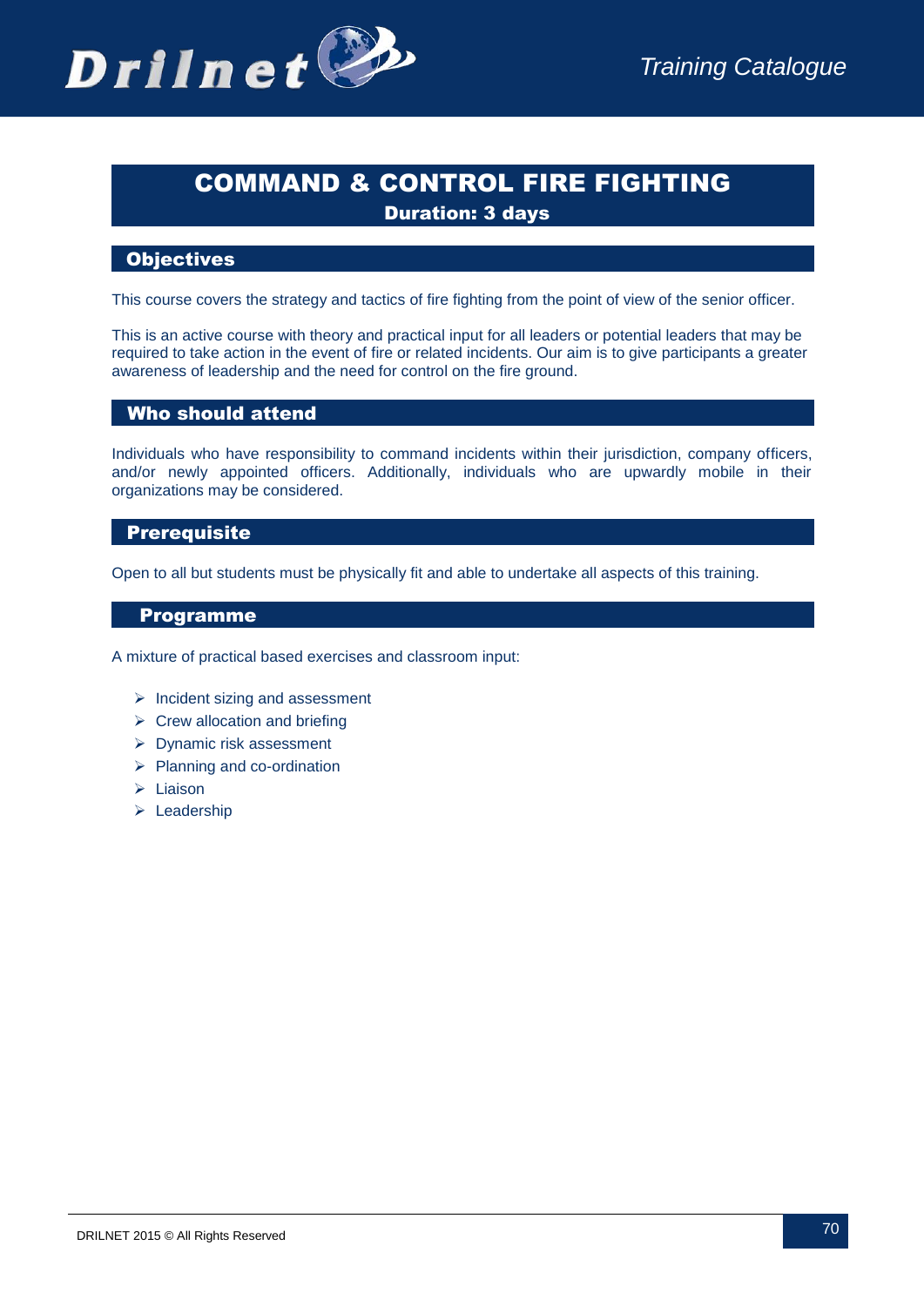# COMMAND & CONTROL FIRE FIGHTING

**Duration: 3 days**

## Objectives

This course covers the strategy and tactics of fire fighting from the point of view of the senior officer.

This is an active course with theory and practical input for all leaders or potential leaders that may be required to take action in the event of fire or related incidents. Our aim is to give participants a greater awareness of leadership and the need for control on the fire ground.

## Who should attend

Individuals who have responsibility to command incidents within their jurisdiction, company officers, and/or newly appointed officers. Additionally, individuals who are upwardly mobile in their organizations may be considered.

## Prerequisite

Open to all but students must be physically fit and able to undertake all aspects of this training.

## Programme

A mixture of practical based exercises and classroom input:

- Incident sizing and assessment
- Crew allocation and briefing
- Dynamic risk assessment
- Planning and co-ordination
- Liaison
- Leadership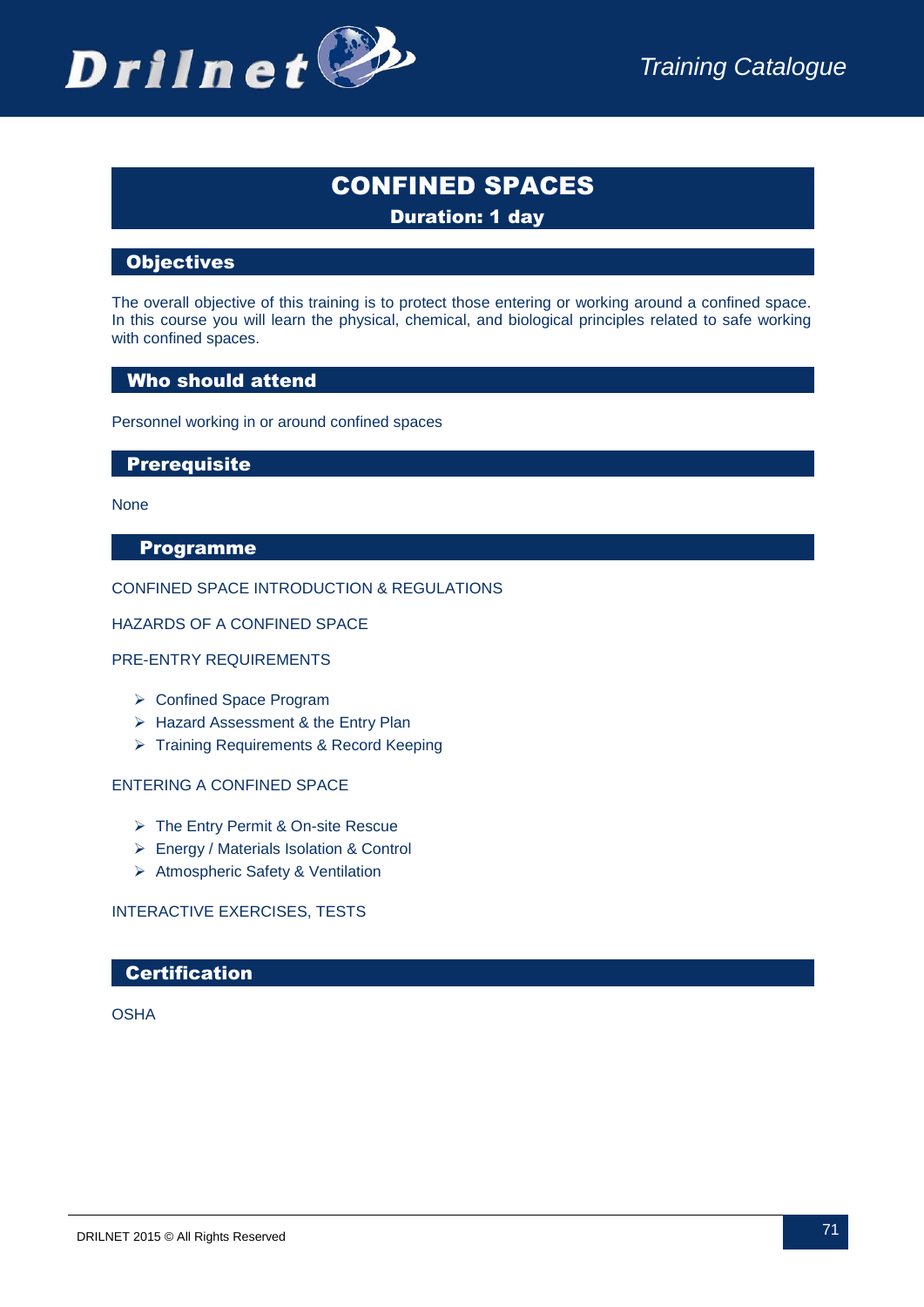# CONFINED SPACES

**Duration: 1 day**

## Objectives

The overall objective of this training is to protect those entering or working around a confined space. In this course you will learn the physical, chemical, and biological principles related to safe working with confined spaces.

## Who should attend

Personnel working in or around confined spaces

## Prerequisite

None

## Programme

CONFINED SPACE INTRODUCTION & REGULATIONS

HAZARDS OF A CONFINED SPACE

PRE-ENTRY REQUIREMENTS

- Confined Space Program
- Hazard Assessment & the Entry Plan
- Training Requirements & Record Keeping

ENTERING A CONFINED SPACE

- The Entry Permit & On-site Rescue
- Energy / Materials Isolation & Control
- Atmospheric Safety & Ventilation

INTERACTIVE EXERCISES, TESTS

## Certification

OSHA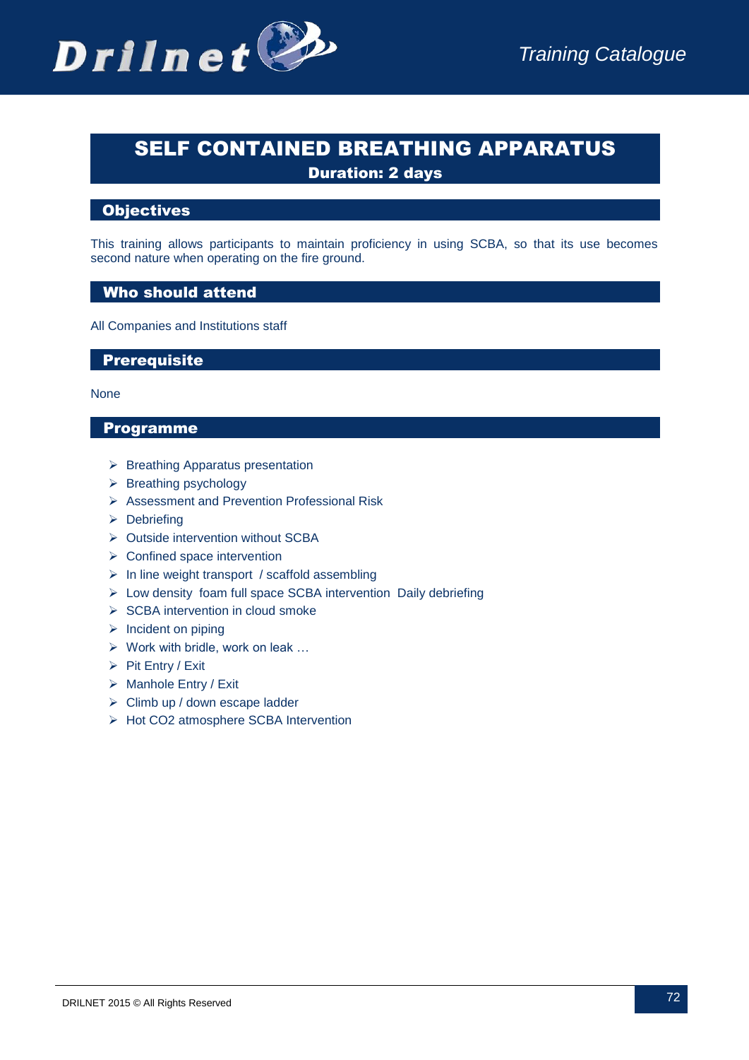# SELF CONTAINED BREATHING APPARATUS

**Duration: 2 days**

## Objectives

This training allows participants to maintain proficiency in using SCBA, so that its use becomes second nature when operating on the fire ground.

## Who should attend

All Companies and Institutions staff

## Prerequisite

None

## Programme

- Breathing Apparatus presentation
- Breathing psychology
- Assessment and Prevention Professional Risk
- Debriefing
- Outside intervention without SCBA
- Confined space intervention
- In line weight transport / scaffold assembling
- Low density foam full space SCBA intervention Daily debriefing
- SCBA intervention in cloud smoke
- Incident on piping
- Work with bridle, work on leak …
- Pit Entry / Exit
- Manhole Entry / Exit
- Climb up / down escape ladder
- Hot $CO_2$ atmosphere SCBA Intervention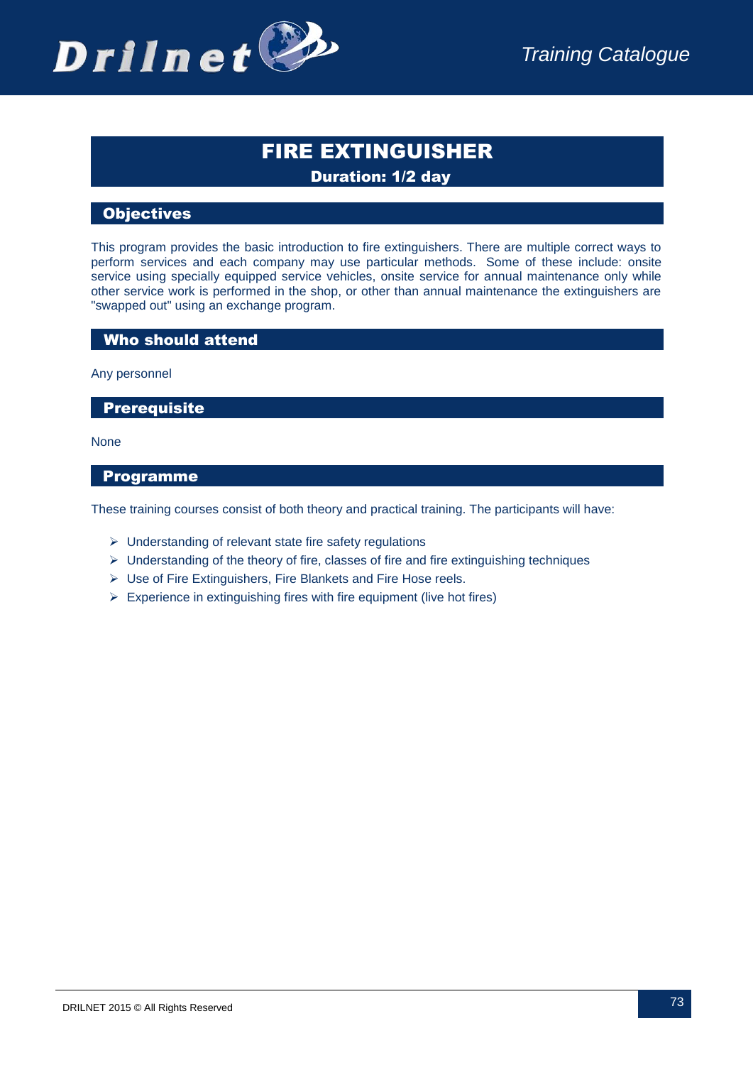# FIRE EXTINGUISHER

**Duration: 1/2 day**

## Objectives

This program provides the basic introduction to fire extinguishers. There are multiple correct ways to perform services and each company may use particular methods. Some of these include: onsite service using specially equipped service vehicles, onsite service for annual maintenance only while other service work is performed in the shop, or other than annual maintenance the extinguishers are "swapped out" using an exchange program.

## Who should attend

Any personnel

## Prerequisite

None

## Programme

These training courses consist of both theory and practical training. The participants will have:

- Understanding of relevant state fire safety regulations
- Understanding of the theory of fire, classes of fire and fire extinguishing techniques
- Use of Fire Extinguishers, Fire Blankets and Fire Hose reels.
- Experience in extinguishing fires with fire equipment (live hot fires)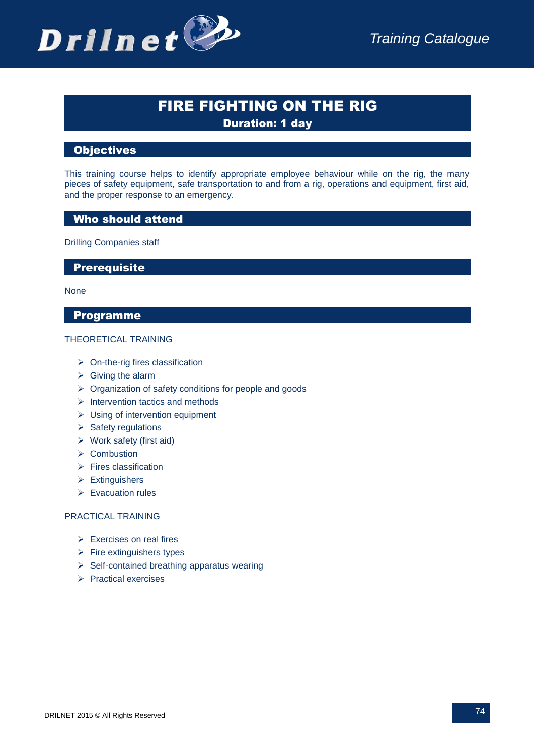# FIRE FIGHTING ON THE RIG

**Duration: 1 day**

## Objectives

This training course helps to identify appropriate employee behaviour while on the rig, the many pieces of safety equipment, safe transportation to and from a rig, operations and equipment, first aid, and the proper response to an emergency.

## Who should attend

Drilling Companies staff

## Prerequisite

None

## Programme

THEORETICAL TRAINING

- On-the-rig fires classification
- Giving the alarm
- Organization of safety conditions for people and goods
- Intervention tactics and methods
- Using of intervention equipment
- Safety regulations
- Work safety (first aid)
- Combustion
- Fires classification
- Extinguishers
- Evacuation rules

PRACTICAL TRAINING

- Exercises on real fires
- Fire extinguishers types
- Self-contained breathing apparatus wearing
- Practical exercises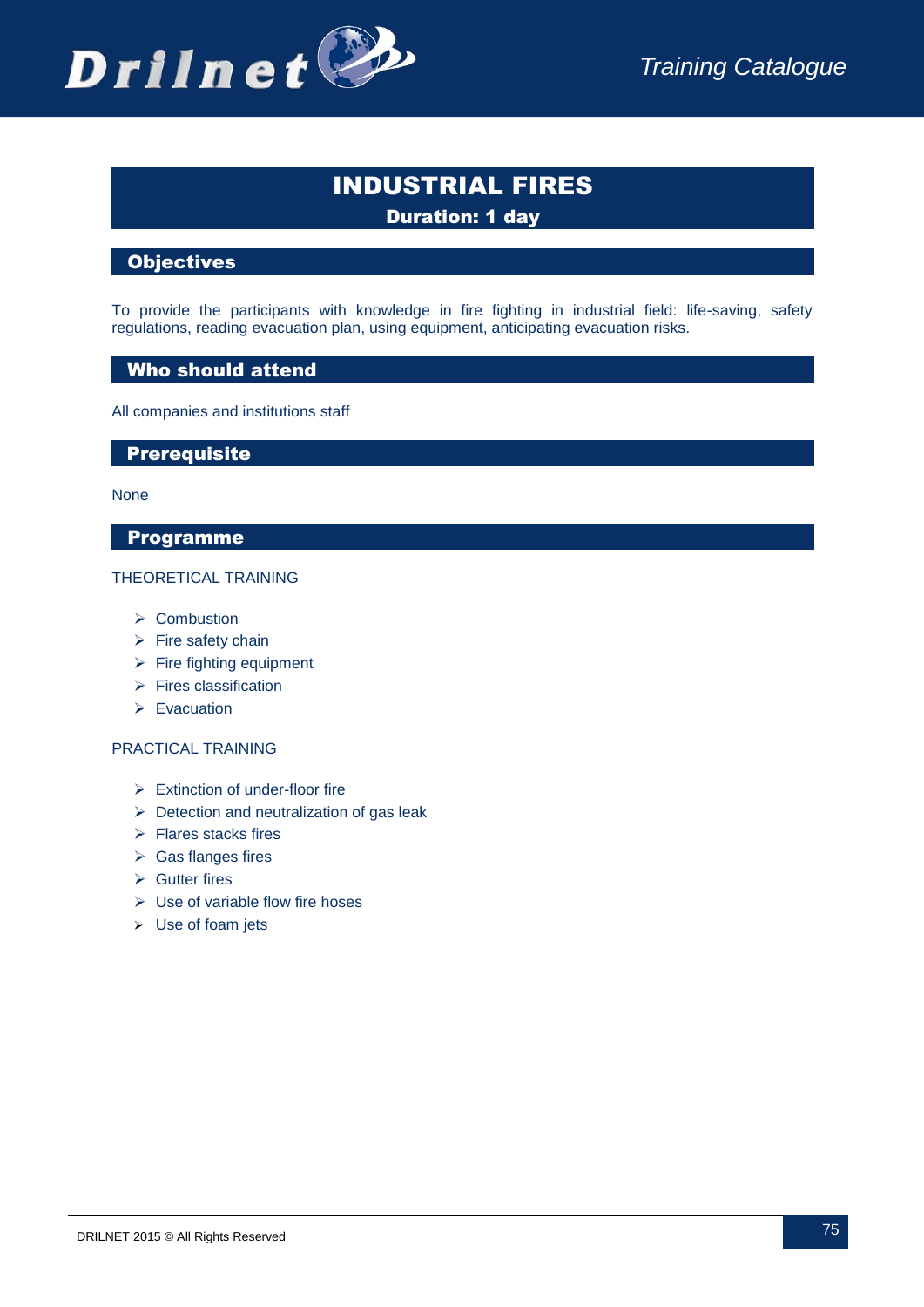# INDUSTRIAL FIRES

**Duration: 1 day**

## Objectives

To provide the participants with knowledge in fire fighting in industrial field: life-saving, safety regulations, reading evacuation plan, using equipment, anticipating evacuation risks.

## Who should attend

All companies and institutions staff

## Prerequisite

None

## Programme

THEORETICAL TRAINING

- Combustion
- Fire safety chain
- Fire fighting equipment
- Fires classification
- Evacuation

PRACTICAL TRAINING

- Extinction of under-floor fire
- Detection and neutralization of gas leak
- Flares stacks fires
- Gas flanges fires
- Gutter fires
- Use of variable flow fire hoses
- Use of foam jets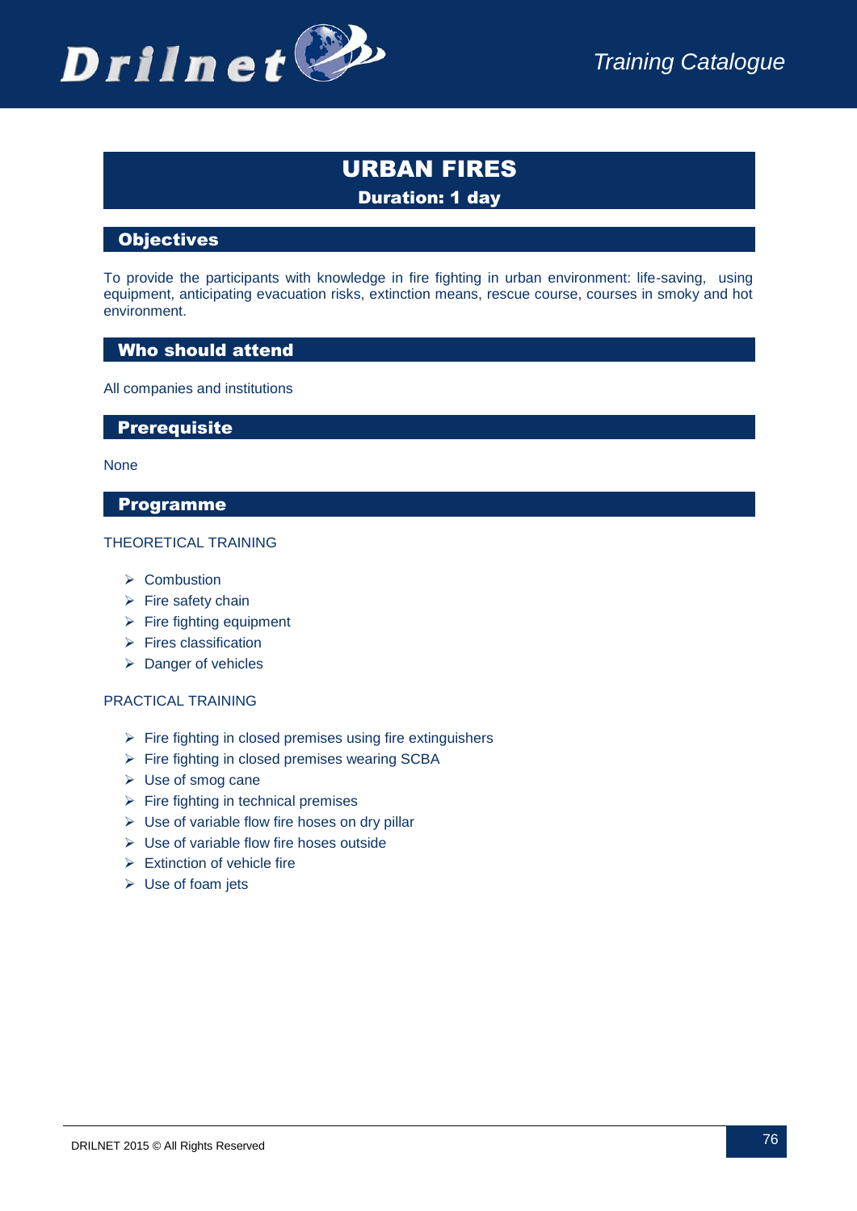# URBAN FIRES

**Duration: 1 day**

## Objectives

To provide the participants with knowledge in fire fighting in urban environment: life-saving, using equipment, anticipating evacuation risks, extinction means, rescue course, courses in smoky and hot environment.

## Who should attend

All companies and institutions

## Prerequisite

None

## Programme

THEORETICAL TRAINING

- Combustion
- Fire safety chain
- Fire fighting equipment
- Fires classification
- Danger of vehicles

PRACTICAL TRAINING

- Fire fighting in closed premises using fire extinguishers
- Fire fighting in closed premises wearing SCBA
- Use of smog cane
- Fire fighting in technical premises
- Use of variable flow fire hoses on dry pillar
- Use of variable flow fire hoses outside
- Extinction of vehicle fire
- Use of foam jets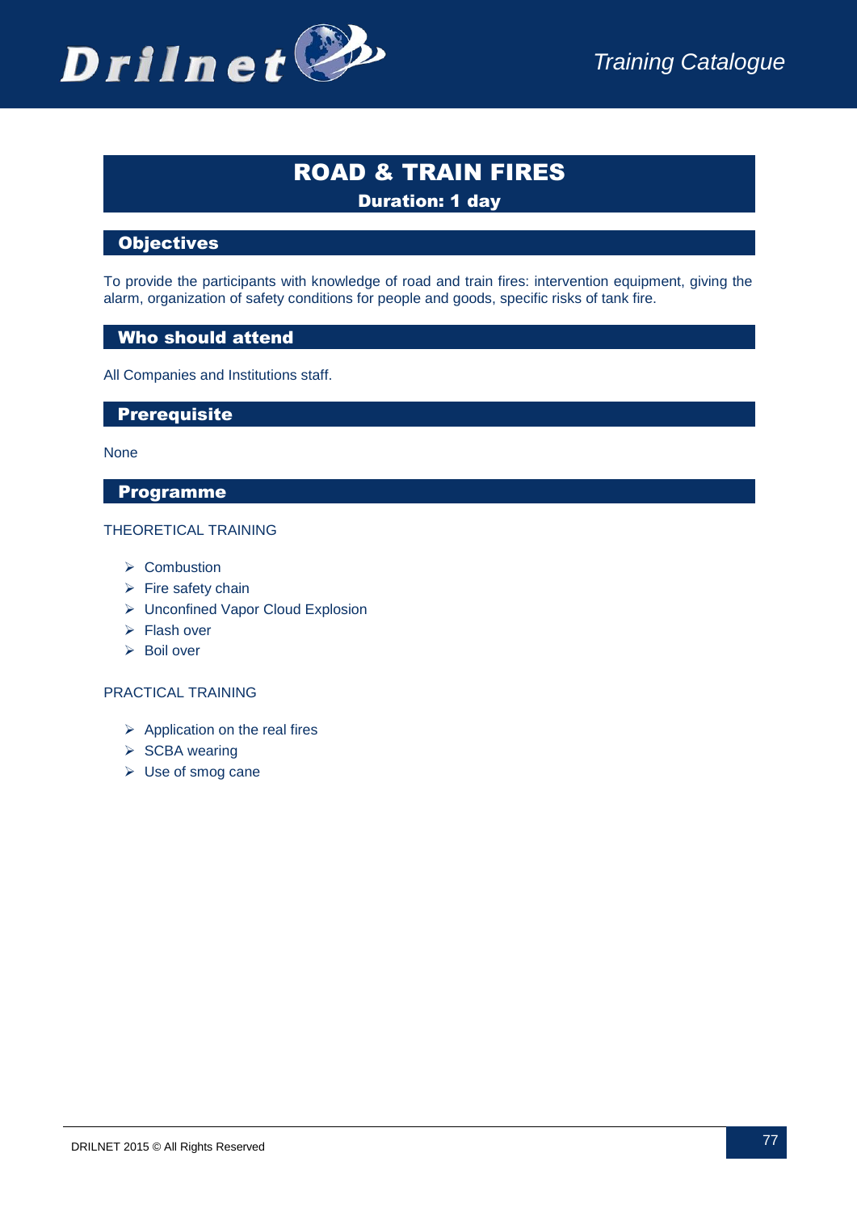# ROAD & TRAIN FIRES

**Duration: 1 day**

## Objectives

To provide the participants with knowledge of road and train fires: intervention equipment, giving the alarm, organization of safety conditions for people and goods, specific risks of tank fire.

## Who should attend

All Companies and Institutions staff.

## Prerequisite

None

## Programme

THEORETICAL TRAINING

- Combustion
- Fire safety chain
- Unconfined Vapor Cloud Explosion
- Flash over
- Boil over

PRACTICAL TRAINING

- Application on the real fires
- SCBA wearing
- Use of smog cane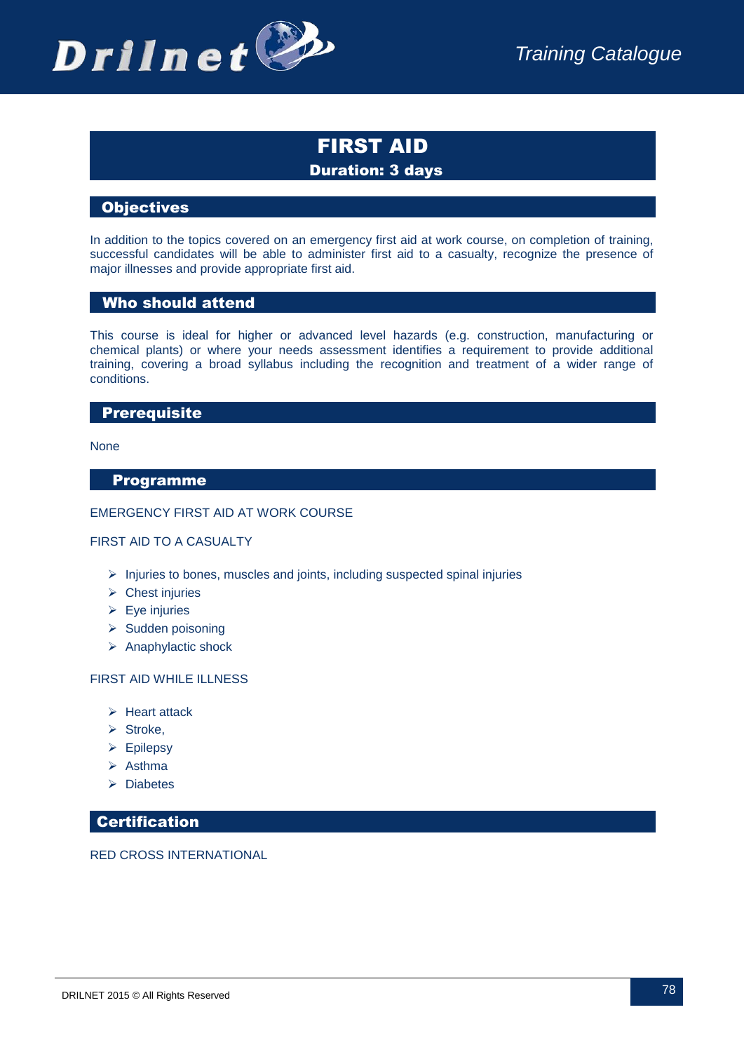# FIRST AID

**Duration: 3 days**

## Objectives

In addition to the topics covered on an emergency first aid at work course, on completion of training, successful candidates will be able to administer first aid to a casualty, recognize the presence of major illnesses and provide appropriate first aid.

## Who should attend

This course is ideal for higher or advanced level hazards (e.g. construction, manufacturing or chemical plants) or where your needs assessment identifies a requirement to provide additional training, covering a broad syllabus including the recognition and treatment of a wider range of conditions.

## Prerequisite

None

## Programme

EMERGENCY FIRST AID AT WORK COURSE

FIRST AID TO A CASUALTY

- Injuries to bones, muscles and joints, including suspected spinal injuries
- Chest injuries
- Eye injuries
- Sudden poisoning
- Anaphylactic shock

FIRST AID WHILE ILLNESS

- Heart attack
- Stroke,
- Epilepsy
- Asthma
- Diabetes

## Certification

RED CROSS INTERNATIONAL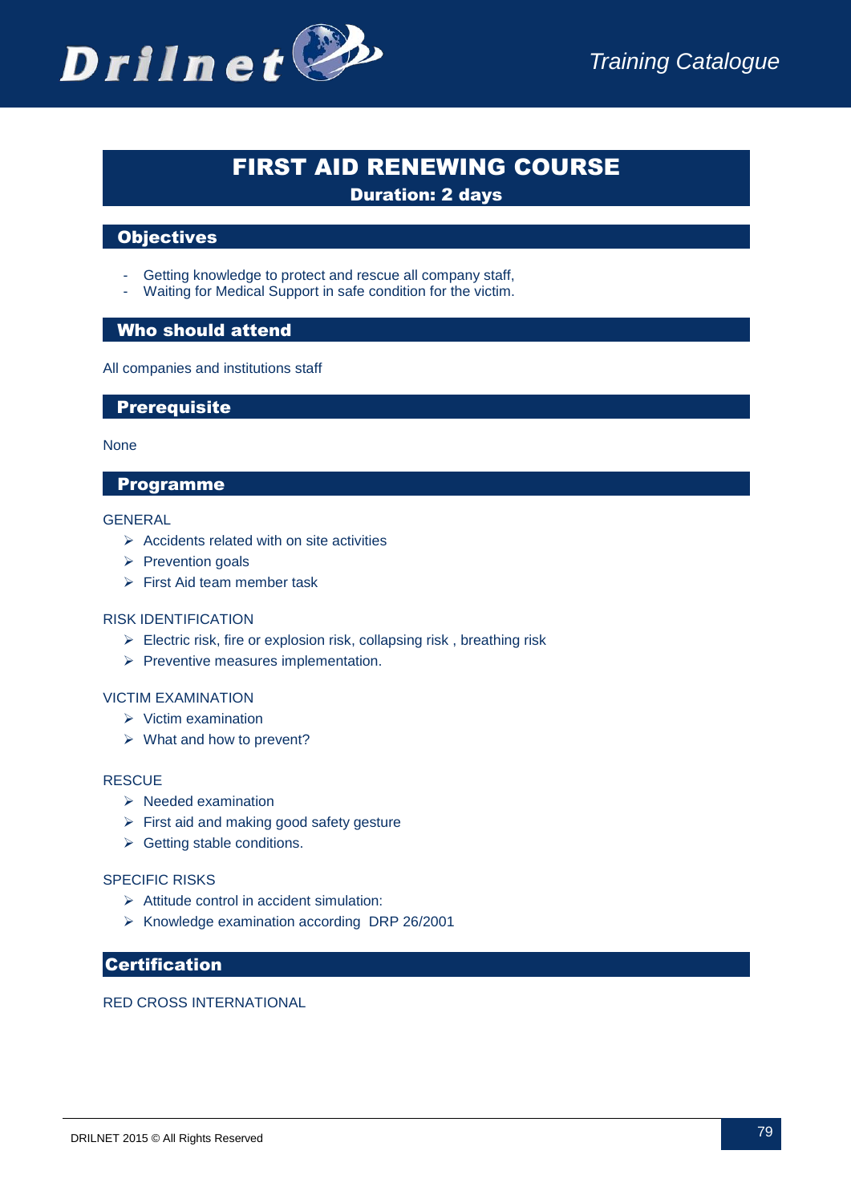# FIRST AID RENEWING COURSE

**Duration: 2 days**

## Objectives

- Getting knowledge to protect and rescue all company staff,
- Waiting for Medical Support in safe condition for the victim.

## Who should attend

All companies and institutions staff

## Prerequisite

None

## Programme

GENERAL

- Accidents related with on site activities
- Prevention goals
- First Aid team member task

RISK IDENTIFICATION

- Electric risk, fire or explosion risk, collapsing risk , breathing risk
- Preventive measures implementation.

VICTIM EXAMINATION

- Victim examination
- What and how to prevent?

RESCUE

- Needed examination
- First aid and making good safety gesture
- Getting stable conditions.

SPECIFIC RISKS

- Attitude control in accident simulation:
- Knowledge examination according DRP 26/2001

## Certification

RED CROSS INTERNATIONAL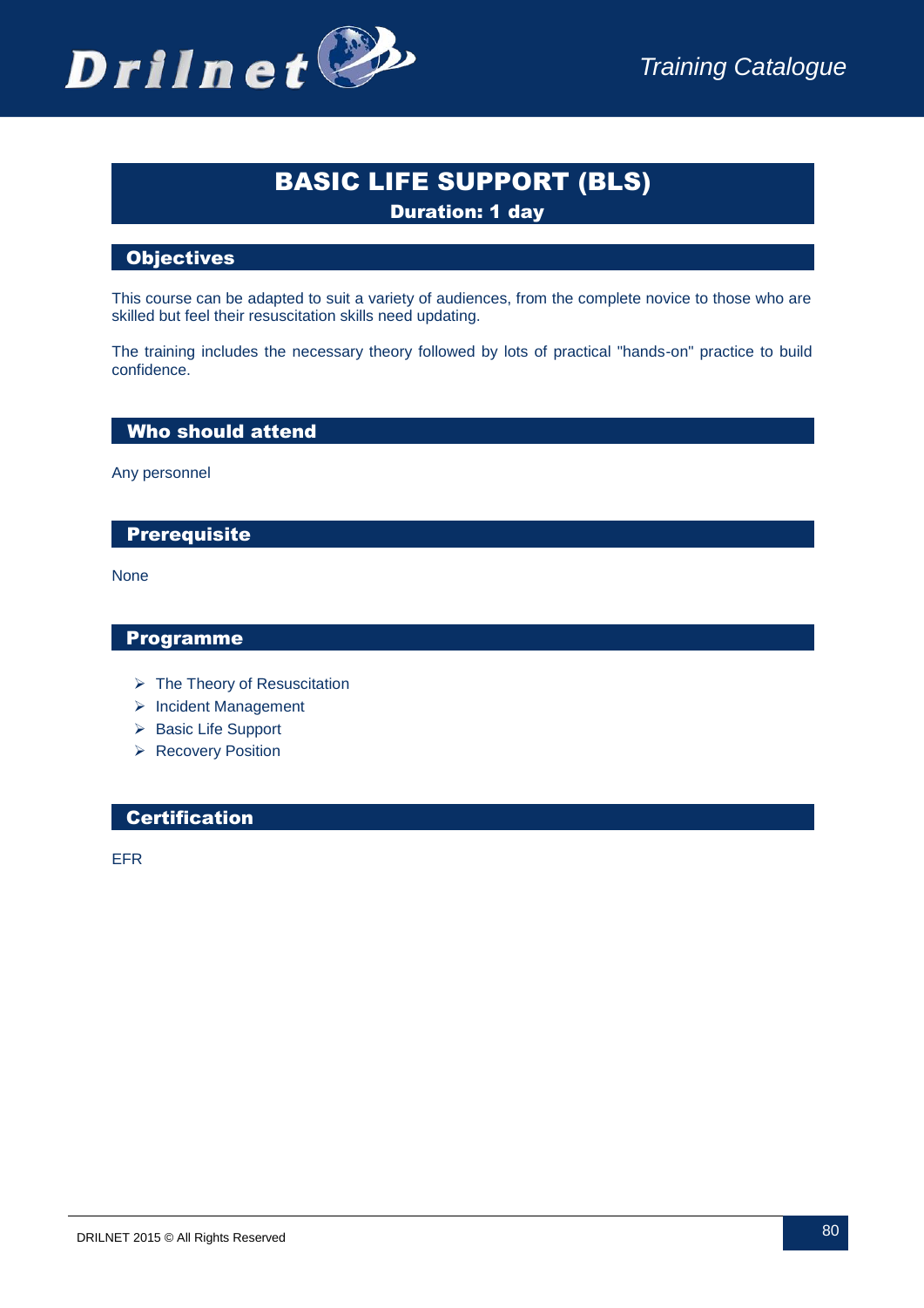# BASIC LIFE SUPPORT (BLS)

**Duration: 1 day**

## Objectives

This course can be adapted to suit a variety of audiences, from the complete novice to those who are skilled but feel their resuscitation skills need updating.

The training includes the necessary theory followed by lots of practical "hands-on" practice to build confidence.

## Who should attend

Any personnel

## Prerequisite

None

## Programme

- The Theory of Resuscitation
- Incident Management
- Basic Life Support
- Recovery Position

## Certification

EFR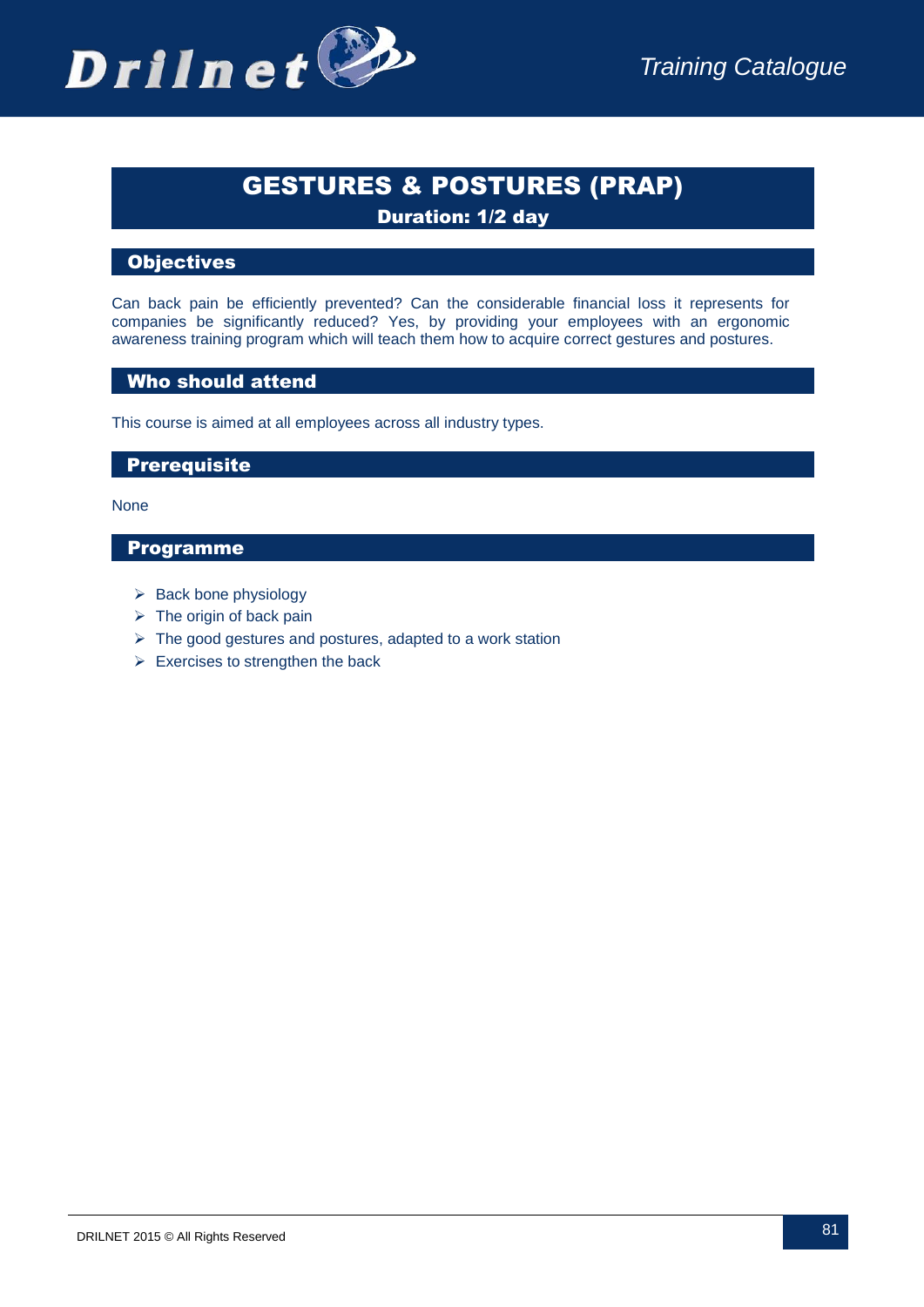# GESTURES & POSTURES (PRAP)

**Duration: 1/2 day**

## Objectives

Can back pain be efficiently prevented? Can the considerable financial loss it represents for companies be significantly reduced? Yes, by providing your employees with an ergonomic awareness training program which will teach them how to acquire correct gestures and postures.

## Who should attend

This course is aimed at all employees across all industry types.

## Prerequisite

None

## Programme

- Back bone physiology
- The origin of back pain
- The good gestures and postures, adapted to a work station
- Exercises to strengthen the back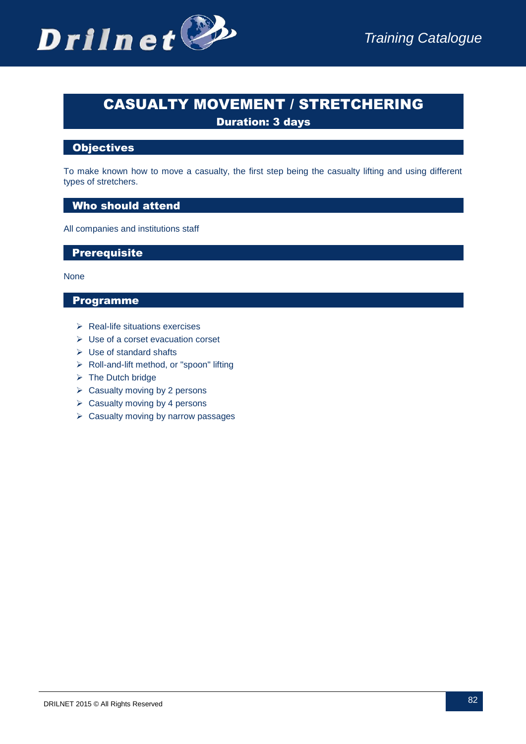# CASUALTY MOVEMENT / STRETCHERING

**Duration: 3 days**

## Objectives

To make known how to move a casualty, the first step being the casualty lifting and using different types of stretchers.

## Who should attend

All companies and institutions staff

## Prerequisite

None

## Programme

- Real-life situations exercises
- Use of a corset evacuation corset
- Use of standard shafts
- Roll-and-lift method, or "spoon" lifting
- The Dutch bridge
- Casualty moving by 2 persons
- Casualty moving by 4 persons
- Casualty moving by narrow passages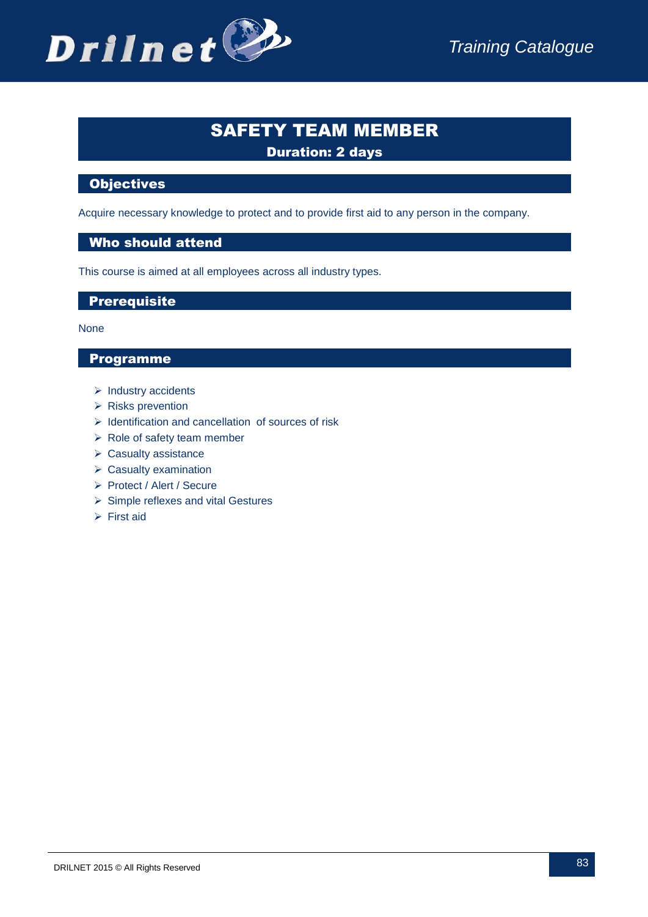# SAFETY TEAM MEMBER

**Duration: 2 days**

## Objectives

Acquire necessary knowledge to protect and to provide first aid to any person in the company.

## Who should attend

This course is aimed at all employees across all industry types.

## Prerequisite

None

## Programme

- Industry accidents
- Risks prevention
- Identification and cancellation of sources of risk
- Role of safety team member
- Casualty assistance
- Casualty examination
- Protect / Alert / Secure
- Simple reflexes and vital Gestures
- First aid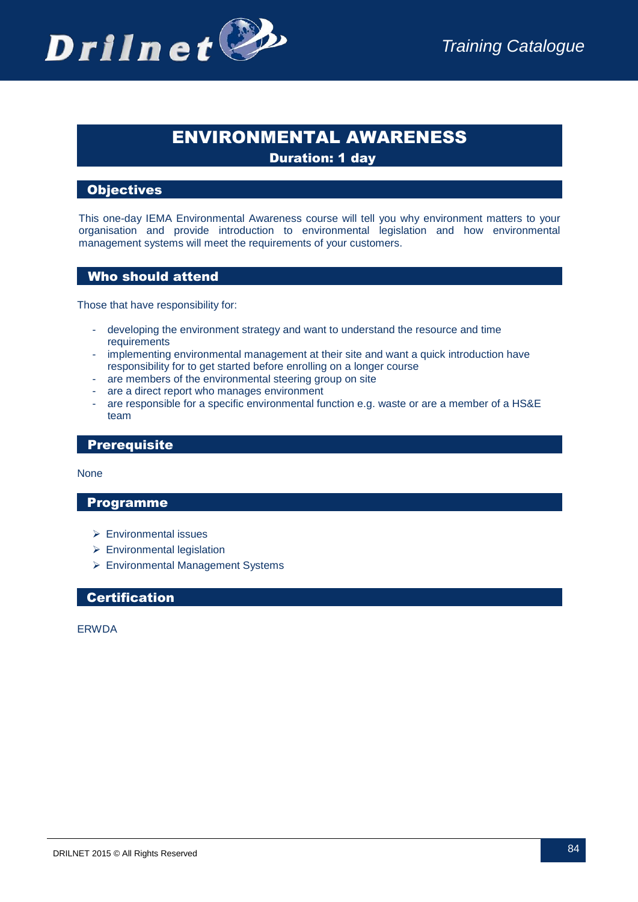# ENVIRONMENTAL AWARENESS

**Duration: 1 day**

## Objectives

This one-day IEMA Environmental Awareness course will tell you why environment matters to your organisation and provide introduction to environmental legislation and how environmental management systems will meet the requirements of your customers.

## Who should attend

Those that have responsibility for:

- developing the environment strategy and want to understand the resource and time requirements
- implementing environmental management at their site and want a quick introduction have responsibility for to get started before enrolling on a longer course
- are members of the environmental steering group on site
- are a direct report who manages environment
- are responsible for a specific environmental function e.g. waste or are a member of a HS&E team

## Prerequisite

None

## Programme

- Environmental issues
- Environmental legislation
- Environmental Management Systems

## Certification

ERWDA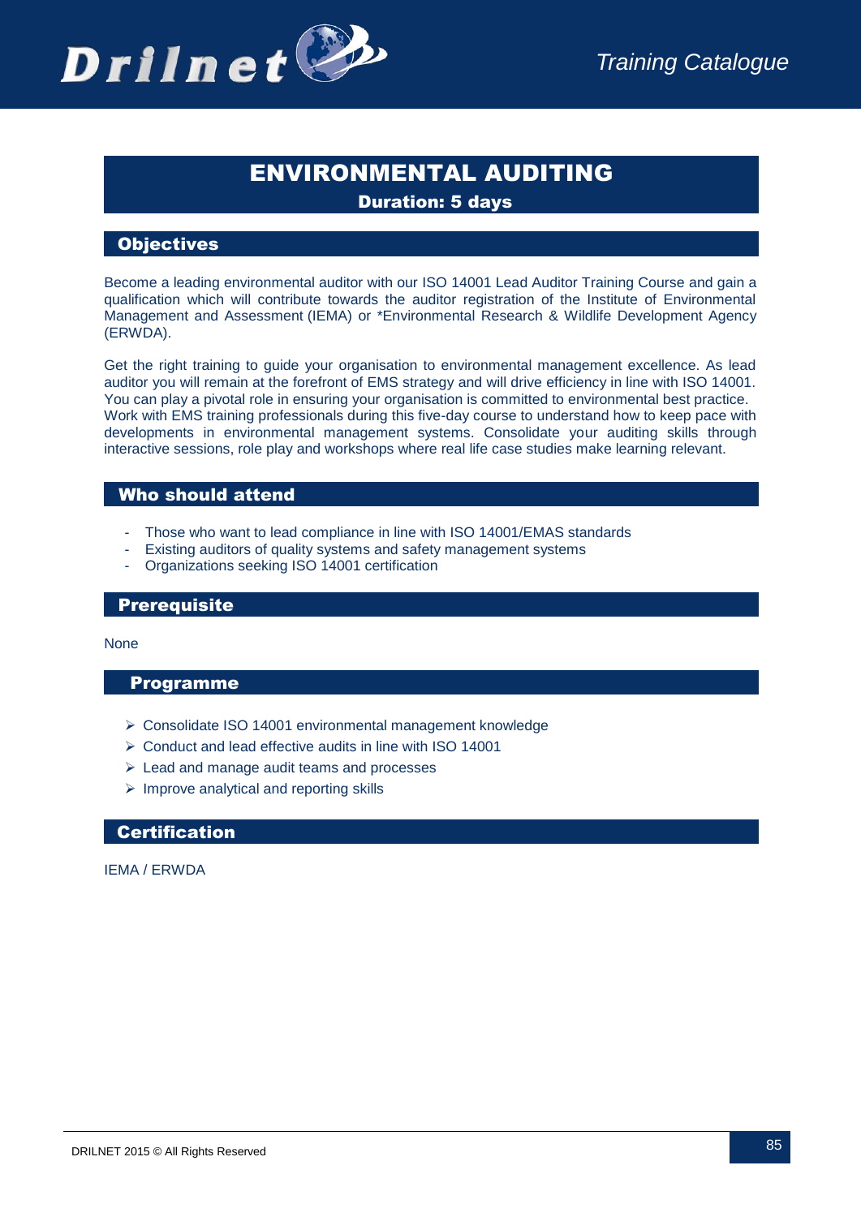# ENVIRONMENTAL AUDITING

**Duration: 5 days**

## Objectives

Become a leading environmental auditor with our ISO 14001 Lead Auditor Training Course and gain a qualification which will contribute towards the auditor registration of the Institute of Environmental Management and Assessment (IEMA) or *Environmental Research & Wildlife Development Agency (ERWDA).

Get the right training to guide your organisation to environmental management excellence. As lead auditor you will remain at the forefront of EMS strategy and will drive efficiency in line with ISO 14001. You can play a pivotal role in ensuring your organisation is committed to environmental best practice. Work with EMS training professionals during this five-day course to understand how to keep pace with developments in environmental management systems. Consolidate your auditing skills through interactive sessions, role play and workshops where real life case studies make learning relevant.

## Who should attend

- Those who want to lead compliance in line with ISO 14001/EMAS standards
- Existing auditors of quality systems and safety management systems
- Organizations seeking ISO 14001 certification

## Prerequisite

None

## Programme

- Consolidate ISO 14001 environmental management knowledge
- Conduct and lead effective audits in line with ISO 14001
- Lead and manage audit teams and processes
- Improve analytical and reporting skills

## Certification

IEMA / ERWDA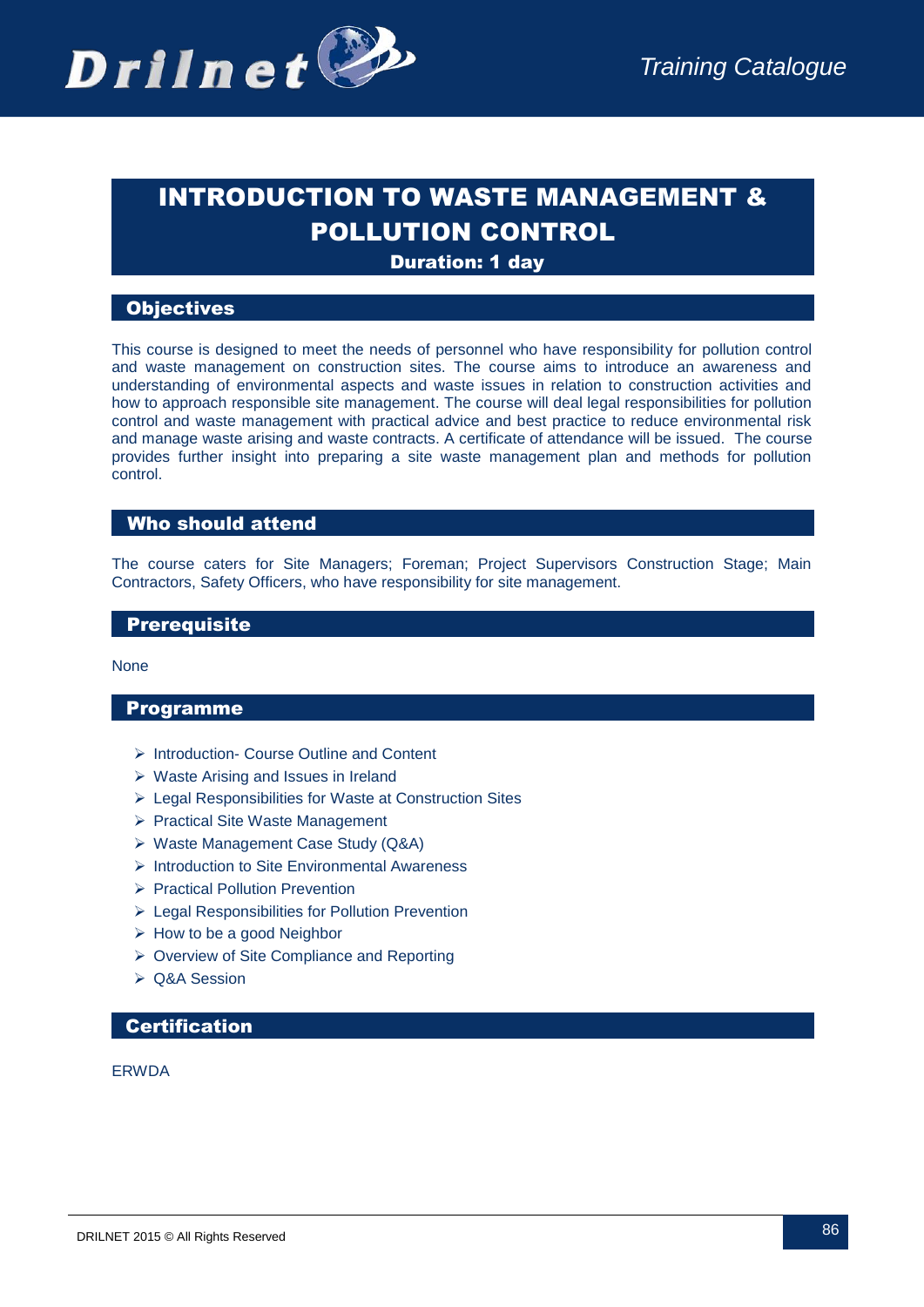# INTRODUCTION TO WASTE MANAGEMENT & POLLUTION CONTROL

**Duration: 1 day**

## Objectives

This course is designed to meet the needs of personnel who have responsibility for pollution control and waste management on construction sites. The course aims to introduce an awareness and understanding of environmental aspects and waste issues in relation to construction activities and how to approach responsible site management. The course will deal legal responsibilities for pollution control and waste management with practical advice and best practice to reduce environmental risk and manage waste arising and waste contracts. A certificate of attendance will be issued. The course provides further insight into preparing a site waste management plan and methods for pollution control.

## Who should attend

The course caters for Site Managers; Foreman; Project Supervisors Construction Stage; Main Contractors, Safety Officers, who have responsibility for site management.

## Prerequisite

None

## Programme

- Introduction- Course Outline and Content
- Waste Arising and Issues in Ireland
- Legal Responsibilities for Waste at Construction Sites
- Practical Site Waste Management
- Waste Management Case Study (Q&A)
- Introduction to Site Environmental Awareness
- Practical Pollution Prevention
- Legal Responsibilities for Pollution Prevention
- How to be a good Neighbor
- Overview of Site Compliance and Reporting
- Q&A Session

## Certification

ERWDA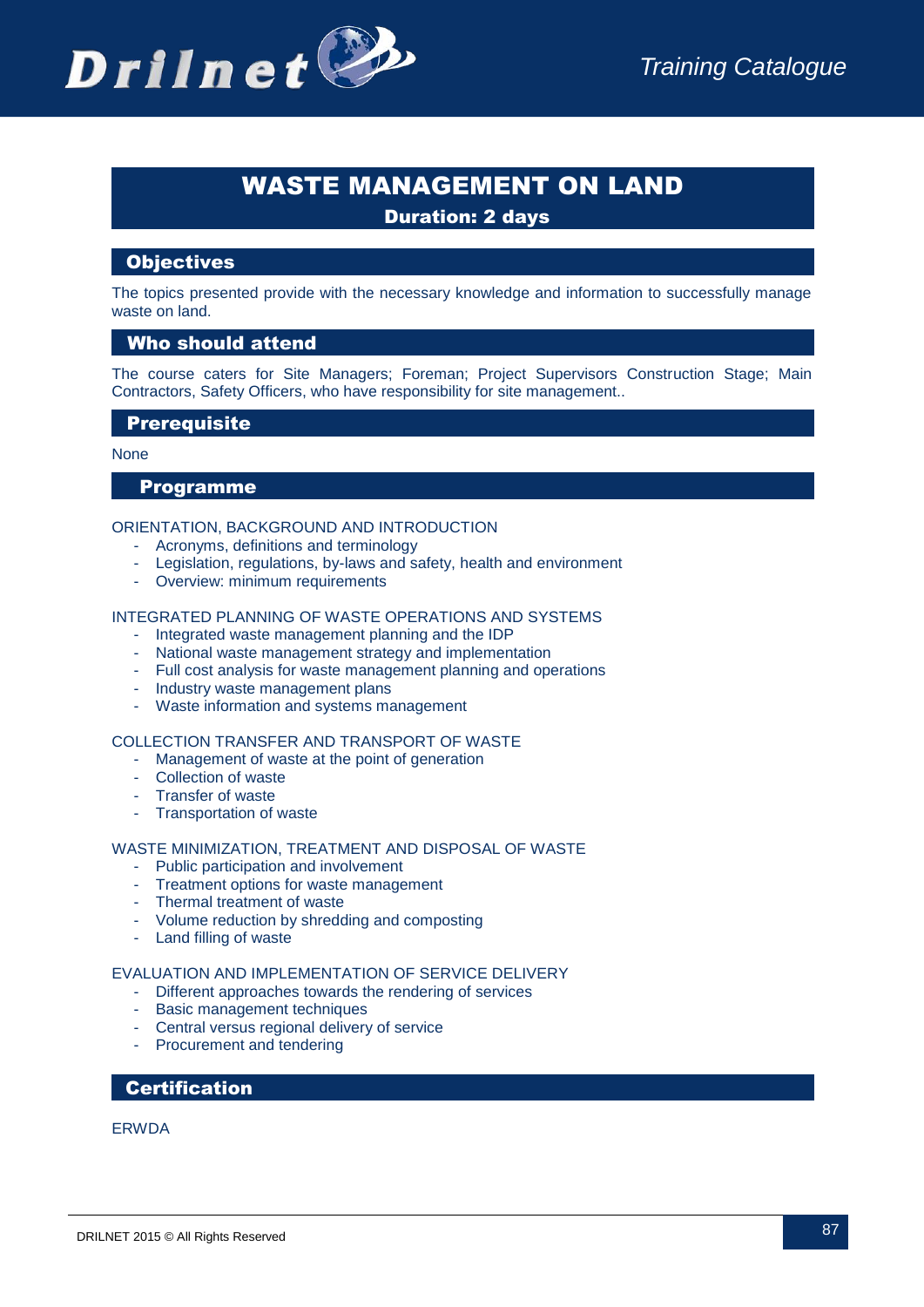# WASTE MANAGEMENT ON LAND

**Duration: 2 days**

## Objectives

The topics presented provide with the necessary knowledge and information to successfully manage waste on land.

## Who should attend

The course caters for Site Managers; Foreman; Project Supervisors Construction Stage; Main Contractors, Safety Officers, who have responsibility for site management..

## Prerequisite

None

## Programme

ORIENTATION, BACKGROUND AND INTRODUCTION

- Acronyms, definitions and terminology
- Legislation, regulations, by-laws and safety, health and environment
- Overview: minimum requirements

INTEGRATED PLANNING OF WASTE OPERATIONS AND SYSTEMS

- Integrated waste management planning and the IDP
- National waste management strategy and implementation
- Full cost analysis for waste management planning and operations
- Industry waste management plans
- Waste information and systems management

COLLECTION TRANSFER AND TRANSPORT OF WASTE

- Management of waste at the point of generation
- Collection of waste
- Transfer of waste
- Transportation of waste

WASTE MINIMIZATION, TREATMENT AND DISPOSAL OF WASTE

- Public participation and involvement
- Treatment options for waste management
- Thermal treatment of waste
- Volume reduction by shredding and composting
- Land filling of waste

EVALUATION AND IMPLEMENTATION OF SERVICE DELIVERY

- Different approaches towards the rendering of services
- Basic management techniques
- Central versus regional delivery of service
- Procurement and tendering

## Certification

ERWDA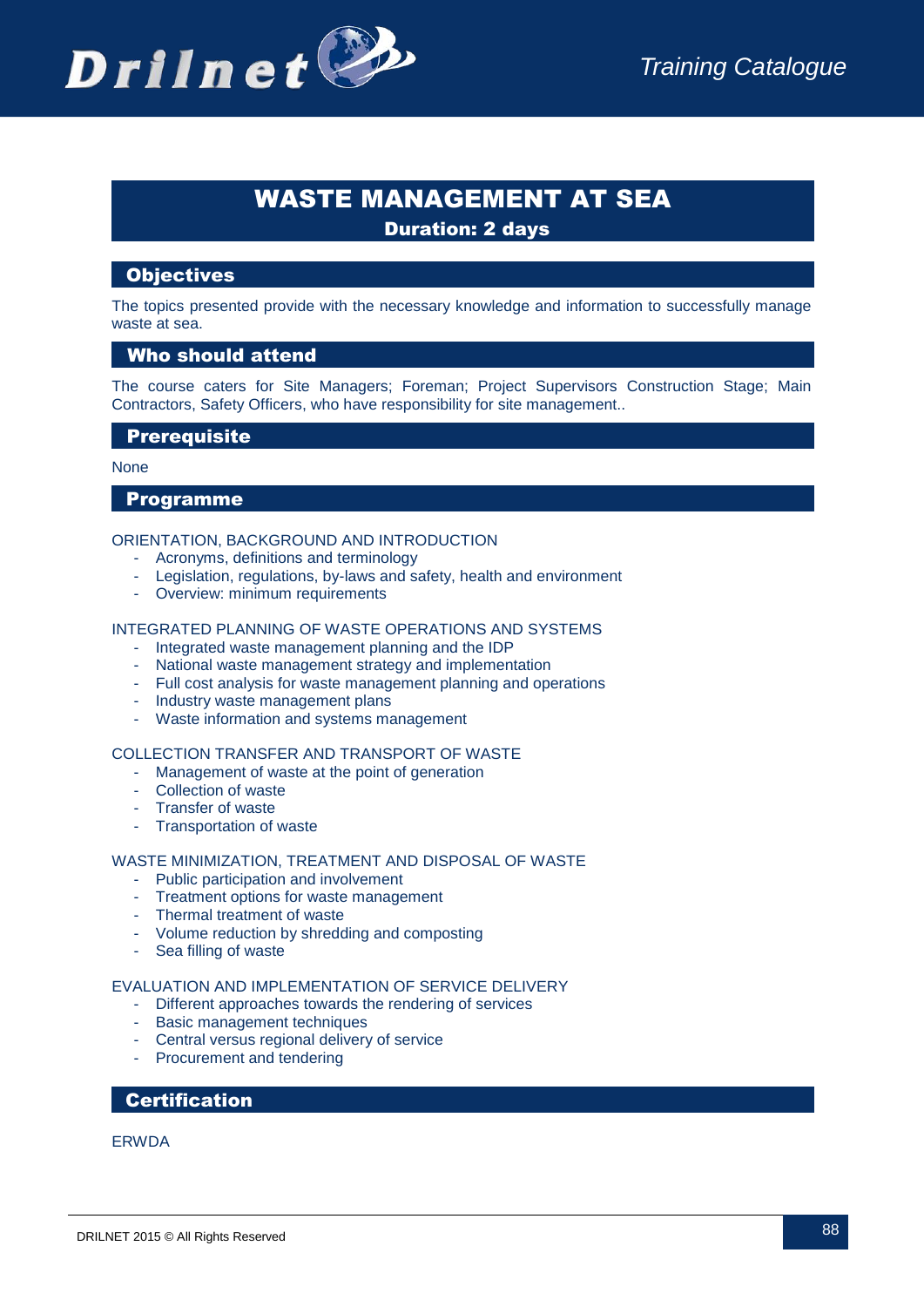# WASTE MANAGEMENT AT SEA

**Duration: 2 days**

## Objectives

The topics presented provide with the necessary knowledge and information to successfully manage waste at sea.

## Who should attend

The course caters for Site Managers; Foreman; Project Supervisors Construction Stage; Main Contractors, Safety Officers, who have responsibility for site management..

## Prerequisite

None

## Programme

ORIENTATION, BACKGROUND AND INTRODUCTION

- Acronyms, definitions and terminology
- Legislation, regulations, by-laws and safety, health and environment
- Overview: minimum requirements

INTEGRATED PLANNING OF WASTE OPERATIONS AND SYSTEMS

- Integrated waste management planning and the IDP
- National waste management strategy and implementation
- Full cost analysis for waste management planning and operations
- Industry waste management plans
- Waste information and systems management

COLLECTION TRANSFER AND TRANSPORT OF WASTE

- Management of waste at the point of generation
- Collection of waste
- Transfer of waste
- Transportation of waste

WASTE MINIMIZATION, TREATMENT AND DISPOSAL OF WASTE

- Public participation and involvement
- Treatment options for waste management
- Thermal treatment of waste
- Volume reduction by shredding and composting
- Sea filling of waste

EVALUATION AND IMPLEMENTATION OF SERVICE DELIVERY

- Different approaches towards the rendering of services
- Basic management techniques
- Central versus regional delivery of service
- Procurement and tendering

## Certification

ERWDA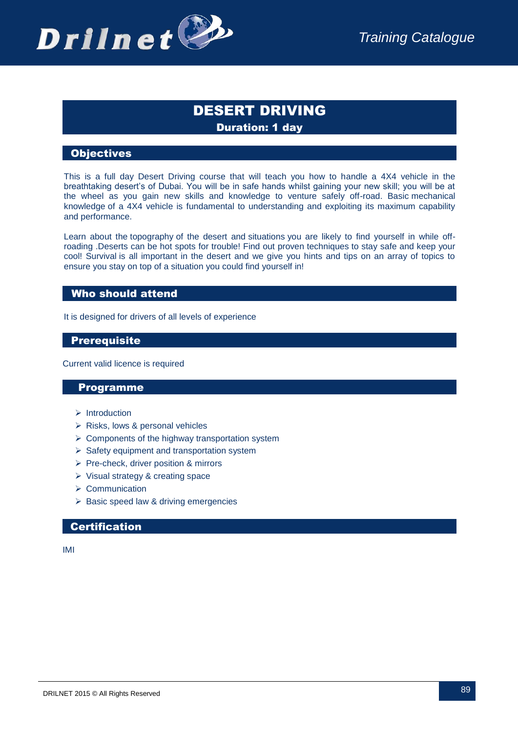# DESERT DRIVING

**Duration: 1 day**

## Objectives

This is a full day Desert Driving course that will teach you how to handle a 4X4 vehicle in the breathtaking desert's of Dubai. You will be in safe hands whilst gaining your new skill; you will be at the wheel as you gain new skills and knowledge to venture safely off-road. Basic mechanical knowledge of a 4X4 vehicle is fundamental to understanding and exploiting its maximum capability and performance.

Learn about the topography of the desert and situations you are likely to find yourself in while off-roading .Deserts can be hot spots for trouble! Find out proven techniques to stay safe and keep your cool! Survival is all important in the desert and we give you hints and tips on an array of topics to ensure you stay on top of a situation you could find yourself in!

## Who should attend

It is designed for drivers of all levels of experience

## Prerequisite

Current valid licence is required

## Programme

- Introduction
- Risks, lows & personal vehicles
- Components of the highway transportation system
- Safety equipment and transportation system
- Pre-check, driver position & mirrors
- Visual strategy & creating space
- Communication
- Basic speed law & driving emergencies

## Certification

IMI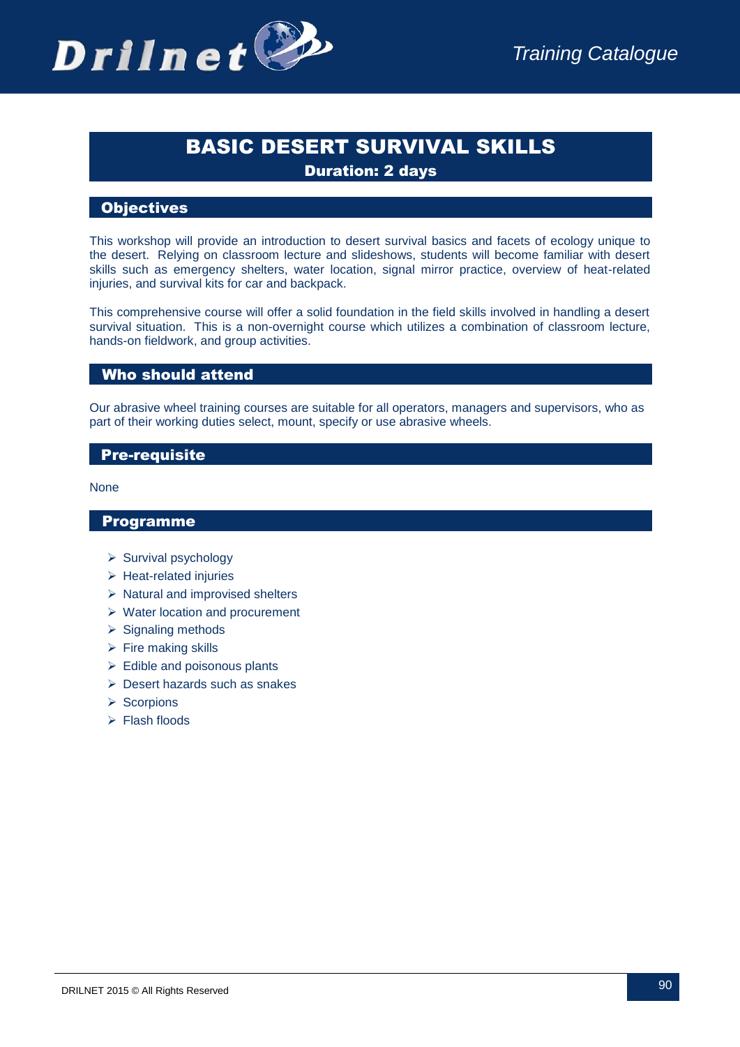# BASIC DESERT SURVIVAL SKILLS

**Duration: 2 days**

## Objectives

This workshop will provide an introduction to desert survival basics and facets of ecology unique to the desert. Relying on classroom lecture and slideshows, students will become familiar with desert skills such as emergency shelters, water location, signal mirror practice, overview of heat-related injuries, and survival kits for car and backpack.

This comprehensive course will offer a solid foundation in the field skills involved in handling a desert survival situation. This is a non-overnight course which utilizes a combination of classroom lecture, hands-on fieldwork, and group activities.

## Who should attend

Our abrasive wheel training courses are suitable for all operators, managers and supervisors, who as part of their working duties select, mount, specify or use abrasive wheels.

## Pre-requisite

None

## Programme

- Survival psychology
- Heat-related injuries
- Natural and improvised shelters
- Water location and procurement
- Signaling methods
- Fire making skills
- Edible and poisonous plants
- Desert hazards such as snakes
- Scorpions
- Flash floods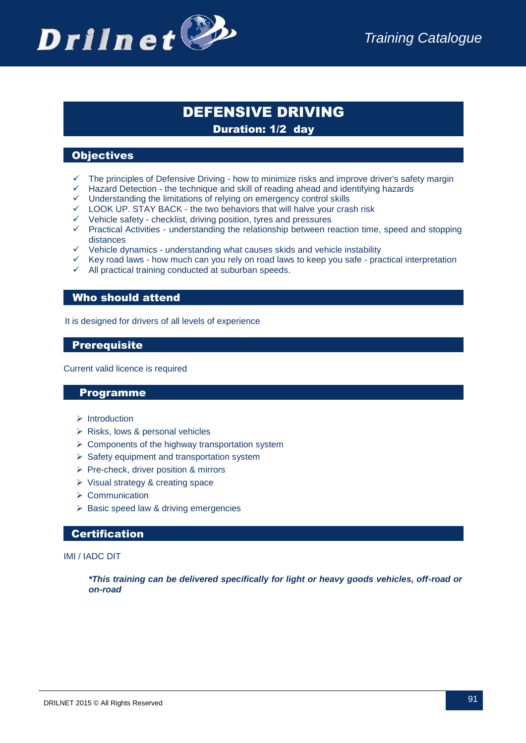# DEFENSIVE DRIVING

**Duration: 1/2 day**

## Objectives

- ✓ The principles of Defensive Driving - how to minimize risks and improve driver's safety margin
- ✓ Hazard Detection - the technique and skill of reading ahead and identifying hazards
- ✓ Understanding the limitations of relying on emergency control skills
- ✓ LOOK UP. STAY BACK - the two behaviors that will halve your crash risk
- ✓ Vehicle safety - checklist, driving position, tyres and pressures
- ✓ Practical Activities - understanding the relationship between reaction time, speed and stopping distances
- ✓ Vehicle dynamics - understanding what causes skids and vehicle instability
- ✓ Key road laws - how much can you rely on road laws to keep you safe - practical interpretation
- ✓ All practical training conducted at suburban speeds.

## Who should attend

It is designed for drivers of all levels of experience

## Prerequisite

Current valid licence is required

## Programme

- Introduction
- Risks, lows & personal vehicles
- Components of the highway transportation system
- Safety equipment and transportation system
- Pre-check, driver position & mirrors
- Visual strategy & creating space
- Communication
- Basic speed law & driving emergencies

## Certification

IMI / IADC DIT

***This training can be delivered specifically for light or heavy goods vehicles, off-road or on-road***

DRILNET 2015 © All Rights Reserved